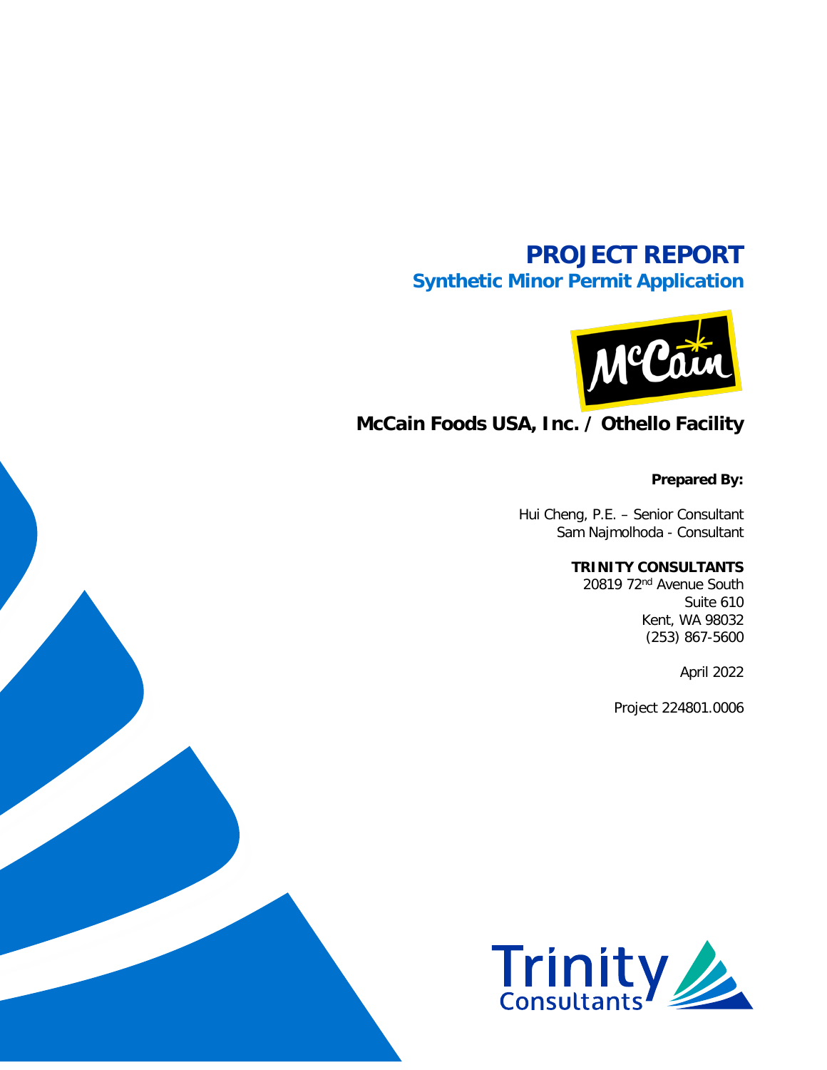# PROJECT REPORT

## Synthetic Minor Permit Application

## McCain Foods USA, Inc. / Othello Facility

**Prepared By:**

Hui Cheng, P.E. – Senior Consultant
Sam Najmolhoda - Consultant

**TRINITY CONSULTANTS**
20819 72nd Avenue South
Suite 610
Kent, WA 98032
(253) 867-5600

April 2022

Project 224801.0006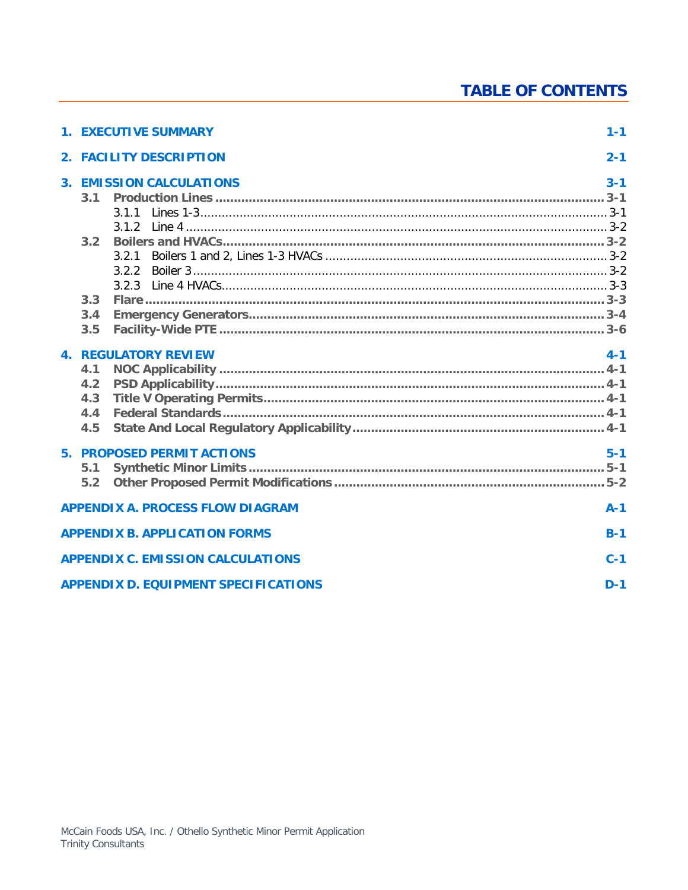# TABLE OF CONTENTS

**1. EXECUTIVE SUMMARY** 1-1

**2. FACILITY DESCRIPTION** 2-1

**3. EMISSION CALCULATIONS** 3-1

- **3.1 Production Lines** ........ 3-1
  - 3.1.1 Lines 1-3 ........ 3-1
  - 3.1.2 Line 4 ........ 3-2
- **3.2 Boilers and HVACs** ........ 3-2
  - 3.2.1 Boilers 1 and 2, Lines 1-3 HVACs ........ 3-2
  - 3.2.2 Boiler 3 ........ 3-2
  - 3.2.3 Line 4 HVACs ........ 3-3
- **3.3 Flare** ........ 3-3
- **3.4 Emergency Generators** ........ 3-4
- **3.5 Facility-Wide PTE** ........ 3-6

**4. REGULATORY REVIEW** 4-1

- **4.1 NOC Applicability** ........ 4-1
- **4.2 PSD Applicability** ........ 4-1
- **4.3 Title V Operating Permits** ........ 4-1
- **4.4 Federal Standards** ........ 4-1
- **4.5 State And Local Regulatory Applicability** ........ 4-1

**5. PROPOSED PERMIT ACTIONS** 5-1

- **5.1 Synthetic Minor Limits** ........ 5-1
- **5.2 Other Proposed Permit Modifications** ........ 5-2

**APPENDIX A. PROCESS FLOW DIAGRAM** A-1

**APPENDIX B. APPLICATION FORMS** B-1

**APPENDIX C. EMISSION CALCULATIONS** C-1

**APPENDIX D. EQUIPMENT SPECIFICATIONS** D-1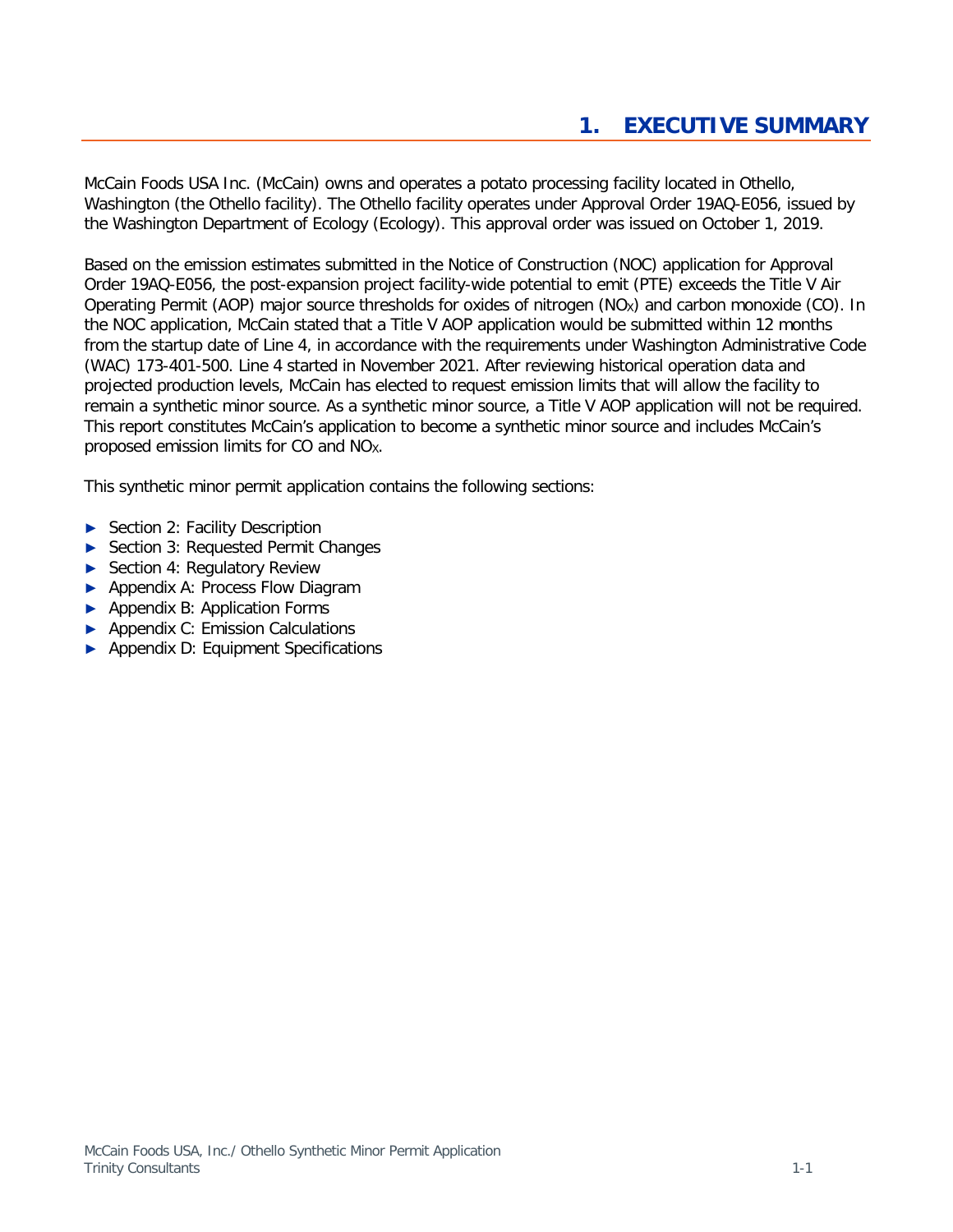# 1. EXECUTIVE SUMMARY

McCain Foods USA Inc. (McCain) owns and operates a potato processing facility located in Othello, Washington (the Othello facility). The Othello facility operates under Approval Order 19AQ-E056, issued by the Washington Department of Ecology (Ecology). This approval order was issued on October 1, 2019.

Based on the emission estimates submitted in the Notice of Construction (NOC) application for Approval Order 19AQ-E056, the post-expansion project facility-wide potential to emit (PTE) exceeds the Title V Air Operating Permit (AOP) major source thresholds for oxides of nitrogen ($NO_X$) and carbon monoxide (CO). In the NOC application, McCain stated that a Title V AOP application would be submitted within 12 months from the startup date of Line 4, in accordance with the requirements under Washington Administrative Code (WAC) 173-401-500. Line 4 started in November 2021. After reviewing historical operation data and projected production levels, McCain has elected to request emission limits that will allow the facility to remain a synthetic minor source. As a synthetic minor source, a Title V AOP application will not be required. This report constitutes McCain's application to become a synthetic minor source and includes McCain's proposed emission limits for CO and $NO_X$.

This synthetic minor permit application contains the following sections:

- Section 2: Facility Description
- Section 3: Requested Permit Changes
- Section 4: Regulatory Review
- Appendix A: Process Flow Diagram
- Appendix B: Application Forms
- Appendix C: Emission Calculations
- Appendix D: Equipment Specifications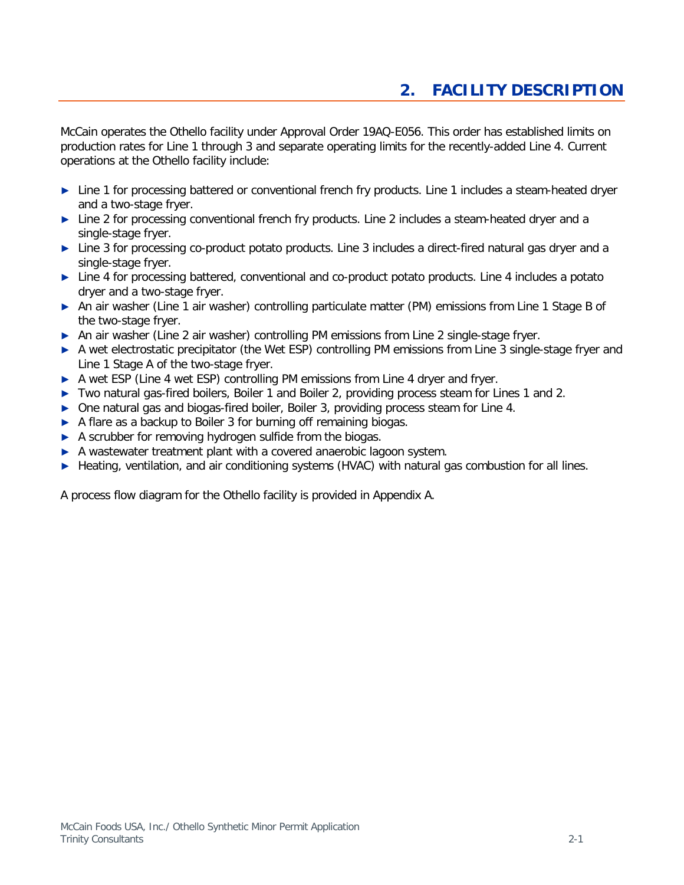# 2. FACILITY DESCRIPTION

McCain operates the Othello facility under Approval Order 19AQ-E056. This order has established limits on production rates for Line 1 through 3 and separate operating limits for the recently-added Line 4. Current operations at the Othello facility include:

- Line 1 for processing battered or conventional french fry products. Line 1 includes a steam-heated dryer and a two-stage fryer.
- Line 2 for processing conventional french fry products. Line 2 includes a steam-heated dryer and a single-stage fryer.
- Line 3 for processing co-product potato products. Line 3 includes a direct-fired natural gas dryer and a single-stage fryer.
- Line 4 for processing battered, conventional and co-product potato products. Line 4 includes a potato dryer and a two-stage fryer.
- An air washer (Line 1 air washer) controlling particulate matter (PM) emissions from Line 1 Stage B of the two-stage fryer.
- An air washer (Line 2 air washer) controlling PM emissions from Line 2 single-stage fryer.
- A wet electrostatic precipitator (the Wet ESP) controlling PM emissions from Line 3 single-stage fryer and Line 1 Stage A of the two-stage fryer.
- A wet ESP (Line 4 wet ESP) controlling PM emissions from Line 4 dryer and fryer.
- Two natural gas-fired boilers, Boiler 1 and Boiler 2, providing process steam for Lines 1 and 2.
- One natural gas and biogas-fired boiler, Boiler 3, providing process steam for Line 4.
- A flare as a backup to Boiler 3 for burning off remaining biogas.
- A scrubber for removing hydrogen sulfide from the biogas.
- A wastewater treatment plant with a covered anaerobic lagoon system.
- Heating, ventilation, and air conditioning systems (HVAC) with natural gas combustion for all lines.

A process flow diagram for the Othello facility is provided in Appendix A.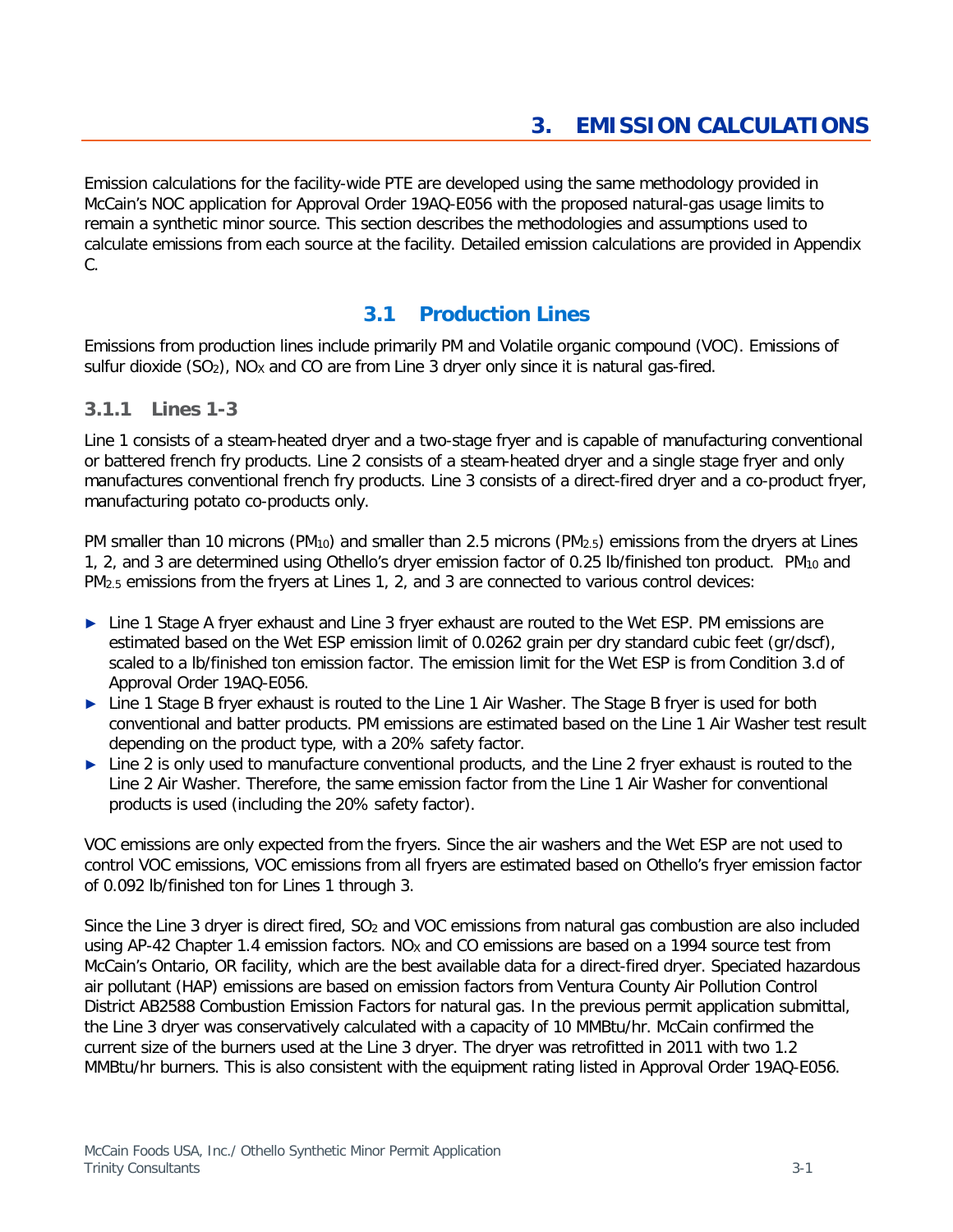# 3. EMISSION CALCULATIONS

Emission calculations for the facility-wide PTE are developed using the same methodology provided in McCain's NOC application for Approval Order 19AQ-E056 with the proposed natural-gas usage limits to remain a synthetic minor source. This section describes the methodologies and assumptions used to calculate emissions from each source at the facility. Detailed emission calculations are provided in Appendix C.

## 3.1 Production Lines

Emissions from production lines include primarily PM and Volatile organic compound (VOC). Emissions of sulfur dioxide ($SO_2$), $NO_X$ and CO are from Line 3 dryer only since it is natural gas-fired.

### 3.1.1 Lines 1-3

Line 1 consists of a steam-heated dryer and a two-stage fryer and is capable of manufacturing conventional or battered french fry products. Line 2 consists of a steam-heated dryer and a single stage fryer and only manufactures conventional french fry products. Line 3 consists of a direct-fired dryer and a co-product fryer, manufacturing potato co-products only.

PM smaller than 10 microns ($PM_{10}$) and smaller than 2.5 microns ($PM_{2.5}$) emissions from the dryers at Lines 1, 2, and 3 are determined using Othello's dryer emission factor of 0.25 lb/finished ton product. $PM_{10}$ and $PM_{2.5}$ emissions from the fryers at Lines 1, 2, and 3 are connected to various control devices:

- Line 1 Stage A fryer exhaust and Line 3 fryer exhaust are routed to the Wet ESP. PM emissions are estimated based on the Wet ESP emission limit of 0.0262 grain per dry standard cubic feet (gr/dscf), scaled to a lb/finished ton emission factor. The emission limit for the Wet ESP is from Condition 3.d of Approval Order 19AQ-E056.
- Line 1 Stage B fryer exhaust is routed to the Line 1 Air Washer. The Stage B fryer is used for both conventional and batter products. PM emissions are estimated based on the Line 1 Air Washer test result depending on the product type, with a 20% safety factor.
- Line 2 is only used to manufacture conventional products, and the Line 2 fryer exhaust is routed to the Line 2 Air Washer. Therefore, the same emission factor from the Line 1 Air Washer for conventional products is used (including the 20% safety factor).

VOC emissions are only expected from the fryers. Since the air washers and the Wet ESP are not used to control VOC emissions, VOC emissions from all fryers are estimated based on Othello's fryer emission factor of 0.092 lb/finished ton for Lines 1 through 3.

Since the Line 3 dryer is direct fired, $SO_2$ and VOC emissions from natural gas combustion are also included using AP-42 Chapter 1.4 emission factors. $NO_X$ and CO emissions are based on a 1994 source test from McCain's Ontario, OR facility, which are the best available data for a direct-fired dryer. Speciated hazardous air pollutant (HAP) emissions are based on emission factors from Ventura County Air Pollution Control District AB2588 Combustion Emission Factors for natural gas. In the previous permit application submittal, the Line 3 dryer was conservatively calculated with a capacity of 10 MMBtu/hr. McCain confirmed the current size of the burners used at the Line 3 dryer. The dryer was retrofitted in 2011 with two 1.2 MMBtu/hr burners. This is also consistent with the equipment rating listed in Approval Order 19AQ-E056.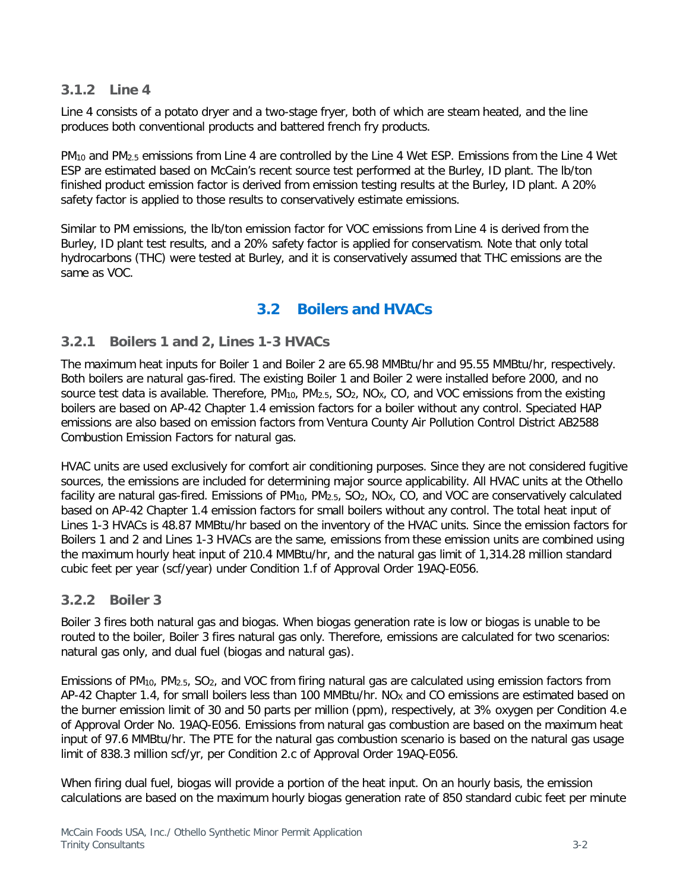### 3.1.2 Line 4

Line 4 consists of a potato dryer and a two-stage fryer, both of which are steam heated, and the line produces both conventional products and battered french fry products.

$PM_{10}$ and $PM_{2.5}$ emissions from Line 4 are controlled by the Line 4 Wet ESP. Emissions from the Line 4 Wet ESP are estimated based on McCain's recent source test performed at the Burley, ID plant. The lb/ton finished product emission factor is derived from emission testing results at the Burley, ID plant. A 20% safety factor is applied to those results to conservatively estimate emissions.

Similar to PM emissions, the lb/ton emission factor for VOC emissions from Line 4 is derived from the Burley, ID plant test results, and a 20% safety factor is applied for conservatism. Note that only total hydrocarbons (THC) were tested at Burley, and it is conservatively assumed that THC emissions are the same as VOC.

## 3.2 Boilers and HVACs

### 3.2.1 Boilers 1 and 2, Lines 1-3 HVACs

The maximum heat inputs for Boiler 1 and Boiler 2 are 65.98 MMBtu/hr and 95.55 MMBtu/hr, respectively. Both boilers are natural gas-fired. The existing Boiler 1 and Boiler 2 were installed before 2000, and no source test data is available. Therefore, $PM_{10}$, $PM_{2.5}$, $SO_2$, $NO_X$, CO, and VOC emissions from the existing boilers are based on AP-42 Chapter 1.4 emission factors for a boiler without any control. Speciated HAP emissions are also based on emission factors from Ventura County Air Pollution Control District AB2588 Combustion Emission Factors for natural gas.

HVAC units are used exclusively for comfort air conditioning purposes. Since they are not considered fugitive sources, the emissions are included for determining major source applicability. All HVAC units at the Othello facility are natural gas-fired. Emissions of $PM_{10}$, $PM_{2.5}$, $SO_2$, $NO_X$, CO, and VOC are conservatively calculated based on AP-42 Chapter 1.4 emission factors for small boilers without any control. The total heat input of Lines 1-3 HVACs is 48.87 MMBtu/hr based on the inventory of the HVAC units. Since the emission factors for Boilers 1 and 2 and Lines 1-3 HVACs are the same, emissions from these emission units are combined using the maximum hourly heat input of 210.4 MMBtu/hr, and the natural gas limit of 1,314.28 million standard cubic feet per year (scf/year) under Condition 1.f of Approval Order 19AQ-E056.

### 3.2.2 Boiler 3

Boiler 3 fires both natural gas and biogas. When biogas generation rate is low or biogas is unable to be routed to the boiler, Boiler 3 fires natural gas only. Therefore, emissions are calculated for two scenarios: natural gas only, and dual fuel (biogas and natural gas).

Emissions of $PM_{10}$, $PM_{2.5}$, $SO_2$, and VOC from firing natural gas are calculated using emission factors from AP-42 Chapter 1.4, for small boilers less than 100 MMBtu/hr. $NO_X$ and CO emissions are estimated based on the burner emission limit of 30 and 50 parts per million (ppm), respectively, at 3% oxygen per Condition 4.e of Approval Order No. 19AQ-E056. Emissions from natural gas combustion are based on the maximum heat input of 97.6 MMBtu/hr. The PTE for the natural gas combustion scenario is based on the natural gas usage limit of 838.3 million scf/yr, per Condition 2.c of Approval Order 19AQ-E056.

When firing dual fuel, biogas will provide a portion of the heat input. On an hourly basis, the emission calculations are based on the maximum hourly biogas generation rate of 850 standard cubic feet per minute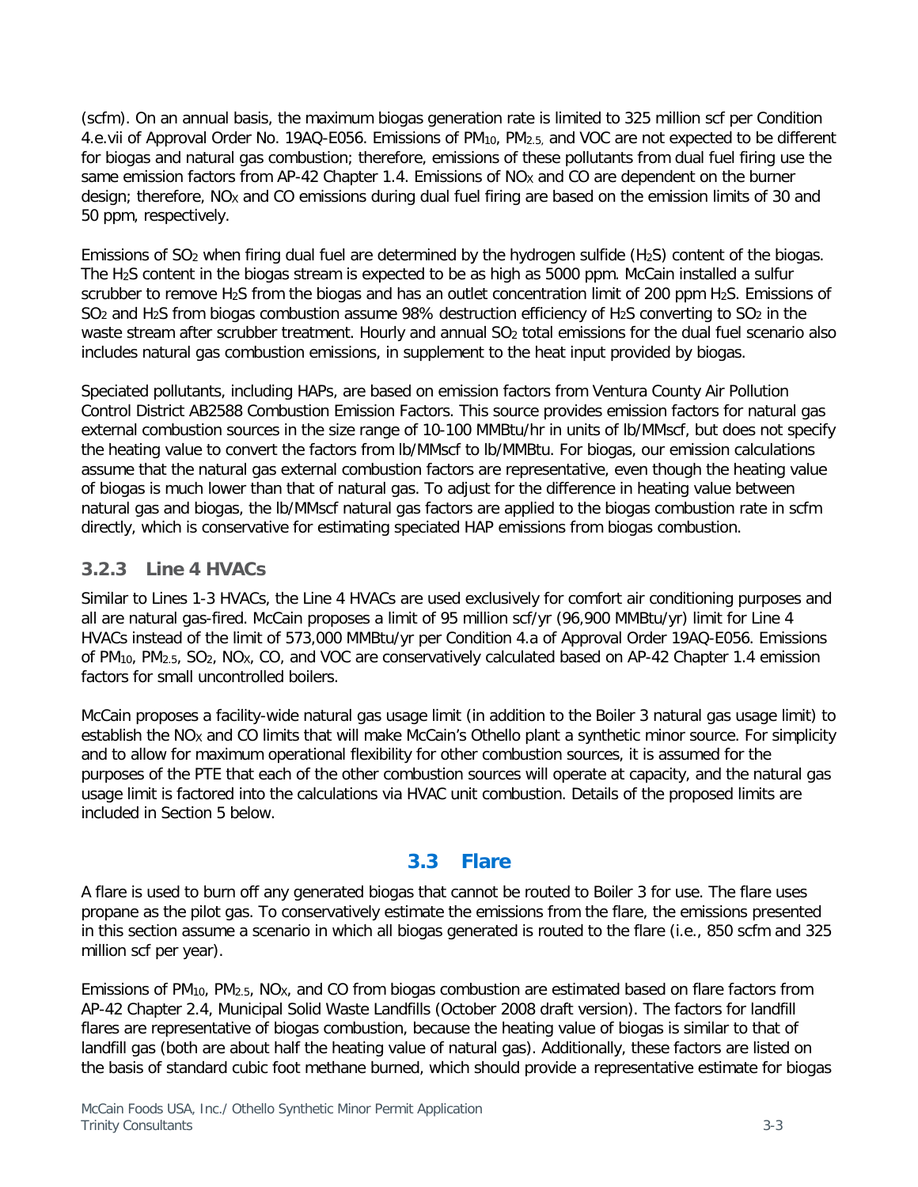(scfm). On an annual basis, the maximum biogas generation rate is limited to 325 million scf per Condition 4.e.vii of Approval Order No. 19AQ-E056. Emissions of $PM_{10}$, $PM_{2.5}$, and VOC are not expected to be different for biogas and natural gas combustion; therefore, emissions of these pollutants from dual fuel firing use the same emission factors from AP-42 Chapter 1.4. Emissions of $NO_X$ and CO are dependent on the burner design; therefore, $NO_X$ and CO emissions during dual fuel firing are based on the emission limits of 30 and 50 ppm, respectively.

Emissions of $SO_2$ when firing dual fuel are determined by the hydrogen sulfide ($H_2S$) content of the biogas. The $H_2S$ content in the biogas stream is expected to be as high as 5000 ppm. McCain installed a sulfur scrubber to remove $H_2S$ from the biogas and has an outlet concentration limit of 200 ppm $H_2S$. Emissions of $SO_2$ and $H_2S$ from biogas combustion assume 98% destruction efficiency of $H_2S$ converting to $SO_2$ in the waste stream after scrubber treatment. Hourly and annual $SO_2$ total emissions for the dual fuel scenario also includes natural gas combustion emissions, in supplement to the heat input provided by biogas.

Speciated pollutants, including HAPs, are based on emission factors from Ventura County Air Pollution Control District AB2588 Combustion Emission Factors. This source provides emission factors for natural gas external combustion sources in the size range of 10-100 MMBtu/hr in units of lb/MMscf, but does not specify the heating value to convert the factors from lb/MMscf to lb/MMBtu. For biogas, our emission calculations assume that the natural gas external combustion factors are representative, even though the heating value of biogas is much lower than that of natural gas. To adjust for the difference in heating value between natural gas and biogas, the lb/MMscf natural gas factors are applied to the biogas combustion rate in scfm directly, which is conservative for estimating speciated HAP emissions from biogas combustion.

### 3.2.3 Line 4 HVACs

Similar to Lines 1-3 HVACs, the Line 4 HVACs are used exclusively for comfort air conditioning purposes and all are natural gas-fired. McCain proposes a limit of 95 million scf/yr (96,900 MMBtu/yr) limit for Line 4 HVACs instead of the limit of 573,000 MMBtu/yr per Condition 4.a of Approval Order 19AQ-E056. Emissions of $PM_{10}$, $PM_{2.5}$, $SO_2$, $NO_X$, CO, and VOC are conservatively calculated based on AP-42 Chapter 1.4 emission factors for small uncontrolled boilers.

McCain proposes a facility-wide natural gas usage limit (in addition to the Boiler 3 natural gas usage limit) to establish the $NO_X$ and CO limits that will make McCain's Othello plant a synthetic minor source. For simplicity and to allow for maximum operational flexibility for other combustion sources, it is assumed for the purposes of the PTE that each of the other combustion sources will operate at capacity, and the natural gas usage limit is factored into the calculations via HVAC unit combustion. Details of the proposed limits are included in Section 5 below.

## 3.3 Flare

A flare is used to burn off any generated biogas that cannot be routed to Boiler 3 for use. The flare uses propane as the pilot gas. To conservatively estimate the emissions from the flare, the emissions presented in this section assume a scenario in which all biogas generated is routed to the flare (i.e., 850 scfm and 325 million scf per year).

Emissions of $PM_{10}$, $PM_{2.5}$, $NO_X$, and CO from biogas combustion are estimated based on flare factors from AP-42 Chapter 2.4, Municipal Solid Waste Landfills (October 2008 draft version). The factors for landfill flares are representative of biogas combustion, because the heating value of biogas is similar to that of landfill gas (both are about half the heating value of natural gas). Additionally, these factors are listed on the basis of standard cubic foot methane burned, which should provide a representative estimate for biogas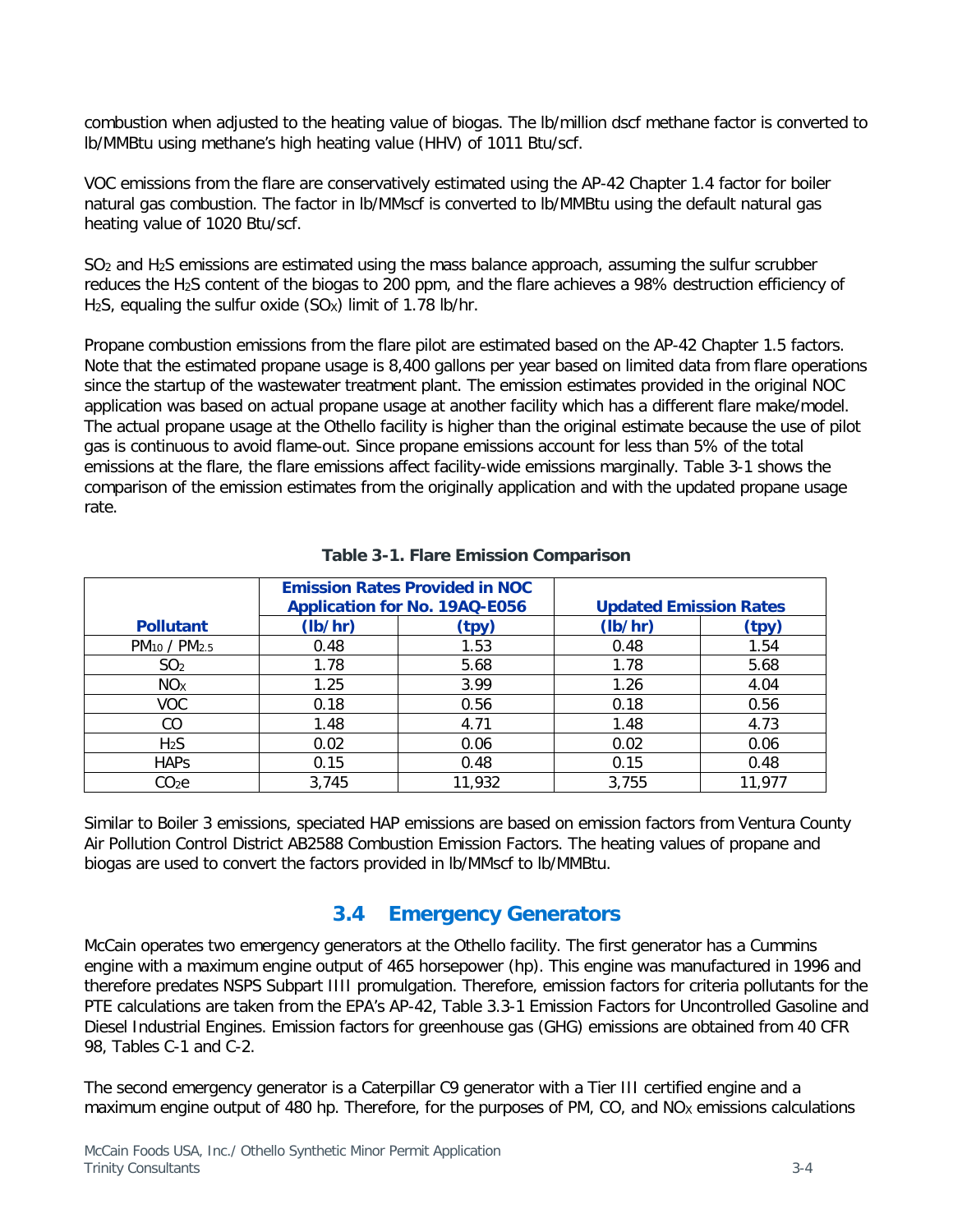combustion when adjusted to the heating value of biogas. The lb/million dscf methane factor is converted to lb/MMBtu using methane's high heating value (HHV) of 1011 Btu/scf.

VOC emissions from the flare are conservatively estimated using the AP-42 Chapter 1.4 factor for boiler natural gas combustion. The factor in lb/MMscf is converted to lb/MMBtu using the default natural gas heating value of 1020 Btu/scf.

$SO_2$ and $H_2S$ emissions are estimated using the mass balance approach, assuming the sulfur scrubber reduces the $H_2S$ content of the biogas to 200 ppm, and the flare achieves a 98% destruction efficiency of $H_2S$, equaling the sulfur oxide ($SO_X$) limit of 1.78 lb/hr.

Propane combustion emissions from the flare pilot are estimated based on the AP-42 Chapter 1.5 factors. Note that the estimated propane usage is 8,400 gallons per year based on limited data from flare operations since the startup of the wastewater treatment plant. The emission estimates provided in the original NOC application was based on actual propane usage at another facility which has a different flare make/model. The actual propane usage at the Othello facility is higher than the original estimate because the use of pilot gas is continuous to avoid flame-out. Since propane emissions account for less than 5% of the total emissions at the flare, the flare emissions affect facility-wide emissions marginally. Table 3-1 shows the comparison of the emission estimates from the originally application and with the updated propane usage rate.

**Table 3-1. Flare Emission Comparison**

| | Emission Rates Provided in NOC Application for No. 19AQ-E056 | | Updated Emission Rates | |
|---|---|---|---|---|
| **Pollutant** | **(lb/hr)** | **(tpy)** | **(lb/hr)** | **(tpy)** |
| $PM_{10}$ / $PM_{2.5}$ | 0.48 | 1.53 | 0.48 | 1.54 |
| $SO_2$ | 1.78 | 5.68 | 1.78 | 5.68 |
| $NO_X$ | 1.25 | 3.99 | 1.26 | 4.04 |
| VOC | 0.18 | 0.56 | 0.18 | 0.56 |
| CO | 1.48 | 4.71 | 1.48 | 4.73 |
| $H_2S$ | 0.02 | 0.06 | 0.02 | 0.06 |
| HAPs | 0.15 | 0.48 | 0.15 | 0.48 |
| $CO_2e$ | 3,745 | 11,932 | 3,755 | 11,977 |

Similar to Boiler 3 emissions, speciated HAP emissions are based on emission factors from Ventura County Air Pollution Control District AB2588 Combustion Emission Factors. The heating values of propane and biogas are used to convert the factors provided in lb/MMscf to lb/MMBtu.

## 3.4 Emergency Generators

McCain operates two emergency generators at the Othello facility. The first generator has a Cummins engine with a maximum engine output of 465 horsepower (hp). This engine was manufactured in 1996 and therefore predates NSPS Subpart IIII promulgation. Therefore, emission factors for criteria pollutants for the PTE calculations are taken from the EPA's AP-42, Table 3.3-1 Emission Factors for Uncontrolled Gasoline and Diesel Industrial Engines. Emission factors for greenhouse gas (GHG) emissions are obtained from 40 CFR 98, Tables C-1 and C-2.

The second emergency generator is a Caterpillar C9 generator with a Tier III certified engine and a maximum engine output of 480 hp. Therefore, for the purposes of PM, CO, and $NO_X$ emissions calculations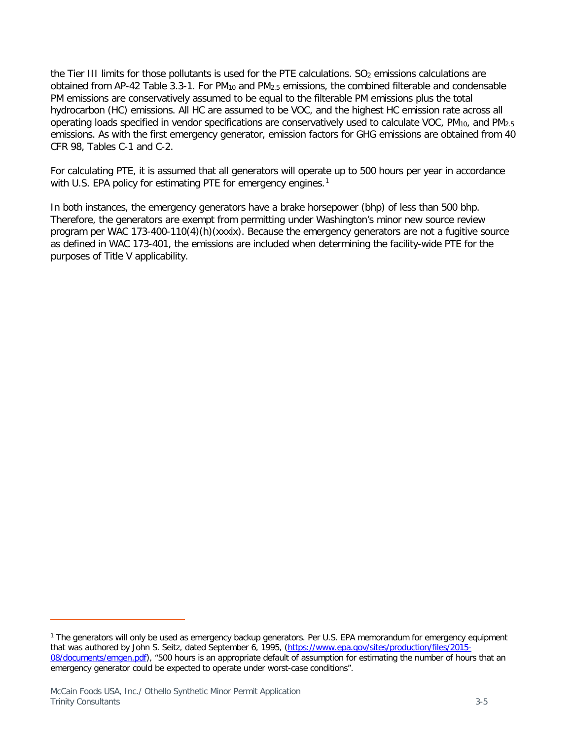the Tier III limits for those pollutants is used for the PTE calculations. $SO_2$ emissions calculations are obtained from AP-42 Table 3.3-1. For $PM_{10}$ and $PM_{2.5}$ emissions, the combined filterable and condensable PM emissions are conservatively assumed to be equal to the filterable PM emissions plus the total hydrocarbon (HC) emissions. All HC are assumed to be VOC, and the highest HC emission rate across all operating loads specified in vendor specifications are conservatively used to calculate VOC, $PM_{10}$, and $PM_{2.5}$ emissions. As with the first emergency generator, emission factors for GHG emissions are obtained from 40 CFR 98, Tables C-1 and C-2.

For calculating PTE, it is assumed that all generators will operate up to 500 hours per year in accordance with U.S. EPA policy for estimating PTE for emergency engines.[1]

In both instances, the emergency generators have a brake horsepower (bhp) of less than 500 bhp. Therefore, the generators are exempt from permitting under Washington's minor new source review program per WAC 173-400-110(4)(h)(xxxix). Because the emergency generators are not a fugitive source as defined in WAC 173-401, the emissions are included when determining the facility-wide PTE for the purposes of Title V applicability.

---

[1] The generators will only be used as emergency backup generators. Per U.S. EPA memorandum for emergency equipment that was authored by John S. Seitz, dated September 6, 1995, (https://www.epa.gov/sites/production/files/2015-08/documents/emgen.pdf), "500 hours is an appropriate default of assumption for estimating the number of hours that an emergency generator could be expected to operate under worst-case conditions".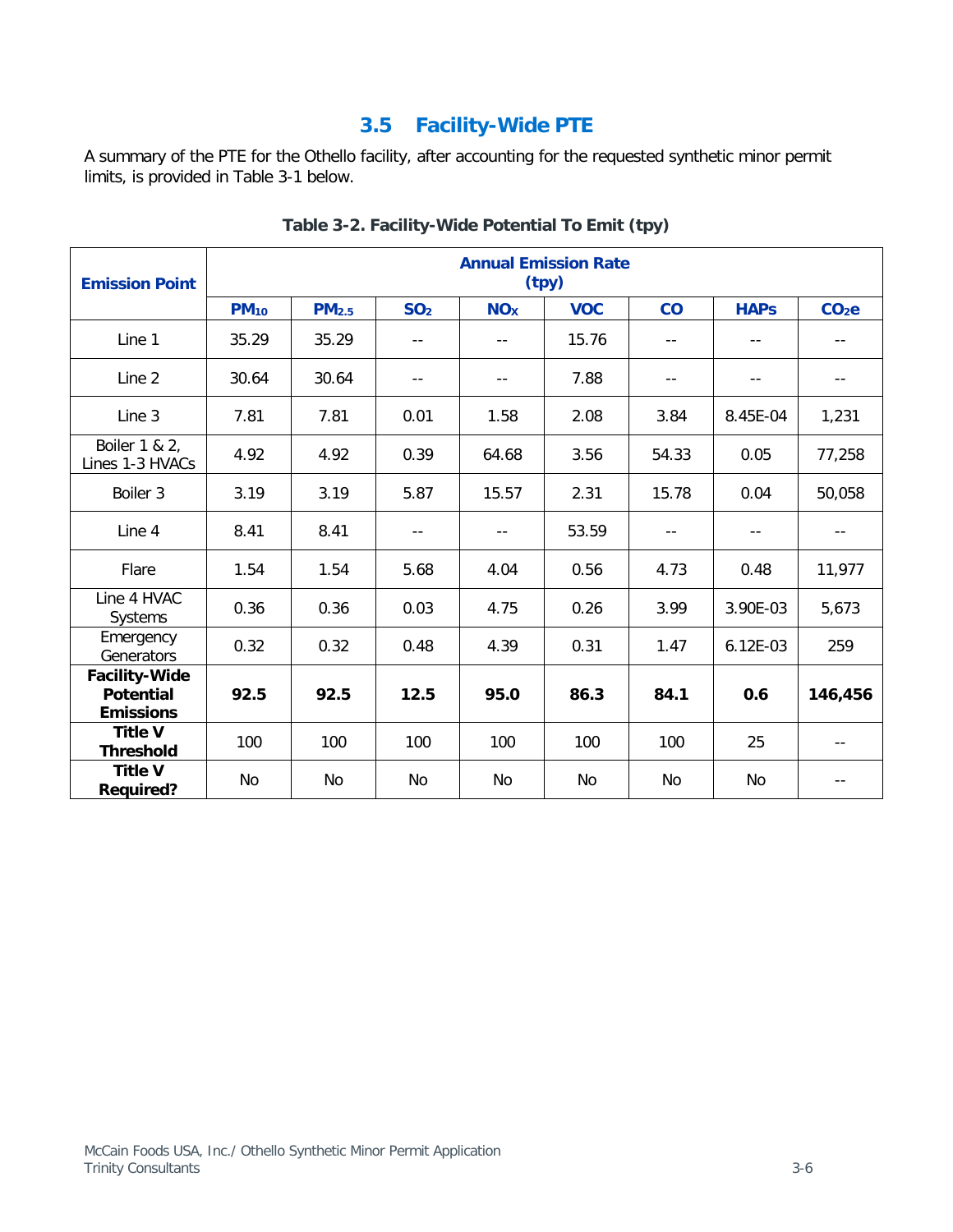## 3.5 Facility-Wide PTE

A summary of the PTE for the Othello facility, after accounting for the requested synthetic minor permit limits, is provided in Table 3-1 below.

**Table 3-2. Facility-Wide Potential To Emit (tpy)**

| Emission Point | Annual Emission Rate (tpy) | | | | | | | |
|---|---|---|---|---|---|---|---|---|
| | $PM_{10}$ | $PM_{2.5}$ | $SO_2$ | $NO_X$ | VOC | CO | HAPs | $CO_2e$ |
| Line 1 | 35.29 | 35.29 | -- | -- | 15.76 | -- | -- | -- |
| Line 2 | 30.64 | 30.64 | -- | -- | 7.88 | -- | -- | -- |
| Line 3 | 7.81 | 7.81 | 0.01 | 1.58 | 2.08 | 3.84 | 8.45E-04 | 1,231 |
| Boiler 1 & 2, Lines 1-3 HVACs | 4.92 | 4.92 | 0.39 | 64.68 | 3.56 | 54.33 | 0.05 | 77,258 |
| Boiler 3 | 3.19 | 3.19 | 5.87 | 15.57 | 2.31 | 15.78 | 0.04 | 50,058 |
| Line 4 | 8.41 | 8.41 | -- | -- | 53.59 | -- | -- | -- |
| Flare | 1.54 | 1.54 | 5.68 | 4.04 | 0.56 | 4.73 | 0.48 | 11,977 |
| Line 4 HVAC Systems | 0.36 | 0.36 | 0.03 | 4.75 | 0.26 | 3.99 | 3.90E-03 | 5,673 |
| Emergency Generators | 0.32 | 0.32 | 0.48 | 4.39 | 0.31 | 1.47 | 6.12E-03 | 259 |
| **Facility-Wide Potential Emissions** | **92.5** | **92.5** | **12.5** | **95.0** | **86.3** | **84.1** | **0.6** | **146,456** |
| **Title V Threshold** | 100 | 100 | 100 | 100 | 100 | 100 | 25 | -- |
| **Title V Required?** | No | No | No | No | No | No | No | -- |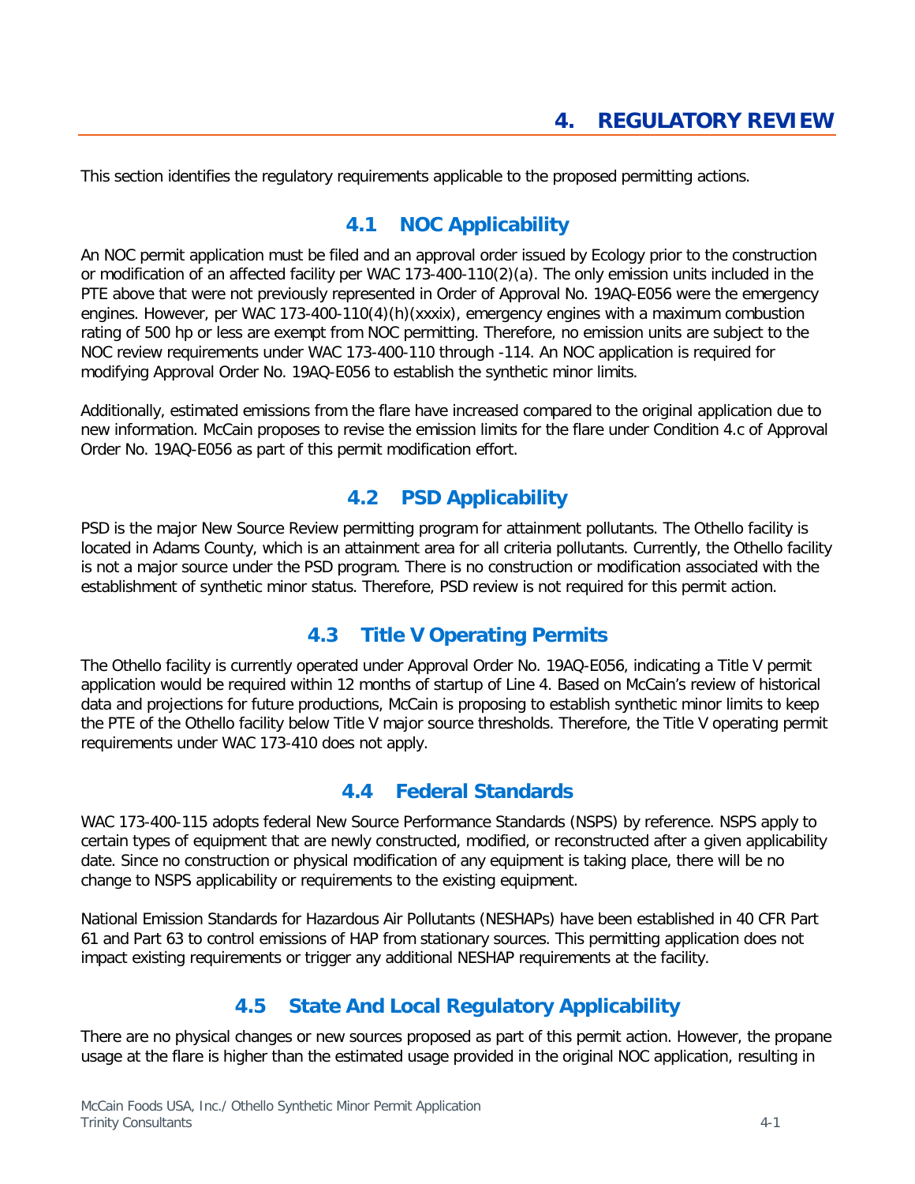# 4. REGULATORY REVIEW

This section identifies the regulatory requirements applicable to the proposed permitting actions.

## 4.1 NOC Applicability

An NOC permit application must be filed and an approval order issued by Ecology prior to the construction or modification of an affected facility per WAC 173-400-110(2)(a). The only emission units included in the PTE above that were not previously represented in Order of Approval No. 19AQ-E056 were the emergency engines. However, per WAC 173-400-110(4)(h)(xxxix), emergency engines with a maximum combustion rating of 500 hp or less are exempt from NOC permitting. Therefore, no emission units are subject to the NOC review requirements under WAC 173-400-110 through -114. An NOC application is required for modifying Approval Order No. 19AQ-E056 to establish the synthetic minor limits.

Additionally, estimated emissions from the flare have increased compared to the original application due to new information. McCain proposes to revise the emission limits for the flare under Condition 4.c of Approval Order No. 19AQ-E056 as part of this permit modification effort.

## 4.2 PSD Applicability

PSD is the major New Source Review permitting program for attainment pollutants. The Othello facility is located in Adams County, which is an attainment area for all criteria pollutants. Currently, the Othello facility is not a major source under the PSD program. There is no construction or modification associated with the establishment of synthetic minor status. Therefore, PSD review is not required for this permit action.

## 4.3 Title V Operating Permits

The Othello facility is currently operated under Approval Order No. 19AQ-E056, indicating a Title V permit application would be required within 12 months of startup of Line 4. Based on McCain's review of historical data and projections for future productions, McCain is proposing to establish synthetic minor limits to keep the PTE of the Othello facility below Title V major source thresholds. Therefore, the Title V operating permit requirements under WAC 173-410 does not apply.

## 4.4 Federal Standards

WAC 173-400-115 adopts federal New Source Performance Standards (NSPS) by reference. NSPS apply to certain types of equipment that are newly constructed, modified, or reconstructed after a given applicability date. Since no construction or physical modification of any equipment is taking place, there will be no change to NSPS applicability or requirements to the existing equipment.

National Emission Standards for Hazardous Air Pollutants (NESHAPs) have been established in 40 CFR Part 61 and Part 63 to control emissions of HAP from stationary sources. This permitting application does not impact existing requirements or trigger any additional NESHAP requirements at the facility.

## 4.5 State And Local Regulatory Applicability

There are no physical changes or new sources proposed as part of this permit action. However, the propane usage at the flare is higher than the estimated usage provided in the original NOC application, resulting in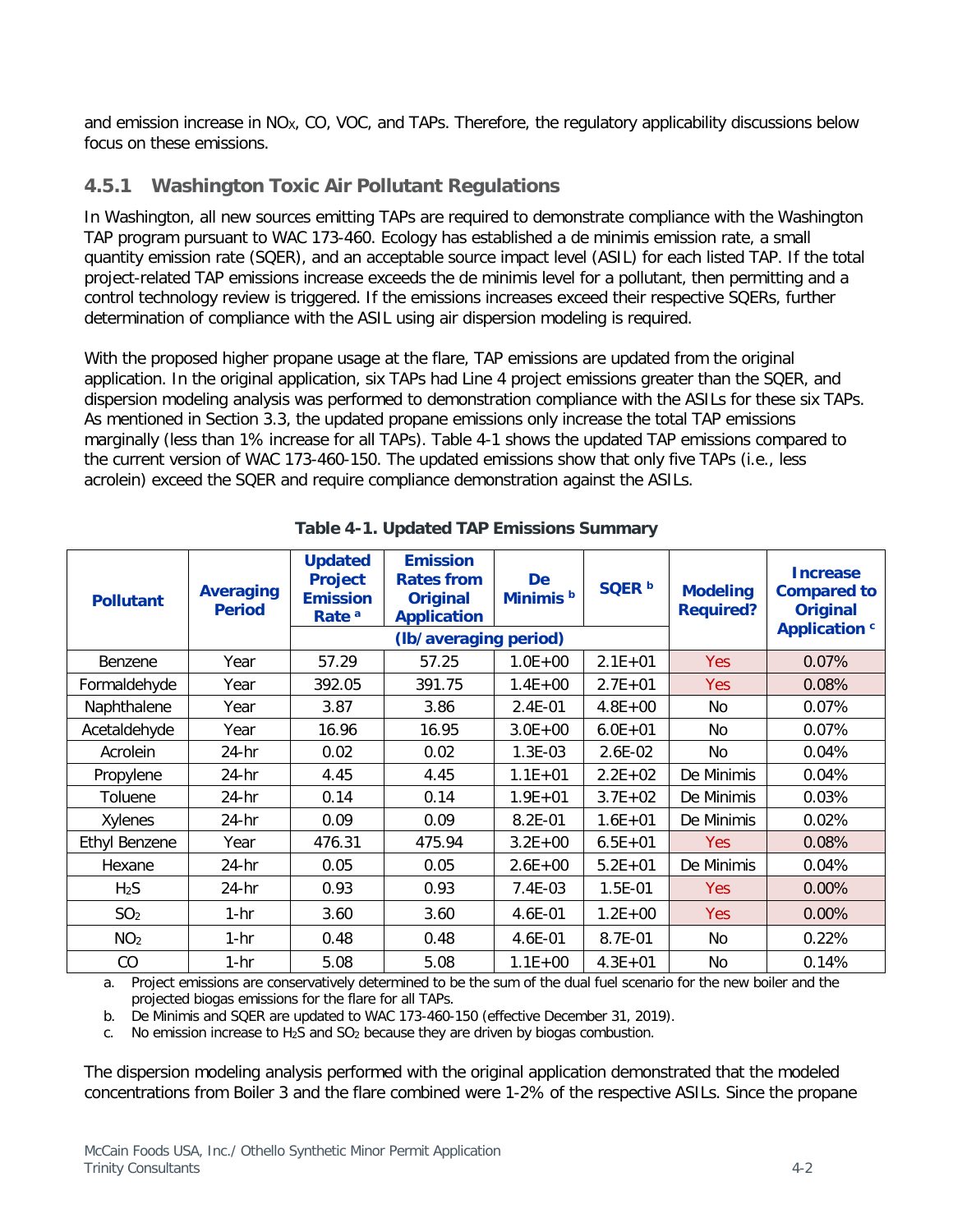and emission increase in $NO_X$, CO, VOC, and TAPs. Therefore, the regulatory applicability discussions below focus on these emissions.

### 4.5.1 Washington Toxic Air Pollutant Regulations

In Washington, all new sources emitting TAPs are required to demonstrate compliance with the Washington TAP program pursuant to WAC 173-460. Ecology has established a de minimis emission rate, a small quantity emission rate (SQER), and an acceptable source impact level (ASIL) for each listed TAP. If the total project-related TAP emissions increase exceeds the de minimis level for a pollutant, then permitting and a control technology review is triggered. If the emissions increases exceed their respective SQERs, further determination of compliance with the ASIL using air dispersion modeling is required.

With the proposed higher propane usage at the flare, TAP emissions are updated from the original application. In the original application, six TAPs had Line 4 project emissions greater than the SQER, and dispersion modeling analysis was performed to demonstration compliance with the ASILs for these six TAPs. As mentioned in Section 3.3, the updated propane emissions only increase the total TAP emissions marginally (less than 1% increase for all TAPs). Table 4-1 shows the updated TAP emissions compared to the current version of WAC 173-460-150. The updated emissions show that only five TAPs (i.e., less acrolein) exceed the SQER and require compliance demonstration against the ASILs.

**Table 4-1. Updated TAP Emissions Summary**

| Pollutant | Averaging Period | Updated Project Emission Rate [a] | Emission Rates from Original Application | De Minimis [b] | SQER [b] | Modeling Required? | Increase Compared to Original Application [c] |
|---|---|---|---|---|---|---|---|
| | | (lb/averaging period) | | | | | |
| Benzene | Year | 57.29 | 57.25 | 1.0E+00 | 2.1E+01 | Yes | 0.07% |
| Formaldehyde | Year | 392.05 | 391.75 | 1.4E+00 | 2.7E+01 | Yes | 0.08% |
| Naphthalene | Year | 3.87 | 3.86 | 2.4E-01 | 4.8E+00 | No | 0.07% |
| Acetaldehyde | Year | 16.96 | 16.95 | 3.0E+00 | 6.0E+01 | No | 0.07% |
| Acrolein | 24-hr | 0.02 | 0.02 | 1.3E-03 | 2.6E-02 | No | 0.04% |
| Propylene | 24-hr | 4.45 | 4.45 | 1.1E+01 | 2.2E+02 | De Minimis | 0.04% |
| Toluene | 24-hr | 0.14 | 0.14 | 1.9E+01 | 3.7E+02 | De Minimis | 0.03% |
| Xylenes | 24-hr | 0.09 | 0.09 | 8.2E-01 | 1.6E+01 | De Minimis | 0.02% |
| Ethyl Benzene | Year | 476.31 | 475.94 | 3.2E+00 | 6.5E+01 | Yes | 0.08% |
| Hexane | 24-hr | 0.05 | 0.05 | 2.6E+00 | 5.2E+01 | De Minimis | 0.04% |
| $H_2S$ | 24-hr | 0.93 | 0.93 | 7.4E-03 | 1.5E-01 | Yes | 0.00% |
| $SO_2$ | 1-hr | 3.60 | 3.60 | 4.6E-01 | 1.2E+00 | Yes | 0.00% |
| $NO_2$ | 1-hr | 0.48 | 0.48 | 4.6E-01 | 8.7E-01 | No | 0.22% |
| CO | 1-hr | 5.08 | 5.08 | 1.1E+00 | 4.3E+01 | No | 0.14% |

a. Project emissions are conservatively determined to be the sum of the dual fuel scenario for the new boiler and the projected biogas emissions for the flare for all TAPs.

b. De Minimis and SQER are updated to WAC 173-460-150 (effective December 31, 2019).

c. No emission increase to $H_2S$ and $SO_2$ because they are driven by biogas combustion.

The dispersion modeling analysis performed with the original application demonstrated that the modeled concentrations from Boiler 3 and the flare combined were 1-2% of the respective ASILs. Since the propane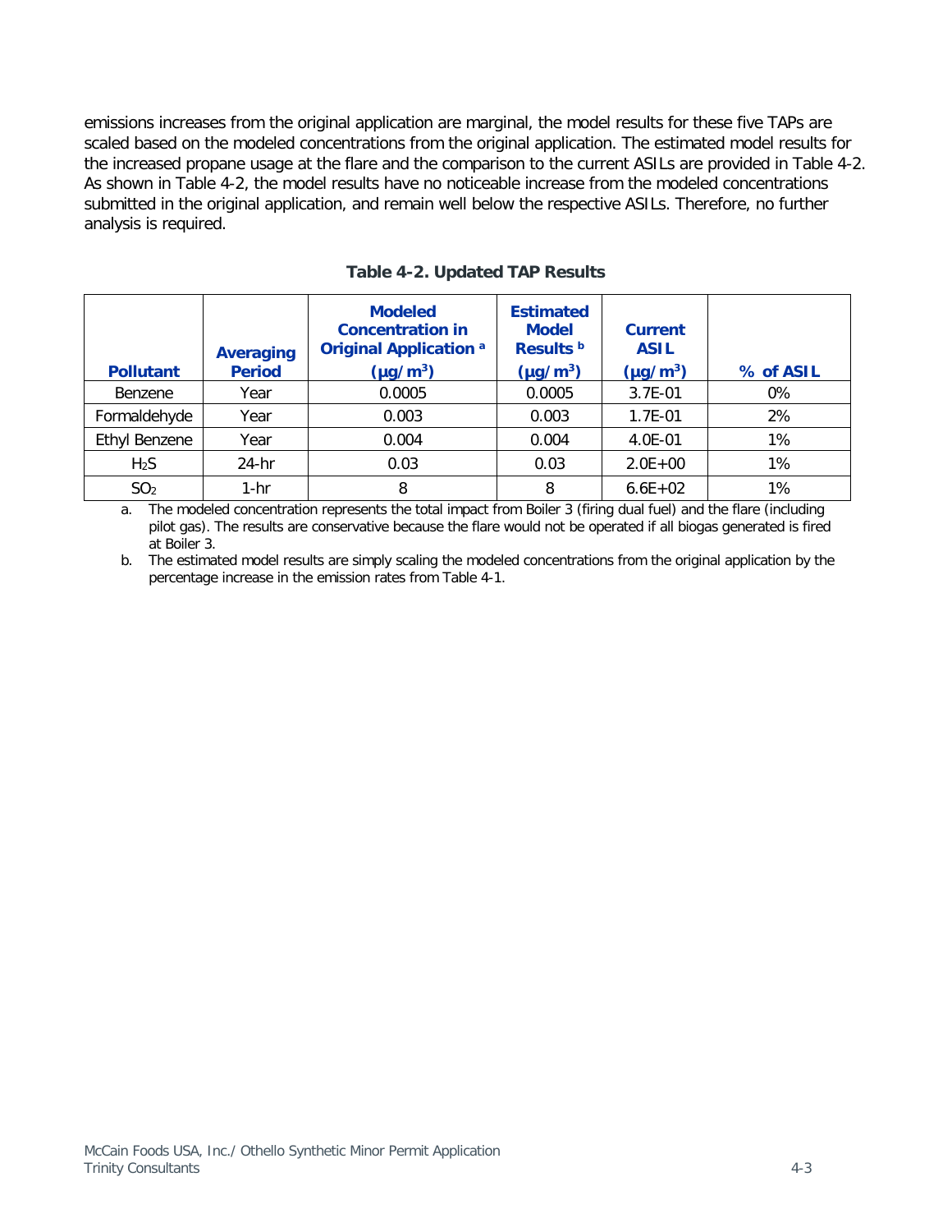emissions increases from the original application are marginal, the model results for these five TAPs are scaled based on the modeled concentrations from the original application. The estimated model results for the increased propane usage at the flare and the comparison to the current ASILs are provided in Table 4-2. As shown in Table 4-2, the model results have no noticeable increase from the modeled concentrations submitted in the original application, and remain well below the respective ASILs. Therefore, no further analysis is required.

**Table 4-2. Updated TAP Results**

| Pollutant | Averaging Period | Modeled Concentration in Original Application [a] (μg/m$^3$) | Estimated Model Results [b] (μg/m$^3$) | Current ASIL (μg/m$^3$) | % of ASIL |
|---|---|---|---|---|---|
| Benzene | Year | 0.0005 | 0.0005 | 3.7E-01 | 0% |
| Formaldehyde | Year | 0.003 | 0.003 | 1.7E-01 | 2% |
| Ethyl Benzene | Year | 0.004 | 0.004 | 4.0E-01 | 1% |
| $H_2S$ | 24-hr | 0.03 | 0.03 | 2.0E+00 | 1% |
| $SO_2$ | 1-hr | 8 | 8 | 6.6E+02 | 1% |

a. The modeled concentration represents the total impact from Boiler 3 (firing dual fuel) and the flare (including pilot gas). The results are conservative because the flare would not be operated if all biogas generated is fired at Boiler 3.

b. The estimated model results are simply scaling the modeled concentrations from the original application by the percentage increase in the emission rates from Table 4-1.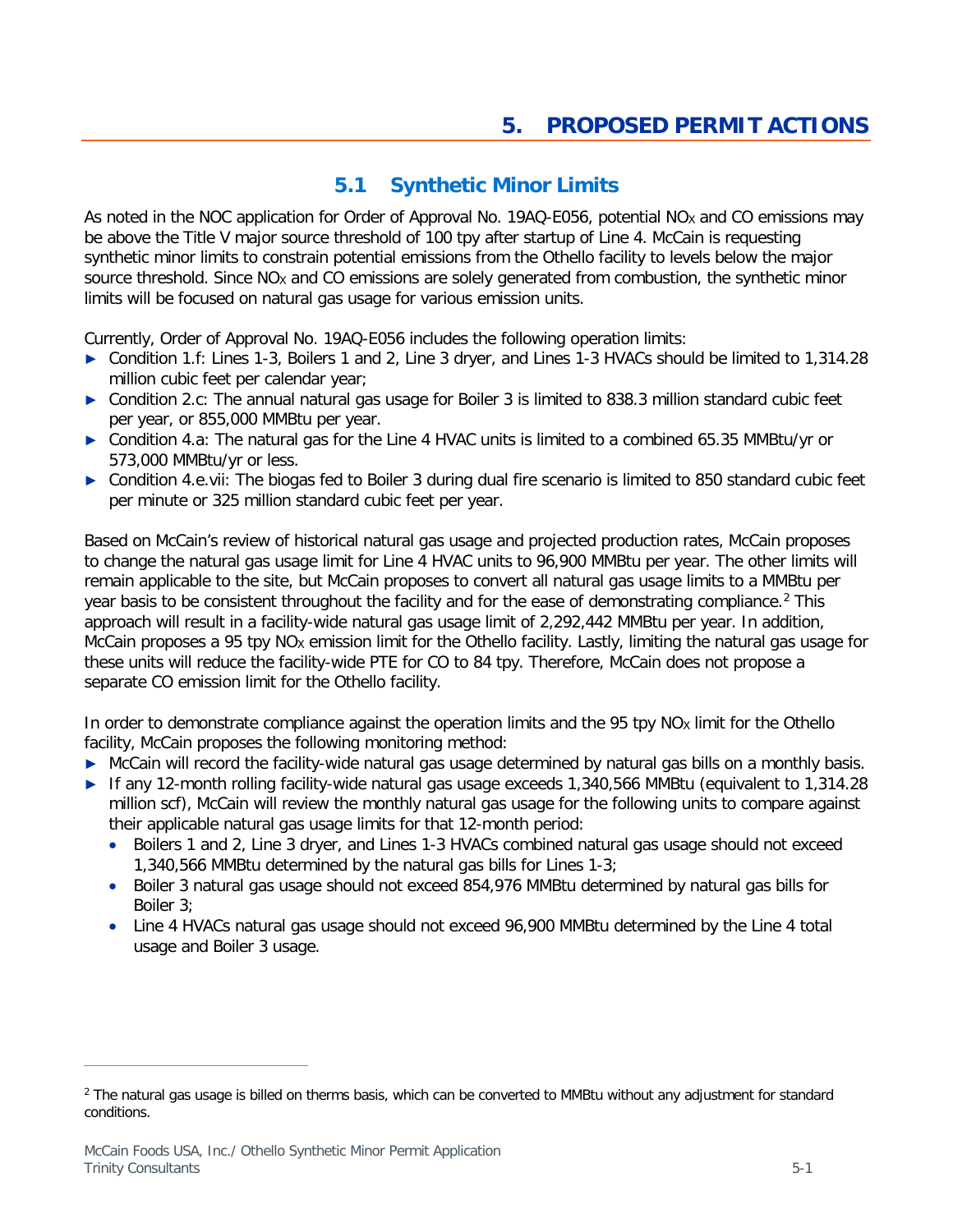# 5. PROPOSED PERMIT ACTIONS

## 5.1 Synthetic Minor Limits

As noted in the NOC application for Order of Approval No. 19AQ-E056, potential $NO_X$ and CO emissions may be above the Title V major source threshold of 100 tpy after startup of Line 4. McCain is requesting synthetic minor limits to constrain potential emissions from the Othello facility to levels below the major source threshold. Since $NO_X$ and CO emissions are solely generated from combustion, the synthetic minor limits will be focused on natural gas usage for various emission units.

Currently, Order of Approval No. 19AQ-E056 includes the following operation limits:

- Condition 1.f: Lines 1-3, Boilers 1 and 2, Line 3 dryer, and Lines 1-3 HVACs should be limited to 1,314.28 million cubic feet per calendar year;
- Condition 2.c: The annual natural gas usage for Boiler 3 is limited to 838.3 million standard cubic feet per year, or 855,000 MMBtu per year.
- Condition 4.a: The natural gas for the Line 4 HVAC units is limited to a combined 65.35 MMBtu/yr or 573,000 MMBtu/yr or less.
- Condition 4.e.vii: The biogas fed to Boiler 3 during dual fire scenario is limited to 850 standard cubic feet per minute or 325 million standard cubic feet per year.

Based on McCain's review of historical natural gas usage and projected production rates, McCain proposes to change the natural gas usage limit for Line 4 HVAC units to 96,900 MMBtu per year. The other limits will remain applicable to the site, but McCain proposes to convert all natural gas usage limits to a MMBtu per year basis to be consistent throughout the facility and for the ease of demonstrating compliance.[2] This approach will result in a facility-wide natural gas usage limit of 2,292,442 MMBtu per year. In addition, McCain proposes a 95 tpy $NO_X$ emission limit for the Othello facility. Lastly, limiting the natural gas usage for these units will reduce the facility-wide PTE for CO to 84 tpy. Therefore, McCain does not propose a separate CO emission limit for the Othello facility.

In order to demonstrate compliance against the operation limits and the 95 tpy $NO_X$ limit for the Othello facility, McCain proposes the following monitoring method:

- McCain will record the facility-wide natural gas usage determined by natural gas bills on a monthly basis.
- If any 12-month rolling facility-wide natural gas usage exceeds 1,340,566 MMBtu (equivalent to 1,314.28 million scf), McCain will review the monthly natural gas usage for the following units to compare against their applicable natural gas usage limits for that 12-month period:
  - Boilers 1 and 2, Line 3 dryer, and Lines 1-3 HVACs combined natural gas usage should not exceed 1,340,566 MMBtu determined by the natural gas bills for Lines 1-3;
  - Boiler 3 natural gas usage should not exceed 854,976 MMBtu determined by natural gas bills for Boiler 3;
  - Line 4 HVACs natural gas usage should not exceed 96,900 MMBtu determined by the Line 4 total usage and Boiler 3 usage.

[2] The natural gas usage is billed on therms basis, which can be converted to MMBtu without any adjustment for standard conditions.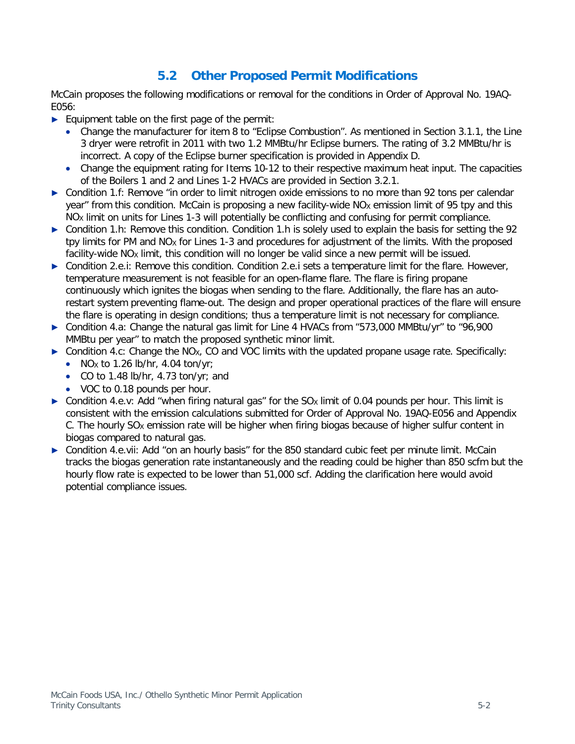## 5.2 Other Proposed Permit Modifications

McCain proposes the following modifications or removal for the conditions in Order of Approval No. 19AQ-E056:

- Equipment table on the first page of the permit:
  - Change the manufacturer for item 8 to "Eclipse Combustion". As mentioned in Section 3.1.1, the Line 3 dryer were retrofit in 2011 with two 1.2 MMBtu/hr Eclipse burners. The rating of 3.2 MMBtu/hr is incorrect. A copy of the Eclipse burner specification is provided in Appendix D.
  - Change the equipment rating for Items 10-12 to their respective maximum heat input. The capacities of the Boilers 1 and 2 and Lines 1-2 HVACs are provided in Section 3.2.1.
- Condition 1.f: Remove "in order to limit nitrogen oxide emissions to no more than 92 tons per calendar year" from this condition. McCain is proposing a new facility-wide $NO_X$ emission limit of 95 tpy and this $NO_X$ limit on units for Lines 1-3 will potentially be conflicting and confusing for permit compliance.
- Condition 1.h: Remove this condition. Condition 1.h is solely used to explain the basis for setting the 92 tpy limits for PM and $NO_X$ for Lines 1-3 and procedures for adjustment of the limits. With the proposed facility-wide $NO_X$ limit, this condition will no longer be valid since a new permit will be issued.
- Condition 2.e.i: Remove this condition. Condition 2.e.i sets a temperature limit for the flare. However, temperature measurement is not feasible for an open-flame flare. The flare is firing propane continuously which ignites the biogas when sending to the flare. Additionally, the flare has an auto-restart system preventing flame-out. The design and proper operational practices of the flare will ensure the flare is operating in design conditions; thus a temperature limit is not necessary for compliance.
- Condition 4.a: Change the natural gas limit for Line 4 HVACs from "573,000 MMBtu/yr" to "96,900 MMBtu per year" to match the proposed synthetic minor limit.
- Condition 4.c: Change the $NO_X$, CO and VOC limits with the updated propane usage rate. Specifically:
  - $NO_X$ to 1.26 lb/hr, 4.04 ton/yr;
  - CO to 1.48 lb/hr, 4.73 ton/yr; and
  - VOC to 0.18 pounds per hour.
- Condition 4.e.v: Add "when firing natural gas" for the $SO_X$ limit of 0.04 pounds per hour. This limit is consistent with the emission calculations submitted for Order of Approval No. 19AQ-E056 and Appendix C. The hourly $SO_X$ emission rate will be higher when firing biogas because of higher sulfur content in biogas compared to natural gas.
- Condition 4.e.vii: Add "on an hourly basis" for the 850 standard cubic feet per minute limit. McCain tracks the biogas generation rate instantaneously and the reading could be higher than 850 scfm but the hourly flow rate is expected to be lower than 51,000 scf. Adding the clarification here would avoid potential compliance issues.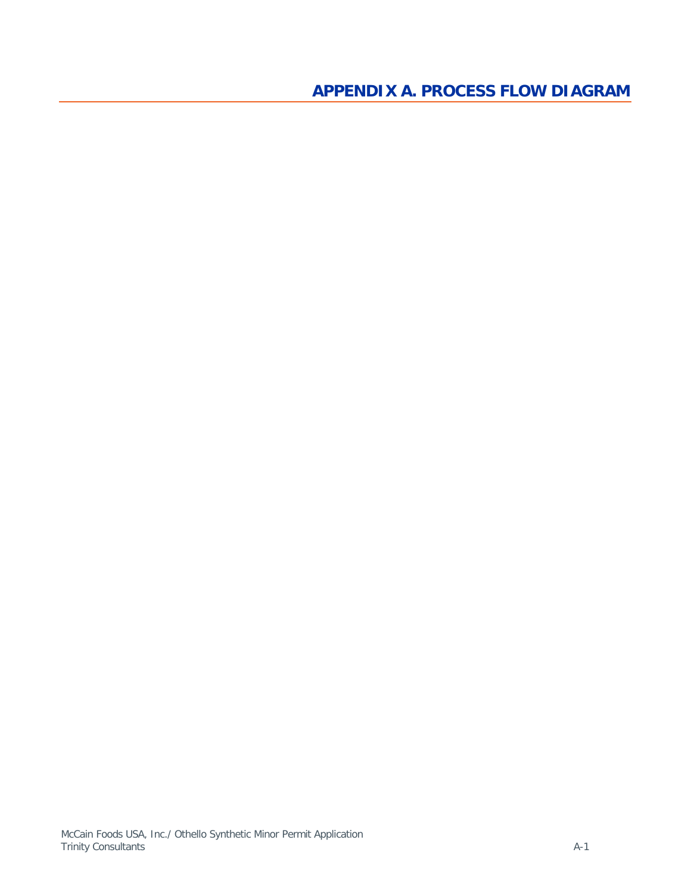# APPENDIX A. PROCESS FLOW DIAGRAM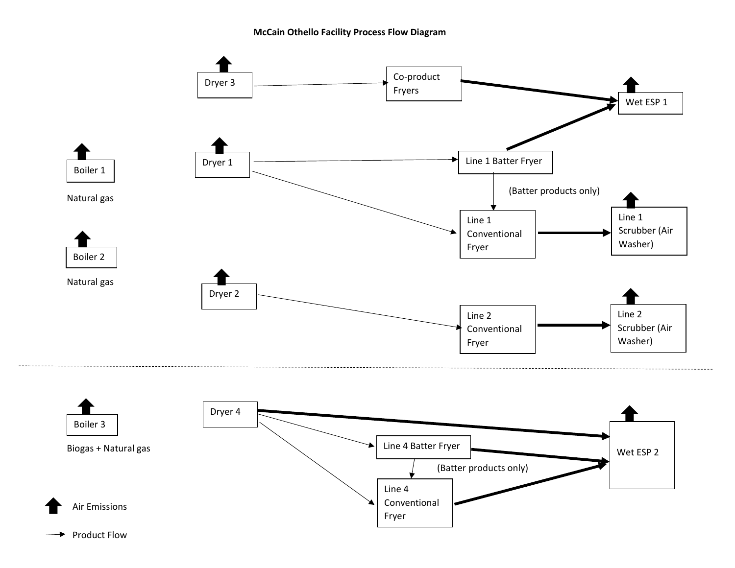# McCain Othello Facility Process Flow Diagram

Dryer 3

Co-product Fryers

Wet ESP 1

Boiler 1

Natural gas

Dryer 1

Line 1 Batter Fryer

(Batter products only)

Line 1 Conventional Fryer

Line 1 Scrubber (Air Washer)

Boiler 2

Natural gas

Dryer 2

Line 2 Conventional Fryer

Line 2 Scrubber (Air Washer)

Boiler 3

Biogas + Natural gas

Dryer 4

Line 4 Batter Fryer

(Batter products only)

Line 4 Conventional Fryer

Wet ESP 2

Air Emissions

Product Flow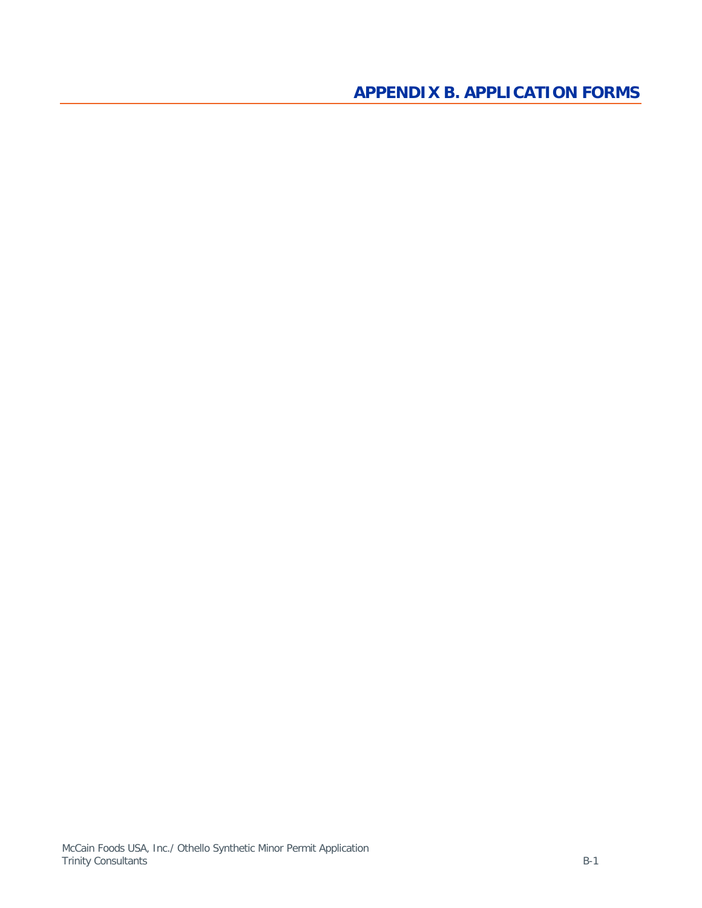# APPENDIX B. APPLICATION FORMS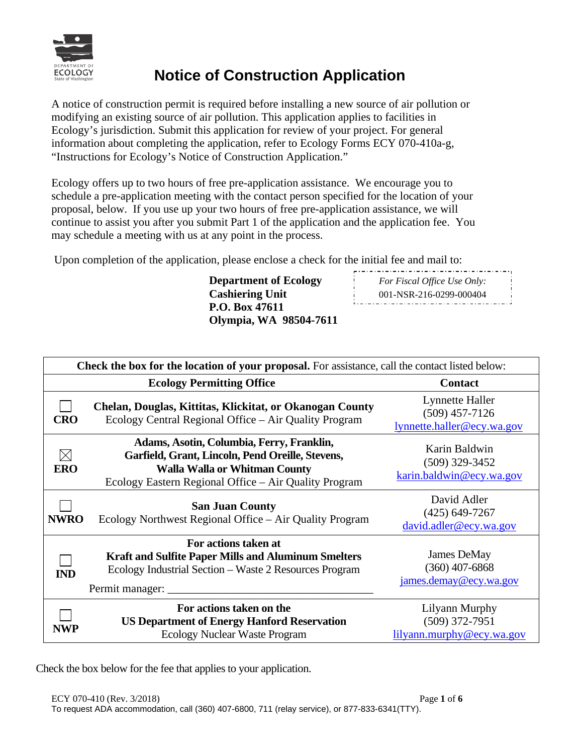# Notice of Construction Application

A notice of construction permit is required before installing a new source of air pollution or modifying an existing source of air pollution. This application applies to facilities in Ecology's jurisdiction. Submit this application for review of your project. For general information about completing the application, refer to Ecology Forms ECY 070-410a-g, "Instructions for Ecology's Notice of Construction Application."

Ecology offers up to two hours of free pre-application assistance. We encourage you to schedule a pre-application meeting with the contact person specified for the location of your proposal, below. If you use up your two hours of free pre-application assistance, we will continue to assist you after you submit Part 1 of the application and the application fee. You may schedule a meeting with us at any point in the process.

Upon completion of the application, please enclose a check for the initial fee and mail to:

**Department of Ecology**
**Cashiering Unit**
**P.O. Box 47611**
**Olympia, WA 98504-7611**

*For Fiscal Office Use Only:*
001-NSR-216-0299-000404

| **Check the box for the location of your proposal.** For assistance, call the contact listed below: | | |
|---|---|---|
| | **Ecology Permitting Office** | **Contact** |
| ☐ **CRO** | **Chelan, Douglas, Kittitas, Klickitat, or Okanogan County** Ecology Central Regional Office – Air Quality Program | Lynnette Haller (509) 457-7126 lynnette.haller@ecy.wa.gov |
| ☒ **ERO** | **Adams, Asotin, Columbia, Ferry, Franklin, Garfield, Grant, Lincoln, Pend Oreille, Stevens, Walla Walla or Whitman County** Ecology Eastern Regional Office – Air Quality Program | Karin Baldwin (509) 329-3452 karin.baldwin@ecy.wa.gov |
| ☐ **NWRO** | **San Juan County** Ecology Northwest Regional Office – Air Quality Program | David Adler (425) 649-7267 david.adler@ecy.wa.gov |
| ☐ **IND** | **For actions taken at Kraft and Sulfite Paper Mills and Aluminum Smelters** Ecology Industrial Section – Waste 2 Resources Program Permit manager: ____________________ | James DeMay (360) 407-6868 james.demay@ecy.wa.gov |
| ☐ **NWP** | **For actions taken on the US Department of Energy Hanford Reservation** Ecology Nuclear Waste Program | Lilyann Murphy (509) 372-7951 lilyann.murphy@ecy.wa.gov |

Check the box below for the fee that applies to your application.

ECY 070-410 (Rev. 3/2018)

To request ADA accommodation, call (360) 407-6800, 711 (relay service), or 877-833-6341(TTY).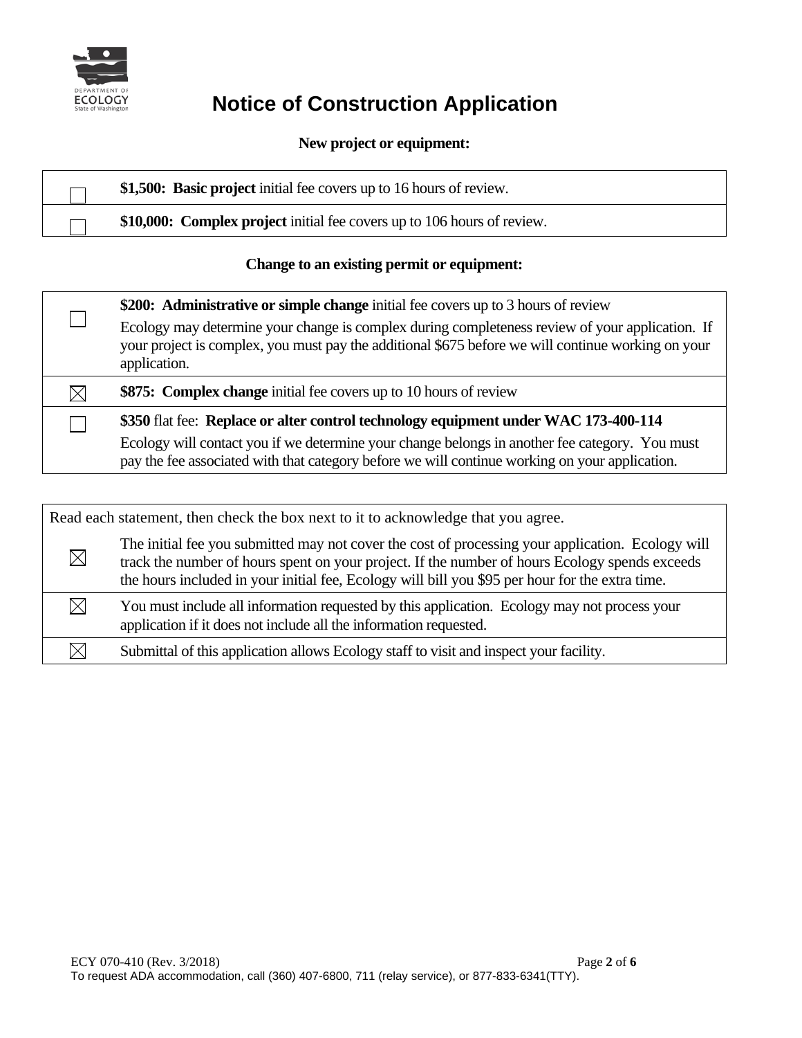# Notice of Construction Application

**New project or equipment:**

| | |
|---|---|
| ☐ | **$1,500: Basic project** initial fee covers up to 16 hours of review. |
| ☐ | **$10,000: Complex project** initial fee covers up to 106 hours of review. |

**Change to an existing permit or equipment:**

| | |
|---|---|
| ☐ | **$200: Administrative or simple change** initial fee covers up to 3 hours of review<br>Ecology may determine your change is complex during completeness review of your application. If your project is complex, you must pay the additional $675 before we will continue working on your application. |
| ☒ | **$875: Complex change** initial fee covers up to 10 hours of review |
| ☐ | **$350** flat fee: **Replace or alter control technology equipment under WAC 173-400-114**<br>Ecology will contact you if we determine your change belongs in another fee category. You must pay the fee associated with that category before we will continue working on your application. |

| Read each statement, then check the box next to it to acknowledge that you agree. | |
|---|---|
| ☒ | The initial fee you submitted may not cover the cost of processing your application. Ecology will track the number of hours spent on your project. If the number of hours Ecology spends exceeds the hours included in your initial fee, Ecology will bill you $95 per hour for the extra time. |
| ☒ | You must include all information requested by this application. Ecology may not process your application if it does not include all the information requested. |
| ☒ | Submittal of this application allows Ecology staff to visit and inspect your facility. |

ECY 070-410 (Rev. 3/2018)

To request ADA accommodation, call (360) 407-6800, 711 (relay service), or 877-833-6341(TTY).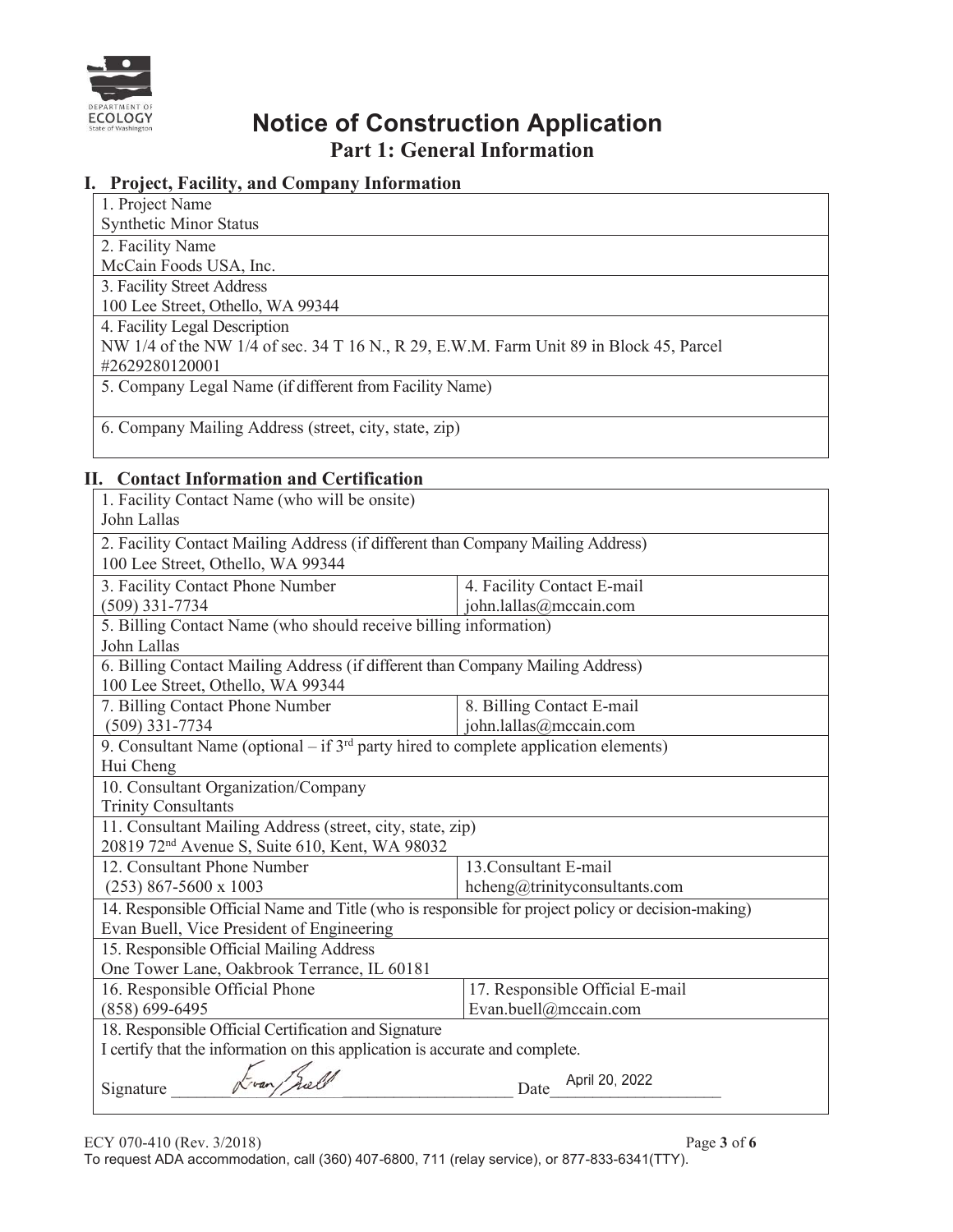# Notice of Construction Application

## Part 1: General Information

### I. Project, Facility, and Company Information

| |
|---|
| 1. Project Name<br>Synthetic Minor Status |
| 2. Facility Name<br>McCain Foods USA, Inc. |
| 3. Facility Street Address<br>100 Lee Street, Othello, WA 99344 |
| 4. Facility Legal Description<br>NW 1/4 of the NW 1/4 of sec. 34 T 16 N., R 29, E.W.M. Farm Unit 89 in Block 45, Parcel #2629280120001 |
| 5. Company Legal Name (if different from Facility Name) |
| 6. Company Mailing Address (street, city, state, zip) |

### II. Contact Information and Certification

| | |
|---|---|
| 1. Facility Contact Name (who will be onsite)<br>John Lallas | |
| 2. Facility Contact Mailing Address (if different than Company Mailing Address)<br>100 Lee Street, Othello, WA 99344 | |
| 3. Facility Contact Phone Number<br>(509) 331-7734 | 4. Facility Contact E-mail<br>john.lallas@mccain.com |
| 5. Billing Contact Name (who should receive billing information)<br>John Lallas | |
| 6. Billing Contact Mailing Address (if different than Company Mailing Address)<br>100 Lee Street, Othello, WA 99344 | |
| 7. Billing Contact Phone Number<br>(509) 331-7734 | 8. Billing Contact E-mail<br>john.lallas@mccain.com |
| 9. Consultant Name (optional – if 3rd party hired to complete application elements)<br>Hui Cheng | |
| 10. Consultant Organization/Company<br>Trinity Consultants | |
| 11. Consultant Mailing Address (street, city, state, zip)<br>20819 72nd Avenue S, Suite 610, Kent, WA 98032 | |
| 12. Consultant Phone Number<br>(253) 867-5600 x 1003 | 13.Consultant E-mail<br>hcheng@trinityconsultants.com |
| 14. Responsible Official Name and Title (who is responsible for project policy or decision-making)<br>Evan Buell, Vice President of Engineering | |
| 15. Responsible Official Mailing Address<br>One Tower Lane, Oakbrook Terrance, IL 60181 | |
| 16. Responsible Official Phone<br>(858) 699-6495 | 17. Responsible Official E-mail<br>Evan.buell@mccain.com |
| 18. Responsible Official Certification and Signature<br>I certify that the information on this application is accurate and complete.<br>Signature *Evan Buell* | Date April 20, 2022 |

ECY 070-410 (Rev. 3/2018)

To request ADA accommodation, call (360) 407-6800, 711 (relay service), or 877-833-6341(TTY).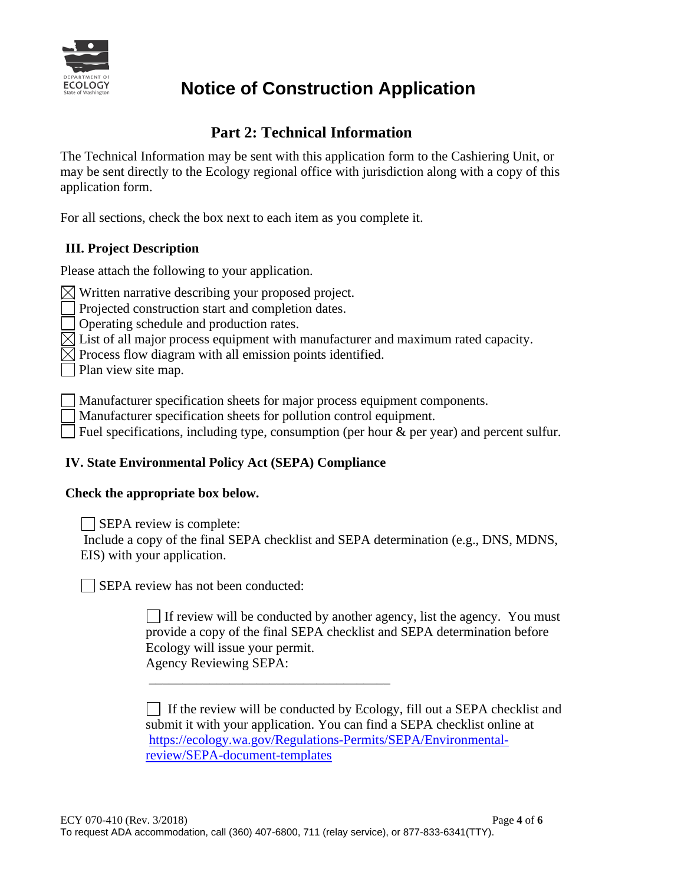# Notice of Construction Application

## Part 2: Technical Information

The Technical Information may be sent with this application form to the Cashiering Unit, or may be sent directly to the Ecology regional office with jurisdiction along with a copy of this application form.

For all sections, check the box next to each item as you complete it.

### III. Project Description

Please attach the following to your application.

- [x] Written narrative describing your proposed project.
- [ ] Projected construction start and completion dates.
- [ ] Operating schedule and production rates.
- [x] List of all major process equipment with manufacturer and maximum rated capacity.
- [x] Process flow diagram with all emission points identified.
- [ ] Plan view site map.

- [ ] Manufacturer specification sheets for major process equipment components.
- [ ] Manufacturer specification sheets for pollution control equipment.
- [ ] Fuel specifications, including type, consumption (per hour & per year) and percent sulfur.

### IV. State Environmental Policy Act (SEPA) Compliance

**Check the appropriate box below.**

- [ ] SEPA review is complete:
  Include a copy of the final SEPA checklist and SEPA determination (e.g., DNS, MDNS, EIS) with your application.

- [ ] SEPA review has not been conducted:

  - [ ] If review will be conducted by another agency, list the agency. You must provide a copy of the final SEPA checklist and SEPA determination before Ecology will issue your permit.
    Agency Reviewing SEPA: ________________________________

  - [ ] If the review will be conducted by Ecology, fill out a SEPA checklist and submit it with your application. You can find a SEPA checklist online at https://ecology.wa.gov/Regulations-Permits/SEPA/Environmental-review/SEPA-document-templates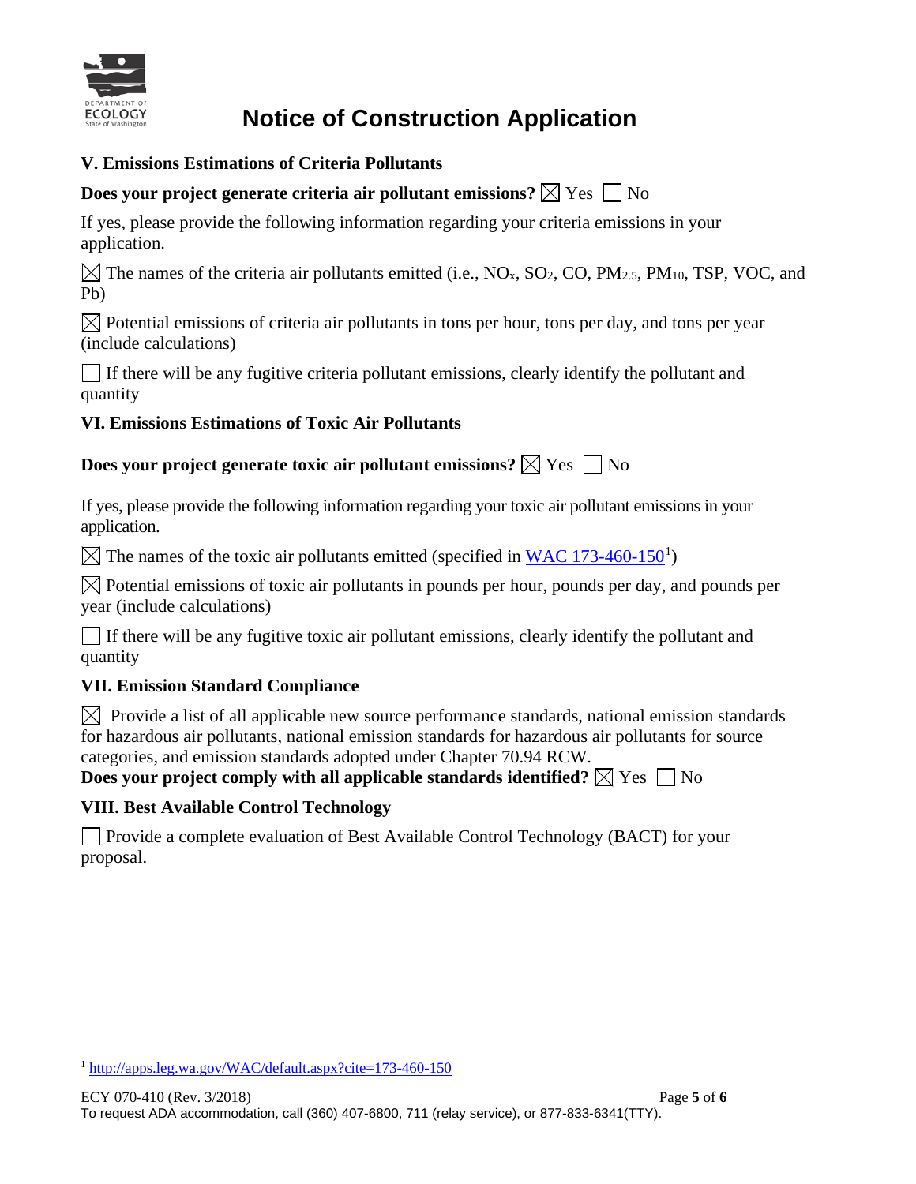# Notice of Construction Application

## V. Emissions Estimations of Criteria Pollutants

**Does your project generate criteria air pollutant emissions?** ☒ Yes ☐ No

If yes, please provide the following information regarding your criteria emissions in your application.

☒ The names of the criteria air pollutants emitted (i.e., $NO_x$, $SO_2$, CO, $PM_{2.5}$, $PM_{10}$, TSP, VOC, and Pb)

☒ Potential emissions of criteria air pollutants in tons per hour, tons per day, and tons per year (include calculations)

☐ If there will be any fugitive criteria pollutant emissions, clearly identify the pollutant and quantity

## VI. Emissions Estimations of Toxic Air Pollutants

**Does your project generate toxic air pollutant emissions?** ☒ Yes ☐ No

If yes, please provide the following information regarding your toxic air pollutant emissions in your application.

☒ The names of the toxic air pollutants emitted (specified in WAC 173-460-150[1])

☒ Potential emissions of toxic air pollutants in pounds per hour, pounds per day, and pounds per year (include calculations)

☐ If there will be any fugitive toxic air pollutant emissions, clearly identify the pollutant and quantity

## VII. Emission Standard Compliance

☒ Provide a list of all applicable new source performance standards, national emission standards for hazardous air pollutants, national emission standards for hazardous air pollutants for source categories, and emission standards adopted under Chapter 70.94 RCW.

**Does your project comply with all applicable standards identified?** ☒ Yes ☐ No

## VIII. Best Available Control Technology

☐ Provide a complete evaluation of Best Available Control Technology (BACT) for your proposal.

---

[1] http://apps.leg.wa.gov/WAC/default.aspx?cite=173-460-150

ECY 070-410 (Rev. 3/2018)

To request ADA accommodation, call (360) 407-6800, 711 (relay service), or 877-833-6341(TTY).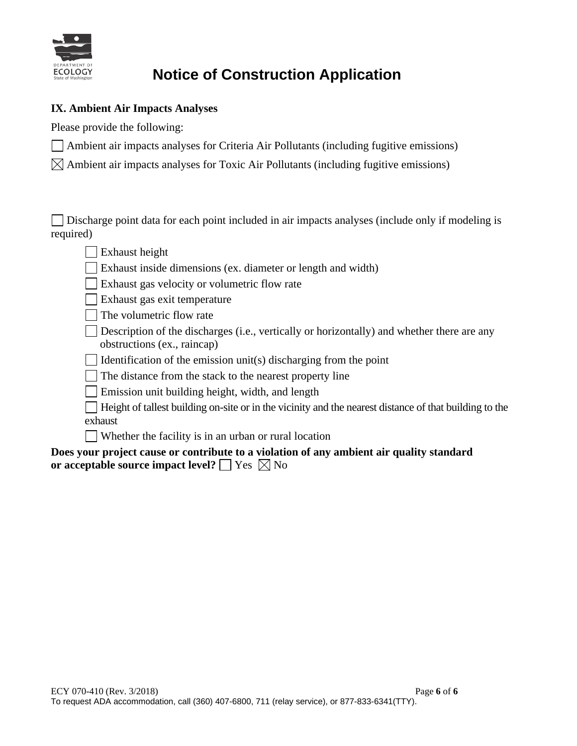# Notice of Construction Application

**IX. Ambient Air Impacts Analyses**

Please provide the following:

☐ Ambient air impacts analyses for Criteria Air Pollutants (including fugitive emissions)

☒ Ambient air impacts analyses for Toxic Air Pollutants (including fugitive emissions)

☐ Discharge point data for each point included in air impacts analyses (include only if modeling is required)

- ☐ Exhaust height
- ☐ Exhaust inside dimensions (ex. diameter or length and width)
- ☐ Exhaust gas velocity or volumetric flow rate
- ☐ Exhaust gas exit temperature
- ☐ The volumetric flow rate
- ☐ Description of the discharges (i.e., vertically or horizontally) and whether there are any obstructions (ex., raincap)
- ☐ Identification of the emission unit(s) discharging from the point
- ☐ The distance from the stack to the nearest property line
- ☐ Emission unit building height, width, and length
- ☐ Height of tallest building on-site or in the vicinity and the nearest distance of that building to the exhaust
- ☐ Whether the facility is in an urban or rural location

**Does your project cause or contribute to a violation of any ambient air quality standard or acceptable source impact level?** ☐ Yes ☒ No

ECY 070-410 (Rev. 3/2018)

To request ADA accommodation, call (360) 407-6800, 711 (relay service), or 877-833-6341(TTY).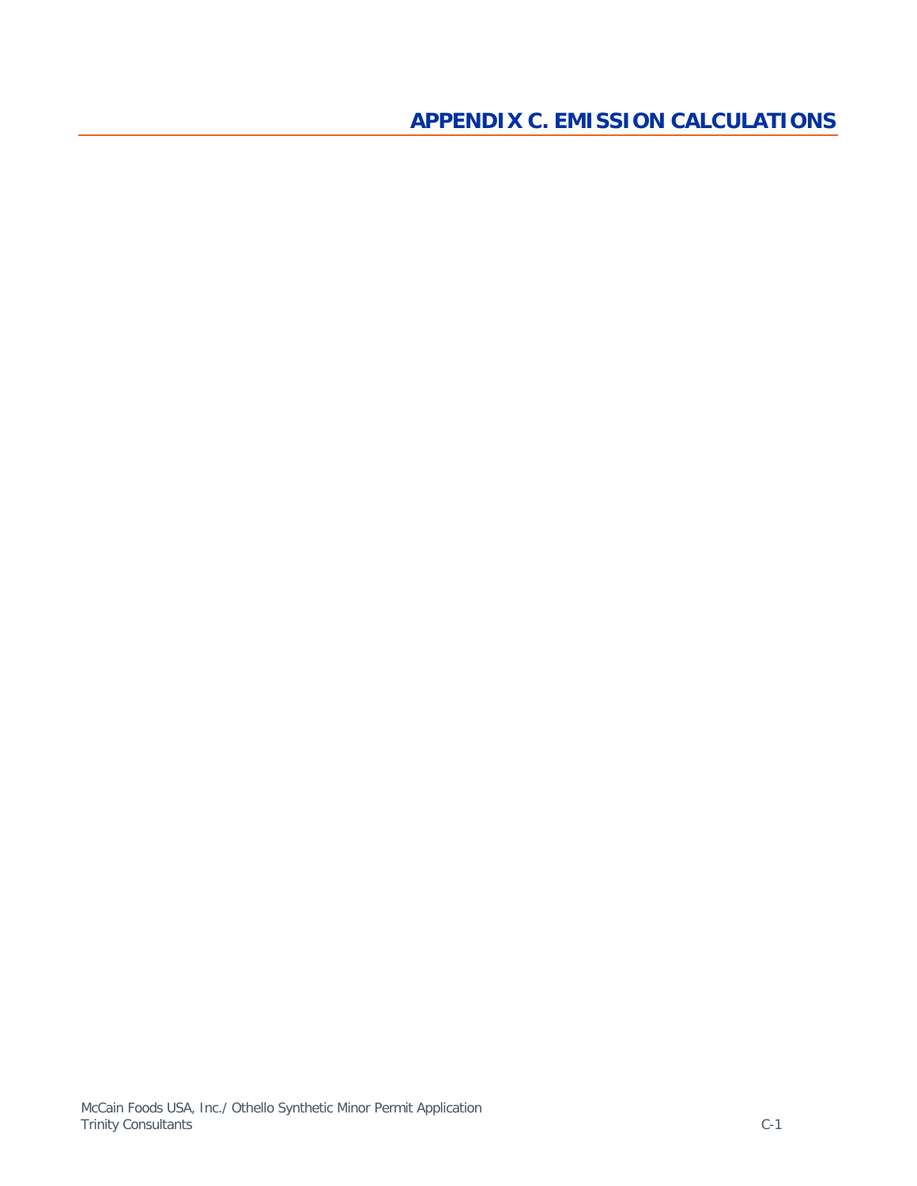# APPENDIX C. EMISSION CALCULATIONS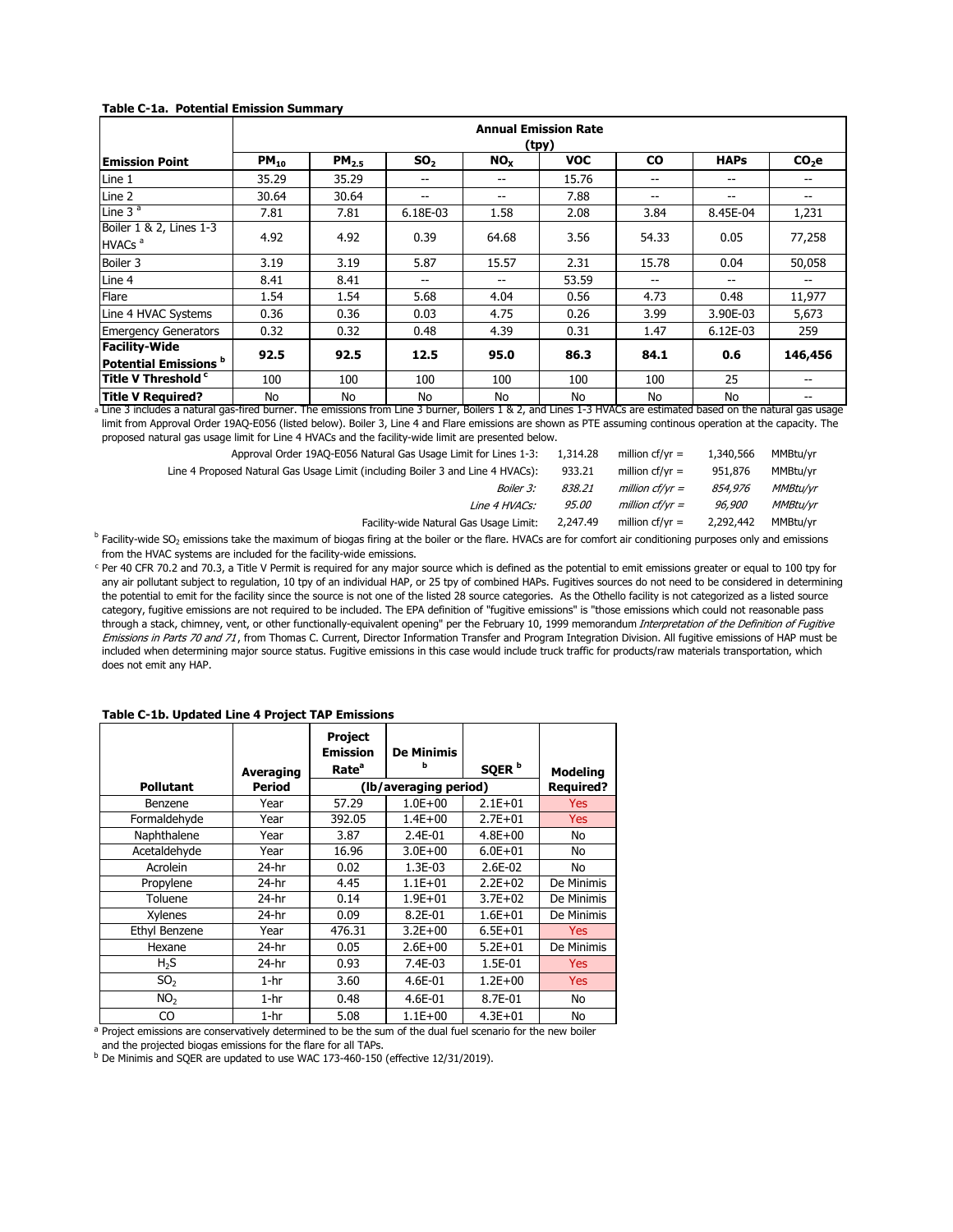**Table C-1a. Potential Emission Summary**

| Emission Point | Annual Emission Rate (tpy) | | | | | | | |
|---|---|---|---|---|---|---|---|---|
| | $PM_{10}$ | $PM_{2.5}$ | $SO_2$ | $NO_X$ | VOC | CO | HAPs | $CO_2e$ |
| Line 1 | 35.29 | 35.29 | -- | -- | 15.76 | -- | -- | -- |
| Line 2 | 30.64 | 30.64 | -- | -- | 7.88 | -- | -- | -- |
| Line 3 [a] | 7.81 | 7.81 | 6.18E-03 | 1.58 | 2.08 | 3.84 | 8.45E-04 | 1,231 |
| Boiler 1 & 2, Lines 1-3 HVACs [a] | 4.92 | 4.92 | 0.39 | 64.68 | 3.56 | 54.33 | 0.05 | 77,258 |
| Boiler 3 | 3.19 | 3.19 | 5.87 | 15.57 | 2.31 | 15.78 | 0.04 | 50,058 |
| Line 4 | 8.41 | 8.41 | -- | -- | 53.59 | -- | -- | -- |
| Flare | 1.54 | 1.54 | 5.68 | 4.04 | 0.56 | 4.73 | 0.48 | 11,977 |
| Line 4 HVAC Systems | 0.36 | 0.36 | 0.03 | 4.75 | 0.26 | 3.99 | 3.90E-03 | 5,673 |
| Emergency Generators | 0.32 | 0.32 | 0.48 | 4.39 | 0.31 | 1.47 | 6.12E-03 | 259 |
| **Facility-Wide Potential Emissions [b]** | **92.5** | **92.5** | **12.5** | **95.0** | **86.3** | **84.1** | **0.6** | **146,456** |
| **Title V Threshold [c]** | 100 | 100 | 100 | 100 | 100 | 100 | 25 | -- |
| **Title V Required?** | No | No | No | No | No | No | No | -- |

[a] Line 3 includes a natural gas-fired burner. The emissions from Line 3 burner, Boilers 1 & 2, and Lines 1-3 HVACs are estimated based on the natural gas usage limit from Approval Order 19AQ-E056 (listed below). Boiler 3, Line 4 and Flare emissions are shown as PTE assuming continous operation at the capacity. The proposed natural gas usage limit for Line 4 HVACs and the facility-wide limit are presented below.

| | | | | |
|---|---|---|---|---|
| Approval Order 19AQ-E056 Natural Gas Usage Limit for Lines 1-3: | 1,314.28 | million cf/yr = | 1,340,566 | MMBtu/yr |
| Line 4 Proposed Natural Gas Usage Limit (including Boiler 3 and Line 4 HVACs): | 933.21 | million cf/yr = | 951,876 | MMBtu/yr |
| *Boiler 3:* | *838.21* | *million cf/yr =* | *854,976* | *MMBtu/yr* |
| *Line 4 HVACs:* | *95.00* | *million cf/yr =* | *96,900* | *MMBtu/yr* |
| Facility-wide Natural Gas Usage Limit: | 2,247.49 | million cf/yr = | 2,292,442 | MMBtu/yr |

[b] Facility-wide $SO_2$ emissions take the maximum of biogas firing at the boiler or the flare. HVACs are for comfort air conditioning purposes only and emissions from the HVAC systems are included for the facility-wide emissions.

[c] Per 40 CFR 70.2 and 70.3, a Title V Permit is required for any major source which is defined as the potential to emit emissions greater or equal to 100 tpy for any air pollutant subject to regulation, 10 tpy of an individual HAP, or 25 tpy of combined HAPs. Fugitives sources do not need to be considered in determining the potential to emit for the facility since the source is not one of the listed 28 source categories. As the Othello facility is not categorized as a listed source category, fugitive emissions are not required to be included. The EPA definition of "fugitive emissions" is "those emissions which could not reasonable pass through a stack, chimney, vent, or other functionally-equivalent opening" per the February 10, 1999 memorandum *Interpretation of the Definition of Fugitive Emissions in Parts 70 and 71*, from Thomas C. Current, Director Information Transfer and Program Integration Division. All fugitive emissions of HAP must be included when determining major source status. Fugitive emissions in this case would include truck traffic for products/raw materials transportation, which does not emit any HAP.

**Table C-1b. Updated Line 4 Project TAP Emissions**

| Pollutant | Averaging Period | Project Emission Rate[a] | De Minimis [b] | SQER [b] | Modeling Required? |
|---|---|---|---|---|---|
| | | (lb/averaging period) | | | |
| Benzene | Year | 57.29 | 1.0E+00 | 2.1E+01 | Yes |
| Formaldehyde | Year | 392.05 | 1.4E+00 | 2.7E+01 | Yes |
| Naphthalene | Year | 3.87 | 2.4E-01 | 4.8E+00 | No |
| Acetaldehyde | Year | 16.96 | 3.0E+00 | 6.0E+01 | No |
| Acrolein | 24-hr | 0.02 | 1.3E-03 | 2.6E-02 | No |
| Propylene | 24-hr | 4.45 | 1.1E+01 | 2.2E+02 | De Minimis |
| Toluene | 24-hr | 0.14 | 1.9E+01 | 3.7E+02 | De Minimis |
| Xylenes | 24-hr | 0.09 | 8.2E-01 | 1.6E+01 | De Minimis |
| Ethyl Benzene | Year | 476.31 | 3.2E+00 | 6.5E+01 | Yes |
| Hexane | 24-hr | 0.05 | 2.6E+00 | 5.2E+01 | De Minimis |
| $H_2S$ | 24-hr | 0.93 | 7.4E-03 | 1.5E-01 | Yes |
| $SO_2$ | 1-hr | 3.60 | 4.6E-01 | 1.2E+00 | Yes |
| $NO_2$ | 1-hr | 0.48 | 4.6E-01 | 8.7E-01 | No |
| CO | 1-hr | 5.08 | 1.1E+00 | 4.3E+01 | No |

[a] Project emissions are conservatively determined to be the sum of the dual fuel scenario for the new boiler and the projected biogas emissions for the flare for all TAPs.

[b] De Minimis and SQER are updated to use WAC 173-460-150 (effective 12/31/2019).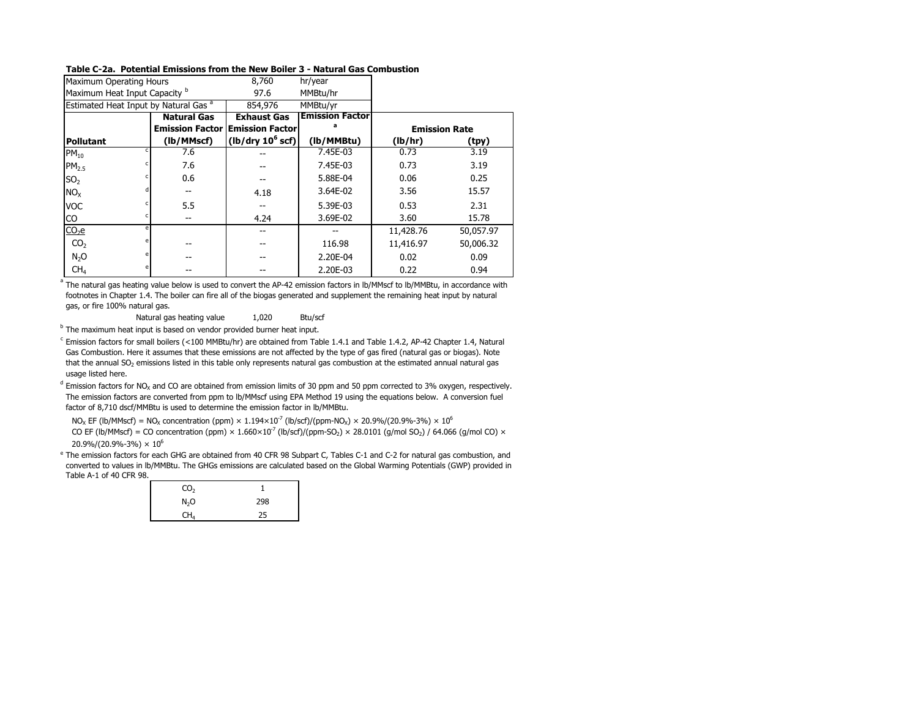**Table C-2a. Potential Emissions from the New Boiler 3 - Natural Gas Combustion**

| Maximum Operating Hours | 8,760 | hr/year |
|---|---|---|
| Maximum Heat Input Capacity [b] | 97.6 | MMBtu/hr |
| Estimated Heat Input by Natural Gas [a] | 854,976 | MMBtu/yr |

| Pollutant | | Natural Gas Emission Factor (lb/MMscf) | Exhaust Gas Emission Factor (lb/dry $10^6$ scf) | Emission Factor [a] (lb/MMBtu) | Emission Rate (lb/hr) | Emission Rate (tpy) |
|---|---|---|---|---|---|---|
| $PM_{10}$ | c | 7.6 | -- | 7.45E-03 | 0.73 | 3.19 |
| $PM_{2.5}$ | c | 7.6 | -- | 7.45E-03 | 0.73 | 3.19 |
| $SO_2$ | c | 0.6 | -- | 5.88E-04 | 0.06 | 0.25 |
| $NO_X$ | d | -- | 4.18 | 3.64E-02 | 3.56 | 15.57 |
| VOC | c | 5.5 | -- | 5.39E-03 | 0.53 | 2.31 |
| CO | c | -- | 4.24 | 3.69E-02 | 3.60 | 15.78 |
| $CO_2e$ | e | | -- | -- | 11,428.76 | 50,057.97 |
| $CO_2$ | e | -- | -- | 116.98 | 11,416.97 | 50,006.32 |
| $N_2O$ | e | -- | -- | 2.20E-04 | 0.02 | 0.09 |
| $CH_4$ | e | -- | -- | 2.20E-03 | 0.22 | 0.94 |

[a] The natural gas heating value below is used to convert the AP-42 emission factors in lb/MMscf to lb/MMBtu, in accordance with footnotes in Chapter 1.4. The boiler can fire all of the biogas generated and supplement the remaining heat input by natural gas, or fire 100% natural gas.

Natural gas heating value 1,020 Btu/scf

[b] The maximum heat input is based on vendor provided burner heat input.

[c] Emission factors for small boilers (<100 MMBtu/hr) are obtained from Table 1.4.1 and Table 1.4.2, AP-42 Chapter 1.4, Natural Gas Combustion. Here it assumes that these emissions are not affected by the type of gas fired (natural gas or biogas). Note that the annual $SO_2$ emissions listed in this table only represents natural gas combustion at the estimated annual natural gas usage listed here.

[d] Emission factors for $NO_X$ and CO are obtained from emission limits of 30 ppm and 50 ppm corrected to 3% oxygen, respectively. The emission factors are converted from ppm to lb/MMscf using EPA Method 19 using the equations below. A conversion fuel factor of 8,710 dscf/MMBtu is used to determine the emission factor in lb/MMBtu.

$NO_X$ EF (lb/MMscf) = $NO_X$ concentration (ppm) × $1.194 \times 10^{-7}$ (lb/scf)/(ppm-$NO_X$) × 20.9%/(20.9%-3%) × $10^6$

CO EF (lb/MMscf) = CO concentration (ppm) × $1.660 \times 10^{-7}$ (lb/scf)/(ppm-$SO_2$) × 28.0101 (g/mol $SO_2$) / 64.066 (g/mol CO) × 20.9%/(20.9%-3%) × $10^6$

[e] The emission factors for each GHG are obtained from 40 CFR 98 Subpart C, Tables C-1 and C-2 for natural gas combustion, and converted to values in lb/MMBtu. The GHGs emissions are calculated based on the Global Warming Potentials (GWP) provided in Table A-1 of 40 CFR 98.

| GHG | GWP |
|---|---|
| $CO_2$ | 1 |
| $N_2O$ | 298 |
| $CH_4$ | 25 |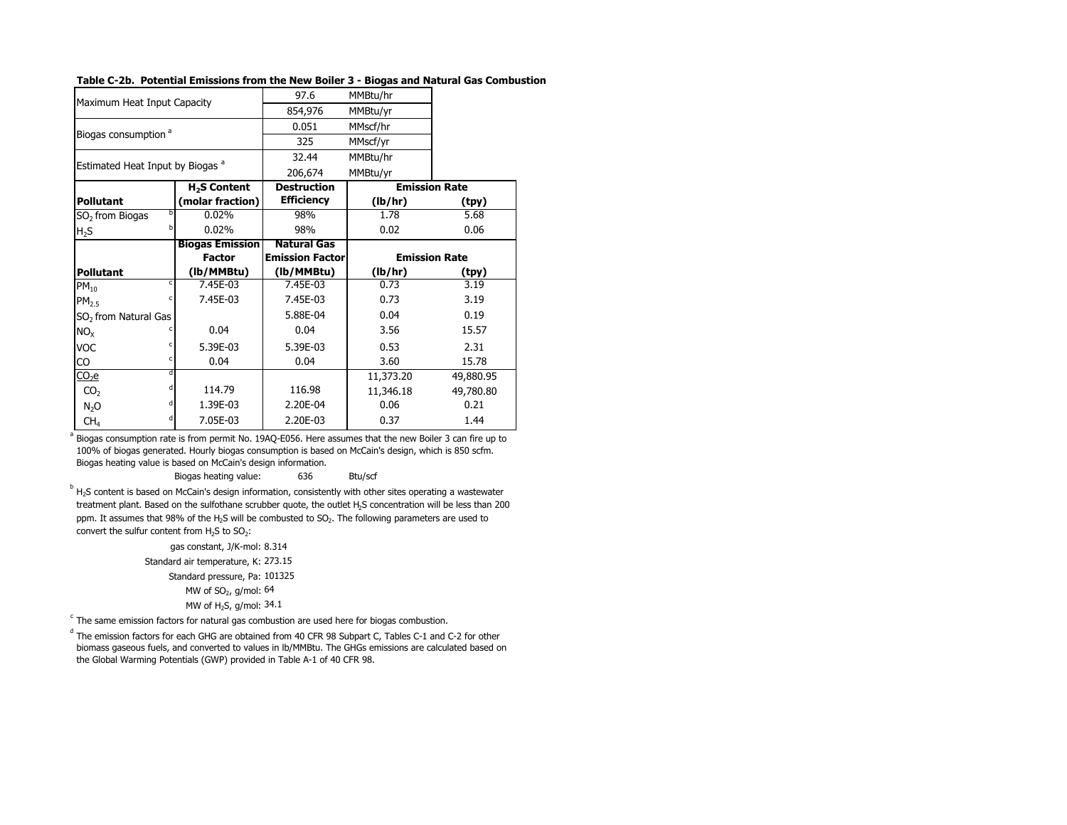**Table C-2b. Potential Emissions from the New Boiler 3 - Biogas and Natural Gas Combustion**

| | | |
|---|---|---|
| Maximum Heat Input Capacity | 97.6 | MMBtu/hr |
| | 854,976 | MMBtu/yr |
| Biogas consumption [a] | 0.051 | MMscf/hr |
| | 325 | MMscf/yr |
| Estimated Heat Input by Biogas [a] | 32.44 | MMBtu/hr |
| | 206,674 | MMBtu/yr |

| Pollutant | $H_2S$ Content (molar fraction) | Destruction Efficiency | Emission Rate (lb/hr) | Emission Rate (tpy) |
|---|---|---|---|---|
| $SO_2$ from Biogas [b] | 0.02% | 98% | 1.78 | 5.68 |
| $H_2S$ [b] | 0.02% | 98% | 0.02 | 0.06 |

| Pollutant | Biogas Emission Factor (lb/MMBtu) | Natural Gas Emission Factor (lb/MMBtu) | Emission Rate (lb/hr) | Emission Rate (tpy) |
|---|---|---|---|---|
| $PM_{10}$ [c] | 7.45E-03 | 7.45E-03 | 0.73 | 3.19 |
| $PM_{2.5}$ [c] | 7.45E-03 | 7.45E-03 | 0.73 | 3.19 |
| $SO_2$ from Natural Gas | | 5.88E-04 | 0.04 | 0.19 |
| $NO_X$ [c] | 0.04 | 0.04 | 3.56 | 15.57 |
| VOC [c] | 5.39E-03 | 5.39E-03 | 0.53 | 2.31 |
| CO [c] | 0.04 | 0.04 | 3.60 | 15.78 |
| $CO_2e$ [d] | | | 11,373.20 | 49,880.95 |
| $CO_2$ [d] | 114.79 | 116.98 | 11,346.18 | 49,780.80 |
| $N_2O$ [d] | 1.39E-03 | 2.20E-04 | 0.06 | 0.21 |
| $CH_4$ [d] | 7.05E-03 | 2.20E-03 | 0.37 | 1.44 |

[a] Biogas consumption rate is from permit No. 19AQ-E056. Here assumes that the new Boiler 3 can fire up to 100% of biogas generated. Hourly biogas consumption is based on McCain's design, which is 850 scfm. Biogas heating value is based on McCain's design information.

Biogas heating value: 636 Btu/scf

[b] $H_2S$ content is based on McCain's design information, consistently with other sites operating a wastewater treatment plant. Based on the sulfothane scrubber quote, the outlet $H_2S$ concentration will be less than 200 ppm. It assumes that 98% of the $H_2S$ will be combusted to $SO_2$. The following parameters are used to convert the sulfur content from $H_2S$ to $SO_2$:

gas constant, J/K-mol: 8.314
Standard air temperature, K: 273.15
Standard pressure, Pa: 101325
MW of $SO_2$, g/mol: 64
MW of $H_2S$, g/mol: 34.1

[c] The same emission factors for natural gas combustion are used here for biogas combustion.

[d] The emission factors for each GHG are obtained from 40 CFR 98 Subpart C, Tables C-1 and C-2 for other biomass gaseous fuels, and converted to values in lb/MMBtu. The GHGs emissions are calculated based on the Global Warming Potentials (GWP) provided in Table A-1 of 40 CFR 98.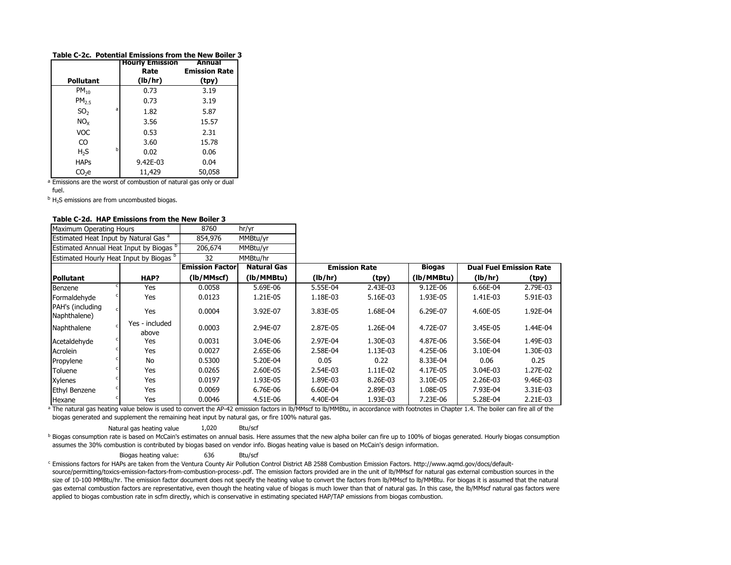**Table C-2c. Potential Emissions from the New Boiler 3**

| Pollutant | | Hourly Emission Rate (lb/hr) | Annual Emission Rate (tpy) |
|---|---|---|---|
| $PM_{10}$ | | 0.73 | 3.19 |
| $PM_{2.5}$ | | 0.73 | 3.19 |
| $SO_2$ | a | 1.82 | 5.87 |
| $NO_X$ | | 3.56 | 15.57 |
| VOC | | 0.53 | 2.31 |
| CO | | 3.60 | 15.78 |
| $H_2S$ | b | 0.02 | 0.06 |
| HAPs | | 9.42E-03 | 0.04 |
| $CO_2e$ | | 11,429 | 50,058 |

[a] Emissions are the worst of combustion of natural gas only or dual fuel.

[b] $H_2S$ emissions are from uncombusted biogas.

**Table C-2d. HAP Emissions from the New Boiler 3**

| Maximum Operating Hours | | 8760 | hr/yr |
|---|---|---|---|
| Estimated Heat Input by Natural Gas [a] | | 854,976 | MMBtu/yr |
| Estimated Annual Heat Input by Biogas [b] | | 206,674 | MMBtu/yr |
| Estimated Hourly Heat Input by Biogas [b] | | 32 | MMBtu/hr |

| Pollutant | | HAP? | Emission Factor (lb/MMscf) | Natural Gas (lb/MMBtu) | Emission Rate (lb/hr) | Emission Rate (tpy) | Biogas (lb/MMBtu) | Dual Fuel Emission Rate (lb/hr) | Dual Fuel Emission Rate (tpy) |
|---|---|---|---|---|---|---|---|---|---|
| Benzene | c | Yes | 0.0058 | 5.69E-06 | 5.55E-04 | 2.43E-03 | 9.12E-06 | 6.66E-04 | 2.79E-03 |
| Formaldehyde | c | Yes | 0.0123 | 1.21E-05 | 1.18E-03 | 5.16E-03 | 1.93E-05 | 1.41E-03 | 5.91E-03 |
| PAH's (including Naphthalene) | c | Yes | 0.0004 | 3.92E-07 | 3.83E-05 | 1.68E-04 | 6.29E-07 | 4.60E-05 | 1.92E-04 |
| Naphthalene | c | Yes - included above | 0.0003 | 2.94E-07 | 2.87E-05 | 1.26E-04 | 4.72E-07 | 3.45E-05 | 1.44E-04 |
| Acetaldehyde | c | Yes | 0.0031 | 3.04E-06 | 2.97E-04 | 1.30E-03 | 4.87E-06 | 3.56E-04 | 1.49E-03 |
| Acrolein | c | Yes | 0.0027 | 2.65E-06 | 2.58E-04 | 1.13E-03 | 4.25E-06 | 3.10E-04 | 1.30E-03 |
| Propylene | c | No | 0.5300 | 5.20E-04 | 0.05 | 0.22 | 8.33E-04 | 0.06 | 0.25 |
| Toluene | c | Yes | 0.0265 | 2.60E-05 | 2.54E-03 | 1.11E-02 | 4.17E-05 | 3.04E-03 | 1.27E-02 |
| Xylenes | c | Yes | 0.0197 | 1.93E-05 | 1.89E-03 | 8.26E-03 | 3.10E-05 | 2.26E-03 | 9.46E-03 |
| Ethyl Benzene | c | Yes | 0.0069 | 6.76E-06 | 6.60E-04 | 2.89E-03 | 1.08E-05 | 7.93E-04 | 3.31E-03 |
| Hexane | c | Yes | 0.0046 | 4.51E-06 | 4.40E-04 | 1.93E-03 | 7.23E-06 | 5.28E-04 | 2.21E-03 |

[a] The natural gas heating value below is used to convert the AP-42 emission factors in lb/MMscf to lb/MMBtu, in accordance with footnotes in Chapter 1.4. The boiler can fire all of the biogas generated and supplement the remaining heat input by natural gas, or fire 100% natural gas.

Natural gas heating value 1,020 Btu/scf

[b] Biogas consumption rate is based on McCain's estimates on annual basis. Here assumes that the new alpha boiler can fire up to 100% of biogas generated. Hourly biogas consumption assumes the 30% combustion is contributed by biogas based on vendor info. Biogas heating value is based on McCain's design information.

Biogas heating value: 636 Btu/scf

[c] Emissions factors for HAPs are taken from the Ventura County Air Pollution Control District AB 2588 Combustion Emission Factors. http://www.aqmd.gov/docs/default-source/permitting/toxics-emission-factors-from-combustion-process-.pdf. The emission factors provided are in the unit of lb/MMscf for natural gas external combustion sources in the size of 10-100 MMBtu/hr. The emission factor document does not specify the heating value to convert the factors from lb/MMscf to lb/MMBtu. For biogas it is assumed that the natural gas external combustion factors are representative, even though the heating value of biogas is much lower than that of natural gas. In this case, the lb/MMscf natural gas factors were applied to biogas combustion rate in scfm directly, which is conservative in estimating speciated HAP/TAP emissions from biogas combustion.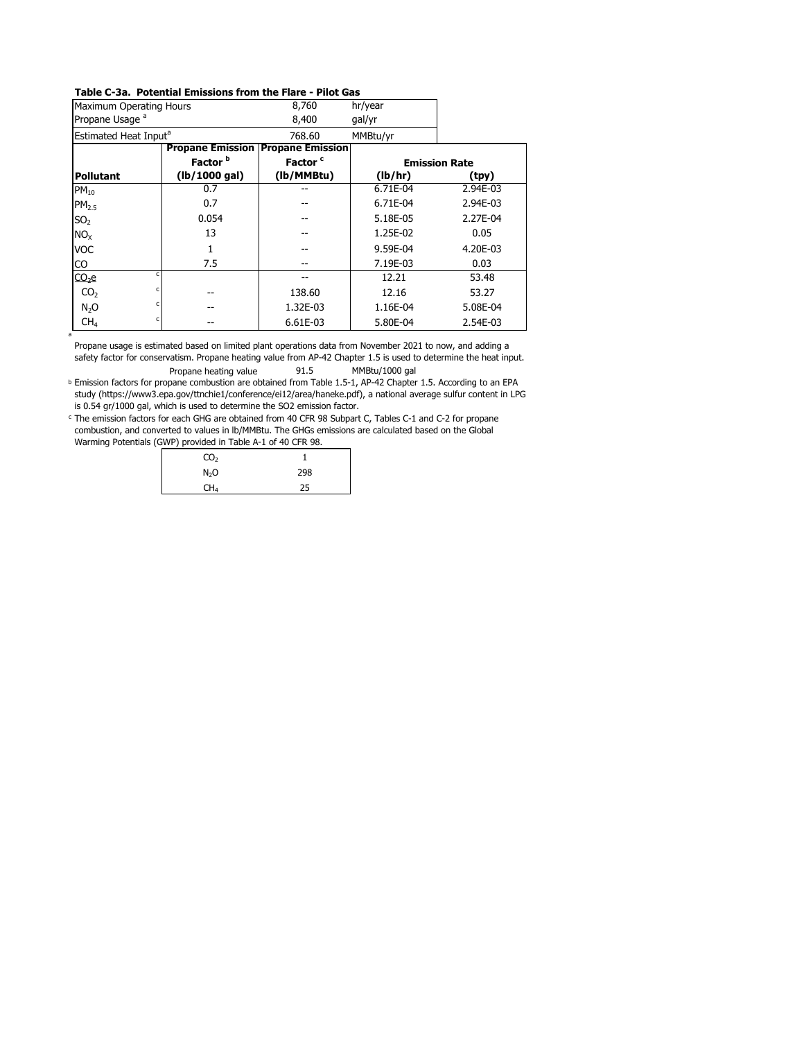**Table C-3a. Potential Emissions from the Flare - Pilot Gas**

| Maximum Operating Hours | | 8,760 | hr/year | |
|---|---|---|---|---|
| Propane Usage [a] | | 8,400 | gal/yr | |
| Estimated Heat Input[a] | | 768.60 | MMBtu/yr | |
| **Pollutant** | **Propane Emission Factor [b] (lb/1000 gal)** | **Propane Emission Factor [c] (lb/MMBtu)** | **Emission Rate (lb/hr)** | **Emission Rate (tpy)** |
| $PM_{10}$ | 0.7 | -- | 6.71E-04 | 2.94E-03 |
| $PM_{2.5}$ | 0.7 | -- | 6.71E-04 | 2.94E-03 |
| $SO_2$ | 0.054 | -- | 5.18E-05 | 2.27E-04 |
| $NO_X$ | 13 | -- | 1.25E-02 | 0.05 |
| VOC | 1 | -- | 9.59E-04 | 4.20E-03 |
| CO | 7.5 | -- | 7.19E-03 | 0.03 |
| $CO_2e$ [c] | | -- | 12.21 | 53.48 |
| $CO_2$ [c] | -- | 138.60 | 12.16 | 53.27 |
| $N_2O$ [c] | -- | 1.32E-03 | 1.16E-04 | 5.08E-04 |
| $CH_4$ [c] | -- | 6.61E-03 | 5.80E-04 | 2.54E-03 |

[a] Propane usage is estimated based on limited plant operations data from November 2021 to now, and adding a safety factor for conservatism. Propane heating value from AP-42 Chapter 1.5 is used to determine the heat input.

Propane heating value 91.5 MMBtu/1000 gal

[b] Emission factors for propane combustion are obtained from Table 1.5-1, AP-42 Chapter 1.5. According to an EPA study (https://www3.epa.gov/ttnchie1/conference/ei12/area/haneke.pdf), a national average sulfur content in LPG is 0.54 gr/1000 gal, which is used to determine the SO2 emission factor.

[c] The emission factors for each GHG are obtained from 40 CFR 98 Subpart C, Tables C-1 and C-2 for propane combustion, and converted to values in lb/MMBtu. The GHGs emissions are calculated based on the Global Warming Potentials (GWP) provided in Table A-1 of 40 CFR 98.

| | |
|---|---|
| $CO_2$ | 1 |
| $N_2O$ | 298 |
| $CH_4$ | 25 |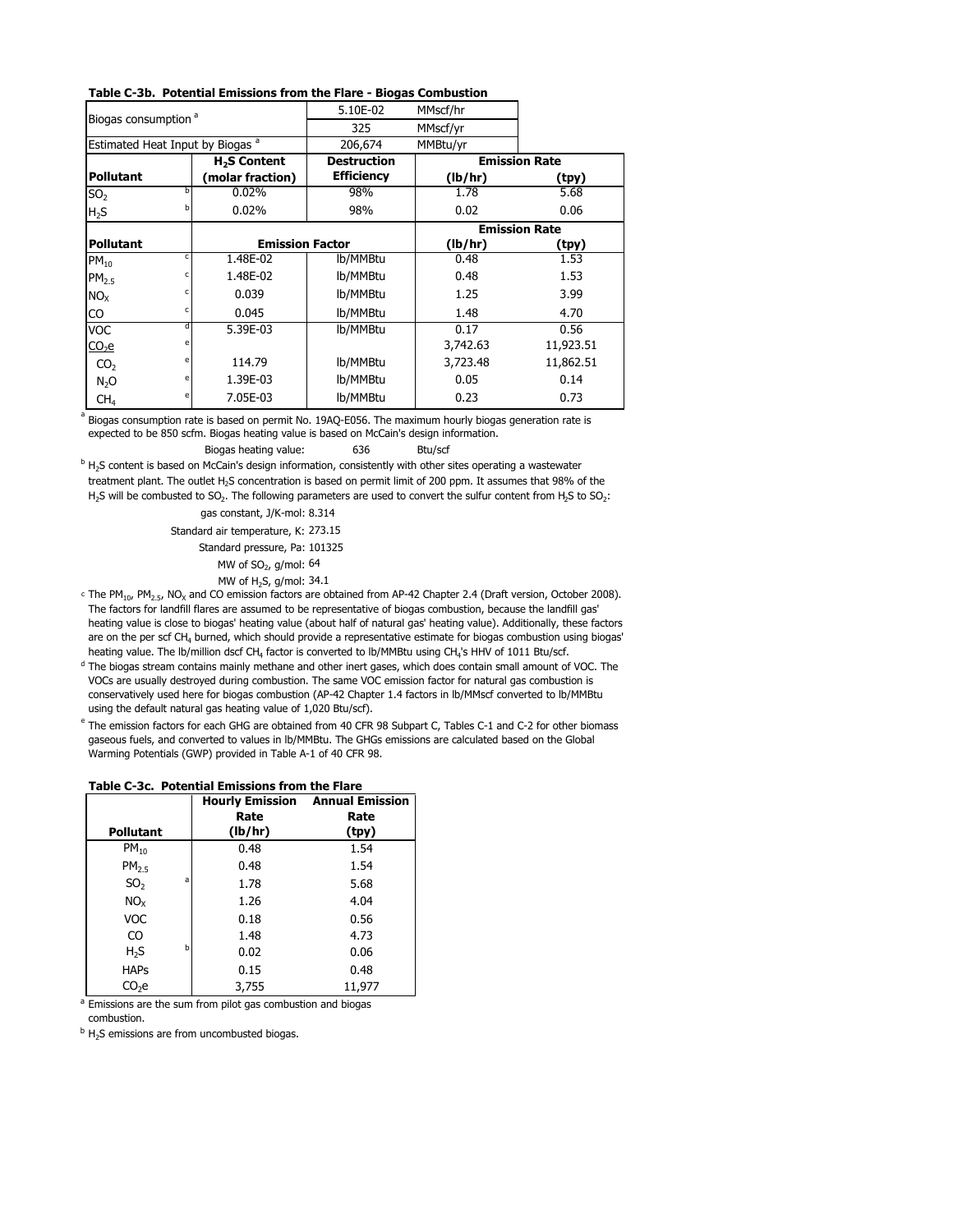**Table C-3b. Potential Emissions from the Flare - Biogas Combustion**

| Biogas consumption [a] | | 5.10E-02 | MMscf/hr | |
|---|---|---|---|---|
| | | 325 | MMscf/yr | |
| Estimated Heat Input by Biogas [a] | | 206,674 | MMBtu/yr | |
| **Pollutant** | **$H_2S$ Content (molar fraction)** | **Destruction Efficiency** | **Emission Rate (lb/hr)** | **Emission Rate (tpy)** |
| $SO_2$ [b] | 0.02% | 98% | 1.78 | 5.68 |
| $H_2S$ [b] | 0.02% | 98% | 0.02 | 0.06 |
| **Pollutant** | **Emission Factor** | | **Emission Rate (lb/hr)** | **Emission Rate (tpy)** |
| $PM_{10}$ [c] | 1.48E-02 | lb/MMBtu | 0.48 | 1.53 |
| $PM_{2.5}$ [c] | 1.48E-02 | lb/MMBtu | 0.48 | 1.53 |
| $NO_X$ [c] | 0.039 | lb/MMBtu | 1.25 | 3.99 |
| CO [c] | 0.045 | lb/MMBtu | 1.48 | 4.70 |
| VOC [d] | 5.39E-03 | lb/MMBtu | 0.17 | 0.56 |
| $CO_2e$ [e] | | | 3,742.63 | 11,923.51 |
| $CO_2$ [e] | 114.79 | lb/MMBtu | 3,723.48 | 11,862.51 |
| $N_2O$ [e] | 1.39E-03 | lb/MMBtu | 0.05 | 0.14 |
| $CH_4$ [e] | 7.05E-03 | lb/MMBtu | 0.23 | 0.73 |

[a] Biogas consumption rate is based on permit No. 19AQ-E056. The maximum hourly biogas generation rate is expected to be 850 scfm. Biogas heating value is based on McCain's design information.

Biogas heating value: 636 Btu/scf

[b] $H_2S$ content is based on McCain's design information, consistently with other sites operating a wastewater treatment plant. The outlet $H_2S$ concentration is based on permit limit of 200 ppm. It assumes that 98% of the $H_2S$ will be combusted to $SO_2$. The following parameters are used to convert the sulfur content from $H_2S$ to $SO_2$:

gas constant, J/K-mol: 8.314
Standard air temperature, K: 273.15
Standard pressure, Pa: 101325
MW of $SO_2$, g/mol: 64
MW of $H_2S$, g/mol: 34.1

[c] The $PM_{10}$, $PM_{2.5}$, $NO_X$ and CO emission factors are obtained from AP-42 Chapter 2.4 (Draft version, October 2008). The factors for landfill flares are assumed to be representative of biogas combustion, because the landfill gas' heating value is close to biogas' heating value (about half of natural gas' heating value). Additionally, these factors are on the per scf $CH_4$ burned, which should provide a representative estimate for biogas combustion using biogas' heating value. The lb/million dscf $CH_4$ factor is converted to lb/MMBtu using $CH_4$'s HHV of 1011 Btu/scf.

[d] The biogas stream contains mainly methane and other inert gases, which does contain small amount of VOC. The VOCs are usually destroyed during combustion. The same VOC emission factor for natural gas combustion is conservatively used here for biogas combustion (AP-42 Chapter 1.4 factors in lb/MMscf converted to lb/MMBtu using the default natural gas heating value of 1,020 Btu/scf).

[e] The emission factors for each GHG are obtained from 40 CFR 98 Subpart C, Tables C-1 and C-2 for other biomass gaseous fuels, and converted to values in lb/MMBtu. The GHGs emissions are calculated based on the Global Warming Potentials (GWP) provided in Table A-1 of 40 CFR 98.

**Table C-3c. Potential Emissions from the Flare**

| Pollutant | Hourly Emission Rate (lb/hr) | Annual Emission Rate (tpy) |
|---|---|---|
| $PM_{10}$ | 0.48 | 1.54 |
| $PM_{2.5}$ | 0.48 | 1.54 |
| $SO_2$ [a] | 1.78 | 5.68 |
| $NO_X$ | 1.26 | 4.04 |
| VOC | 0.18 | 0.56 |
| CO | 1.48 | 4.73 |
| $H_2S$ [b] | 0.02 | 0.06 |
| HAPs | 0.15 | 0.48 |
| $CO_2e$ | 3,755 | 11,977 |

[a] Emissions are the sum from pilot gas combustion and biogas combustion.

[b] $H_2S$ emissions are from uncombusted biogas.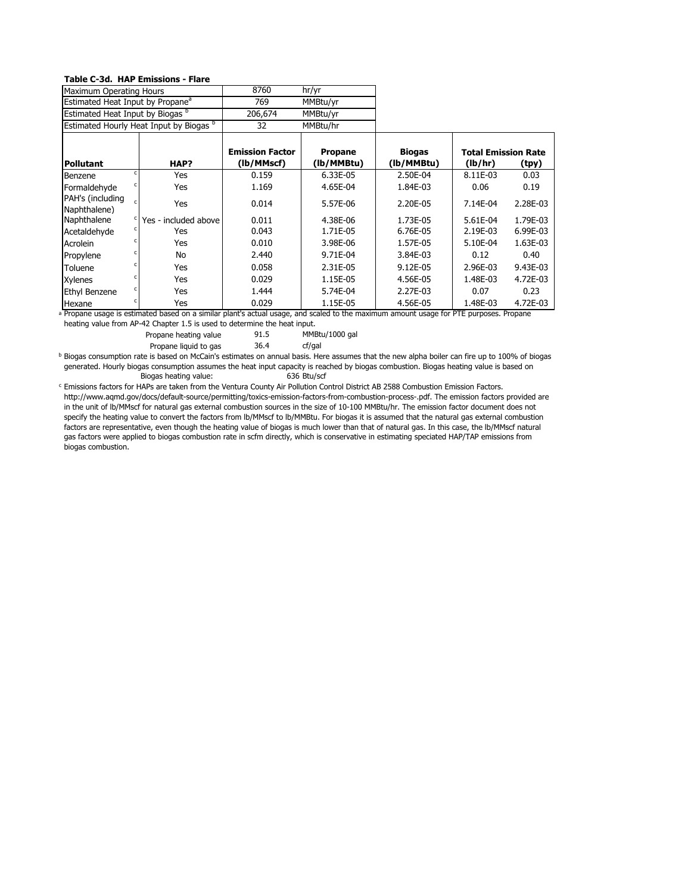**Table C-3d. HAP Emissions - Flare**

| Maximum Operating Hours | 8760 | hr/yr |
|---|---|---|
| Estimated Heat Input by Propane[a] | 769 | MMBtu/yr |
| Estimated Heat Input by Biogas [b] | 206,674 | MMBtu/yr |
| Estimated Hourly Heat Input by Biogas [b] | 32 | MMBtu/hr |

| Pollutant | HAP? | Emission Factor (lb/MMscf) | Propane (lb/MMBtu) | Biogas (lb/MMBtu) | Total Emission Rate (lb/hr) | Total Emission Rate (tpy) |
|---|---|---|---|---|---|---|
| Benzene [c] | Yes | 0.159 | 6.33E-05 | 2.50E-04 | 8.11E-03 | 0.03 |
| Formaldehyde [c] | Yes | 1.169 | 4.65E-04 | 1.84E-03 | 0.06 | 0.19 |
| PAH's (including Naphthalene) [c] | Yes | 0.014 | 5.57E-06 | 2.20E-05 | 7.14E-04 | 2.28E-03 |
| Naphthalene [c] | Yes - included above | 0.011 | 4.38E-06 | 1.73E-05 | 5.61E-04 | 1.79E-03 |
| Acetaldehyde [c] | Yes | 0.043 | 1.71E-05 | 6.76E-05 | 2.19E-03 | 6.99E-03 |
| Acrolein [c] | Yes | 0.010 | 3.98E-06 | 1.57E-05 | 5.10E-04 | 1.63E-03 |
| Propylene [c] | No | 2.440 | 9.71E-04 | 3.84E-03 | 0.12 | 0.40 |
| Toluene [c] | Yes | 0.058 | 2.31E-05 | 9.12E-05 | 2.96E-03 | 9.43E-03 |
| Xylenes [c] | Yes | 0.029 | 1.15E-05 | 4.56E-05 | 1.48E-03 | 4.72E-03 |
| Ethyl Benzene [c] | Yes | 1.444 | 5.74E-04 | 2.27E-03 | 0.07 | 0.23 |
| Hexane [c] | Yes | 0.029 | 1.15E-05 | 4.56E-05 | 1.48E-03 | 4.72E-03 |

[a] Propane usage is estimated based on a similar plant's actual usage, and scaled to the maximum amount usage for PTE purposes. Propane heating value from AP-42 Chapter 1.5 is used to determine the heat input.

| | | |
|---|---|---|
| Propane heating value | 91.5 | MMBtu/1000 gal |
| Propane liquid to gas | 36.4 | cf/gal |

[b] Biogas consumption rate is based on McCain's estimates on annual basis. Here assumes that the new alpha boiler can fire up to 100% of biogas generated. Hourly biogas consumption assumes the heat input capacity is reached by biogas combustion. Biogas heating value is based on
Biogas heating value: 636 Btu/scf

[c] Emissions factors for HAPs are taken from the Ventura County Air Pollution Control District AB 2588 Combustion Emission Factors. http://www.aqmd.gov/docs/default-source/permitting/toxics-emission-factors-from-combustion-process-.pdf. The emission factors provided are in the unit of lb/MMscf for natural gas external combustion sources in the size of 10-100 MMBtu/hr. The emission factor document does not specify the heating value to convert the factors from lb/MMscf to lb/MMBtu. For biogas it is assumed that the natural gas external combustion factors are representative, even though the heating value of biogas is much lower than that of natural gas. In this case, the lb/MMscf natural gas factors were applied to biogas combustion rate in scfm directly, which is conservative in estimating speciated HAP/TAP emissions from biogas combustion.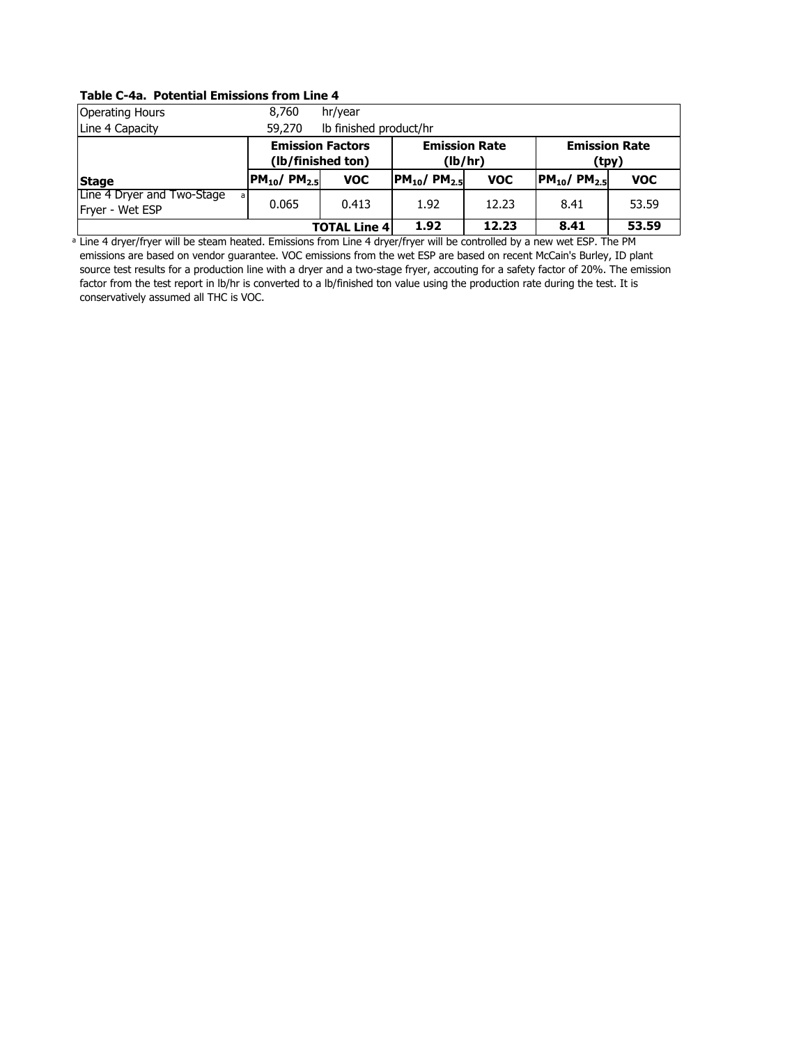**Table C-4a. Potential Emissions from Line 4**

| Operating Hours | 8,760 hr/year | | | | | |
|---|---|---|---|---|---|---|
| Line 4 Capacity | 59,270 lb finished product/hr | | | | | |
| | **Emission Factors (lb/finished ton)** | | **Emission Rate (lb/hr)** | | **Emission Rate (tpy)** | |
| **Stage** | **$PM_{10}$/ $PM_{2.5}$** | **VOC** | **$PM_{10}$/ $PM_{2.5}$** | **VOC** | **$PM_{10}$/ $PM_{2.5}$** | **VOC** |
| Line 4 Dryer and Two-Stage Fryer - Wet ESP [a] | 0.065 | 0.413 | 1.92 | 12.23 | 8.41 | 53.59 |
| **TOTAL Line 4** | | | **1.92** | **12.23** | **8.41** | **53.59** |

[a] Line 4 dryer/fryer will be steam heated. Emissions from Line 4 dryer/fryer will be controlled by a new wet ESP. The PM emissions are based on vendor guarantee. VOC emissions from the wet ESP are based on recent McCain's Burley, ID plant source test results for a production line with a dryer and a two-stage fryer, accouting for a safety factor of 20%. The emission factor from the test report in lb/hr is converted to a lb/finished ton value using the production rate during the test. It is conservatively assumed all THC is VOC.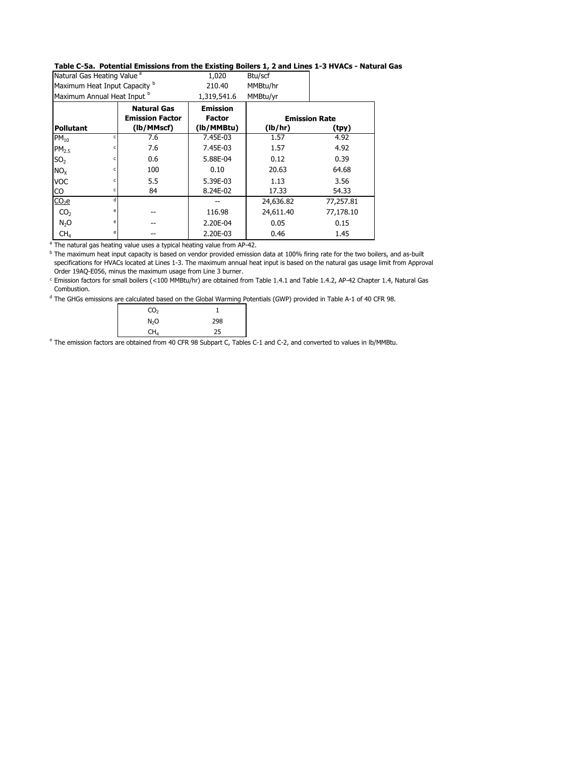**Table C-5a. Potential Emissions from the Existing Boilers 1, 2 and Lines 1-3 HVACs - Natural Gas**

| Parameter | Value | Units |
|---|---|---|
| Natural Gas Heating Value [a] | 1,020 | Btu/scf |
| Maximum Heat Input Capacity [b] | 210.40 | MMBtu/hr |
| Maximum Annual Heat Input [b] | 1,319,541.6 | MMBtu/yr |

| Pollutant | | Natural Gas Emission Factor (lb/MMscf) | Emission Factor (lb/MMBtu) | Emission Rate (lb/hr) | Emission Rate (tpy) |
|---|---|---|---|---|---|
| $PM_{10}$ | c | 7.6 | 7.45E-03 | 1.57 | 4.92 |
| $PM_{2.5}$ | c | 7.6 | 7.45E-03 | 1.57 | 4.92 |
| $SO_2$ | c | 0.6 | 5.88E-04 | 0.12 | 0.39 |
| $NO_X$ | c | 100 | 0.10 | 20.63 | 64.68 |
| VOC | c | 5.5 | 5.39E-03 | 1.13 | 3.56 |
| CO | c | 84 | 8.24E-02 | 17.33 | 54.33 |
| $CO_2e$ | d | | -- | 24,636.82 | 77,257.81 |
| $CO_2$ | e | -- | 116.98 | 24,611.40 | 77,178.10 |
| $N_2O$ | e | -- | 2.20E-04 | 0.05 | 0.15 |
| $CH_4$ | e | -- | 2.20E-03 | 0.46 | 1.45 |

[a] The natural gas heating value uses a typical heating value from AP-42.

[b] The maximum heat input capacity is based on vendor provided emission data at 100% firing rate for the two boilers, and as-built specifications for HVACs located at Lines 1-3. The maximum annual heat input is based on the natural gas usage limit from Approval Order 19AQ-E056, minus the maximum usage from Line 3 burner.

[c] Emission factors for small boilers (<100 MMBtu/hr) are obtained from Table 1.4.1 and Table 1.4.2, AP-42 Chapter 1.4, Natural Gas Combustion.

[d] The GHGs emissions are calculated based on the Global Warming Potentials (GWP) provided in Table A-1 of 40 CFR 98.

| Gas | GWP |
|---|---|
| $CO_2$ | 1 |
| $N_2O$ | 298 |
| $CH_4$ | 25 |

[e] The emission factors are obtained from 40 CFR 98 Subpart C, Tables C-1 and C-2, and converted to values in lb/MMBtu.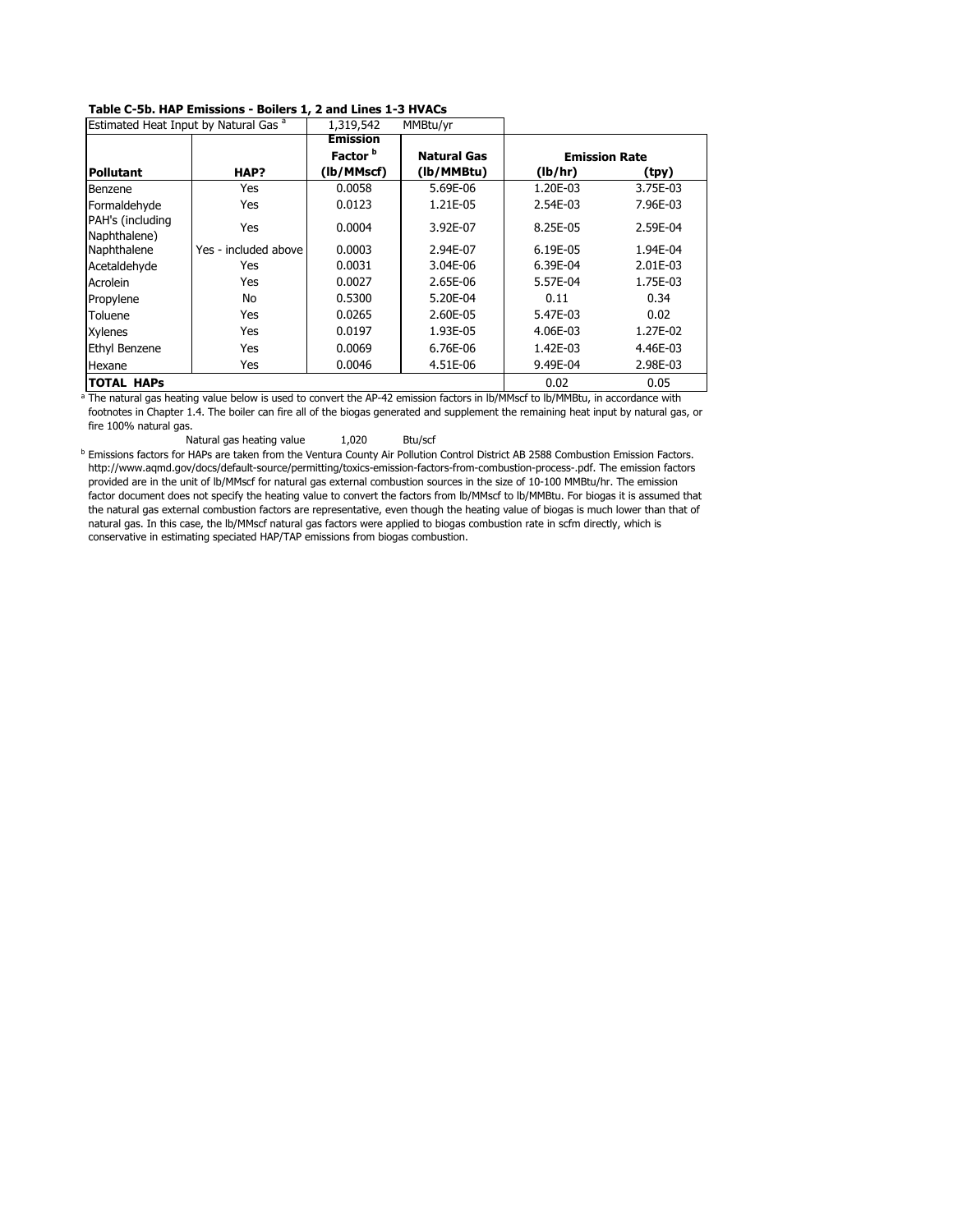**Table C-5b. HAP Emissions - Boilers 1, 2 and Lines 1-3 HVACs**

| Estimated Heat Input by Natural Gas [a] | | 1,319,542 MMBtu/yr | | | |
|---|---|---|---|---|---|
| **Pollutant** | **HAP?** | **Emission Factor [b] (lb/MMscf)** | **Natural Gas (lb/MMBtu)** | **Emission Rate (lb/hr)** | **Emission Rate (tpy)** |
| Benzene | Yes | 0.0058 | 5.69E-06 | 1.20E-03 | 3.75E-03 |
| Formaldehyde | Yes | 0.0123 | 1.21E-05 | 2.54E-03 | 7.96E-03 |
| PAH's (including Naphthalene) | Yes | 0.0004 | 3.92E-07 | 8.25E-05 | 2.59E-04 |
| Naphthalene | Yes - included above | 0.0003 | 2.94E-07 | 6.19E-05 | 1.94E-04 |
| Acetaldehyde | Yes | 0.0031 | 3.04E-06 | 6.39E-04 | 2.01E-03 |
| Acrolein | Yes | 0.0027 | 2.65E-06 | 5.57E-04 | 1.75E-03 |
| Propylene | No | 0.5300 | 5.20E-04 | 0.11 | 0.34 |
| Toluene | Yes | 0.0265 | 2.60E-05 | 5.47E-03 | 0.02 |
| Xylenes | Yes | 0.0197 | 1.93E-05 | 4.06E-03 | 1.27E-02 |
| Ethyl Benzene | Yes | 0.0069 | 6.76E-06 | 1.42E-03 | 4.46E-03 |
| Hexane | Yes | 0.0046 | 4.51E-06 | 9.49E-04 | 2.98E-03 |
| **TOTAL HAPs** | | | | 0.02 | 0.05 |

[a] The natural gas heating value below is used to convert the AP-42 emission factors in lb/MMscf to lb/MMBtu, in accordance with footnotes in Chapter 1.4. The boiler can fire all of the biogas generated and supplement the remaining heat input by natural gas, or fire 100% natural gas.

Natural gas heating value 1,020 Btu/scf

[b] Emissions factors for HAPs are taken from the Ventura County Air Pollution Control District AB 2588 Combustion Emission Factors. http://www.aqmd.gov/docs/default-source/permitting/toxics-emission-factors-from-combustion-process-.pdf. The emission factors provided are in the unit of lb/MMscf for natural gas external combustion sources in the size of 10-100 MMBtu/hr. The emission factor document does not specify the heating value to convert the factors from lb/MMscf to lb/MMBtu. For biogas it is assumed that the natural gas external combustion factors are representative, even though the heating value of biogas is much lower than that of natural gas. In this case, the lb/MMscf natural gas factors were applied to biogas combustion rate in scfm directly, which is conservative in estimating speciated HAP/TAP emissions from biogas combustion.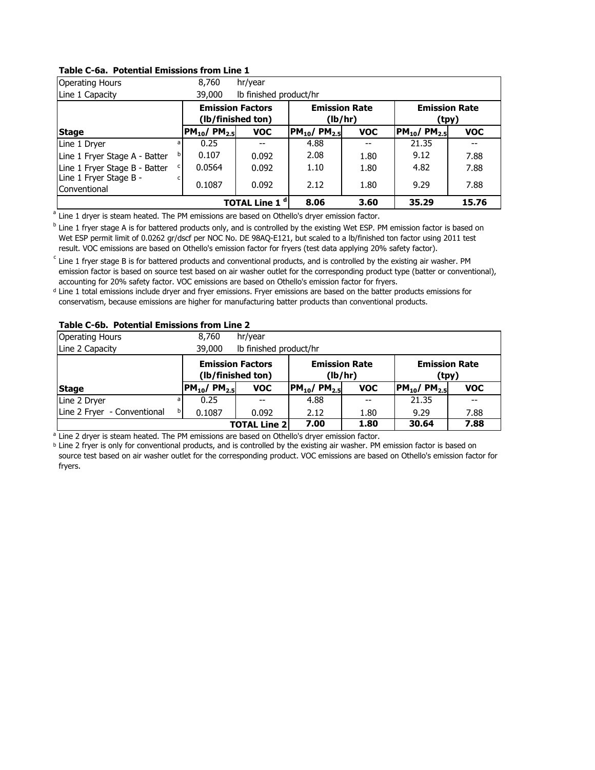**Table C-6a. Potential Emissions from Line 1**

| Operating Hours | 8,760 hr/year | | | | | |
|---|---|---|---|---|---|---|
| Line 1 Capacity | 39,000 lb finished product/hr | | | | | |
| | Emission Factors (lb/finished ton) | | Emission Rate (lb/hr) | | Emission Rate (tpy) | |
| **Stage** | $PM_{10}$/ $PM_{2.5}$ | **VOC** | $PM_{10}$/ $PM_{2.5}$ | **VOC** | $PM_{10}$/ $PM_{2.5}$ | **VOC** |
| Line 1 Dryer [a] | 0.25 | -- | 4.88 | -- | 21.35 | -- |
| Line 1 Fryer Stage A - Batter [b] | 0.107 | 0.092 | 2.08 | 1.80 | 9.12 | 7.88 |
| Line 1 Fryer Stage B - Batter [c] | 0.0564 | 0.092 | 1.10 | 1.80 | 4.82 | 7.88 |
| Line 1 Fryer Stage B - Conventional [c] | 0.1087 | 0.092 | 2.12 | 1.80 | 9.29 | 7.88 |
| | | **TOTAL Line 1** [d] | **8.06** | **3.60** | **35.29** | **15.76** |

[a] Line 1 dryer is steam heated. The PM emissions are based on Othello's dryer emission factor.

[b] Line 1 fryer stage A is for battered products only, and is controlled by the existing Wet ESP. PM emission factor is based on Wet ESP permit limit of 0.0262 gr/dscf per NOC No. DE 98AQ-E121, but scaled to a lb/finished ton factor using 2011 test result. VOC emissions are based on Othello's emission factor for fryers (test data applying 20% safety factor).

[c] Line 1 fryer stage B is for battered products and conventional products, and is controlled by the existing air washer. PM emission factor is based on source test based on air washer outlet for the corresponding product type (batter or conventional), accounting for 20% safety factor. VOC emissions are based on Othello's emission factor for fryers.

[d] Line 1 total emissions include dryer and fryer emissions. Fryer emissions are based on the batter products emissions for conservatism, because emissions are higher for manufacturing batter products than conventional products.

**Table C-6b. Potential Emissions from Line 2**

| Operating Hours | 8,760 hr/year | | | | | |
|---|---|---|---|---|---|---|
| Line 2 Capacity | 39,000 lb finished product/hr | | | | | |
| | Emission Factors (lb/finished ton) | | Emission Rate (lb/hr) | | Emission Rate (tpy) | |
| **Stage** | $PM_{10}$/ $PM_{2.5}$ | **VOC** | $PM_{10}$/ $PM_{2.5}$ | **VOC** | $PM_{10}$/ $PM_{2.5}$ | **VOC** |
| Line 2 Dryer [a] | 0.25 | -- | 4.88 | -- | 21.35 | -- |
| Line 2 Fryer - Conventional [b] | 0.1087 | 0.092 | 2.12 | 1.80 | 9.29 | 7.88 |
| | | **TOTAL Line 2** | **7.00** | **1.80** | **30.64** | **7.88** |

[a] Line 2 dryer is steam heated. The PM emissions are based on Othello's dryer emission factor.

[b] Line 2 fryer is only for conventional products, and is controlled by the existing air washer. PM emission factor is based on source test based on air washer outlet for the corresponding product. VOC emissions are based on Othello's emission factor for fryers.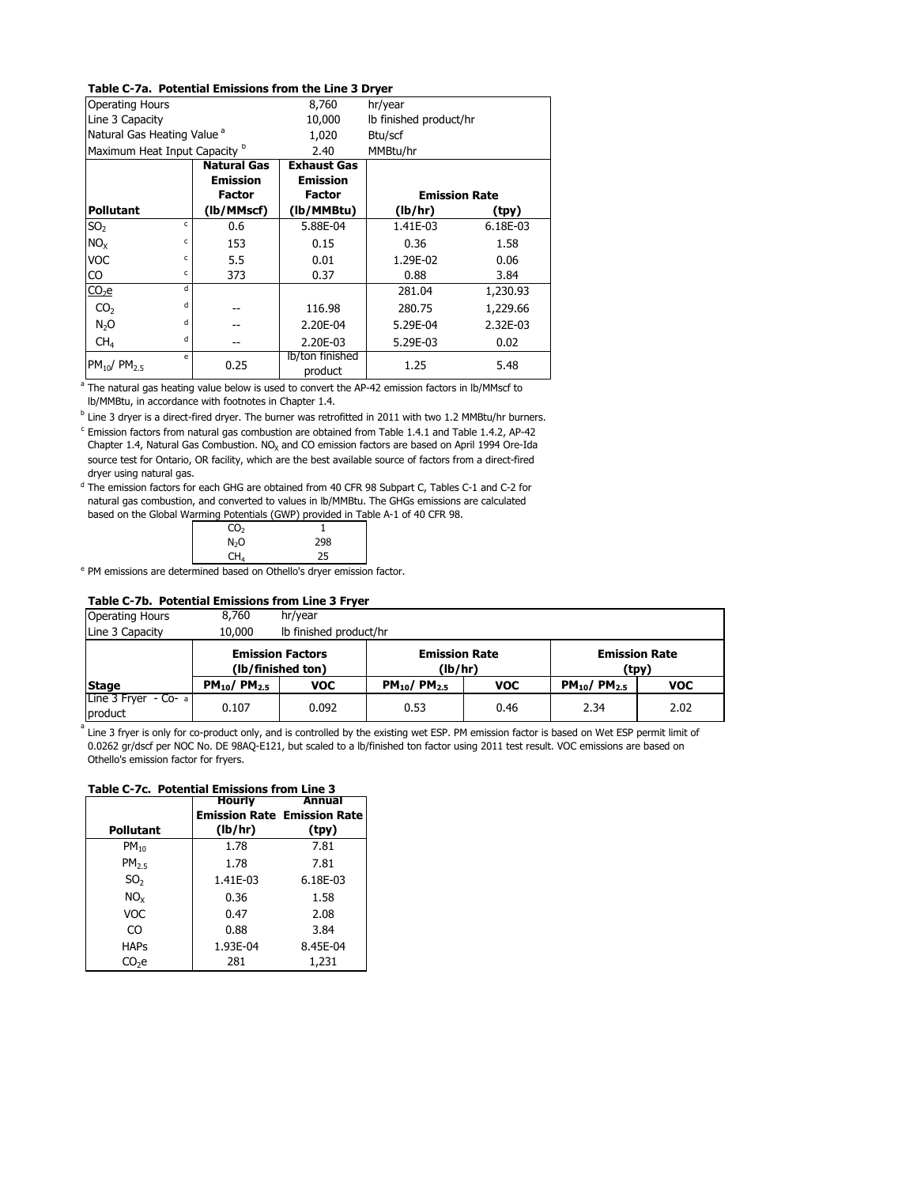**Table C-7a. Potential Emissions from the Line 3 Dryer**

| | | | | |
|---|---|---|---|---|
| Operating Hours | | 8,760 | hr/year | |
| Line 3 Capacity | | 10,000 | lb finished product/hr | |
| Natural Gas Heating Value [a] | | 1,020 | Btu/scf | |
| Maximum Heat Input Capacity [b] | | 2.40 | MMBtu/hr | |

| Pollutant | Natural Gas Emission Factor (lb/MMscf) | Exhaust Gas Emission Factor (lb/MMBtu) | Emission Rate (lb/hr) | Emission Rate (tpy) |
|---|---|---|---|---|
| $SO_2$ [c] | 0.6 | 5.88E-04 | 1.41E-03 | 6.18E-03 |
| $NO_X$ [c] | 153 | 0.15 | 0.36 | 1.58 |
| VOC [c] | 5.5 | 0.01 | 1.29E-02 | 0.06 |
| CO [c] | 373 | 0.37 | 0.88 | 3.84 |
| $CO_2e$ [d] | | | 281.04 | 1,230.93 |
| $CO_2$ [d] | -- | 116.98 | 280.75 | 1,229.66 |
| $N_2O$ [d] | -- | 2.20E-04 | 5.29E-04 | 2.32E-03 |
| $CH_4$ [d] | -- | 2.20E-03 | 5.29E-03 | 0.02 |
| $PM_{10}$/ $PM_{2.5}$ [e] | 0.25 | lb/ton finished product | 1.25 | 5.48 |

[a] The natural gas heating value below is used to convert the AP-42 emission factors in lb/MMscf to lb/MMBtu, in accordance with footnotes in Chapter 1.4.

[b] Line 3 dryer is a direct-fired dryer. The burner was retrofitted in 2011 with two 1.2 MMBtu/hr burners.

[c] Emission factors from natural gas combustion are obtained from Table 1.4.1 and Table 1.4.2, AP-42 Chapter 1.4, Natural Gas Combustion. $NO_X$ and CO emission factors are based on April 1994 Ore-Ida source test for Ontario, OR facility, which are the best available source of factors from a direct-fired dryer using natural gas.

[d] The emission factors for each GHG are obtained from 40 CFR 98 Subpart C, Tables C-1 and C-2 for natural gas combustion, and converted to values in lb/MMBtu. The GHGs emissions are calculated based on the Global Warming Potentials (GWP) provided in Table A-1 of 40 CFR 98.

| | |
|---|---|
| $CO_2$ | 1 |
| $N_2O$ | 298 |
| $CH_4$ | 25 |

[e] PM emissions are determined based on Othello's dryer emission factor.

**Table C-7b. Potential Emissions from Line 3 Fryer**

| | | | | | | |
|---|---|---|---|---|---|---|
| Operating Hours | 8,760 | hr/year | | | | |
| Line 3 Capacity | 10,000 | lb finished product/hr | | | | |

| | Emission Factors (lb/finished ton) | | Emission Rate (lb/hr) | | Emission Rate (tpy) | |
|---|---|---|---|---|---|---|
| **Stage** | $PM_{10}$/ $PM_{2.5}$ | VOC | $PM_{10}$/ $PM_{2.5}$ | VOC | $PM_{10}$/ $PM_{2.5}$ | VOC |
| Line 3 Fryer - Co-product [a] | 0.107 | 0.092 | 0.53 | 0.46 | 2.34 | 2.02 |

[a] Line 3 fryer is only for co-product only, and is controlled by the existing wet ESP. PM emission factor is based on Wet ESP permit limit of 0.0262 gr/dscf per NOC No. DE 98AQ-E121, but scaled to a lb/finished ton factor using 2011 test result. VOC emissions are based on Othello's emission factor for fryers.

**Table C-7c. Potential Emissions from Line 3**

| Pollutant | Hourly Emission Rate (lb/hr) | Annual Emission Rate (tpy) |
|---|---|---|
| $PM_{10}$ | 1.78 | 7.81 |
| $PM_{2.5}$ | 1.78 | 7.81 |
| $SO_2$ | 1.41E-03 | 6.18E-03 |
| $NO_X$ | 0.36 | 1.58 |
| VOC | 0.47 | 2.08 |
| CO | 0.88 | 3.84 |
| HAPs | 1.93E-04 | 8.45E-04 |
| $CO_2e$ | 281 | 1,231 |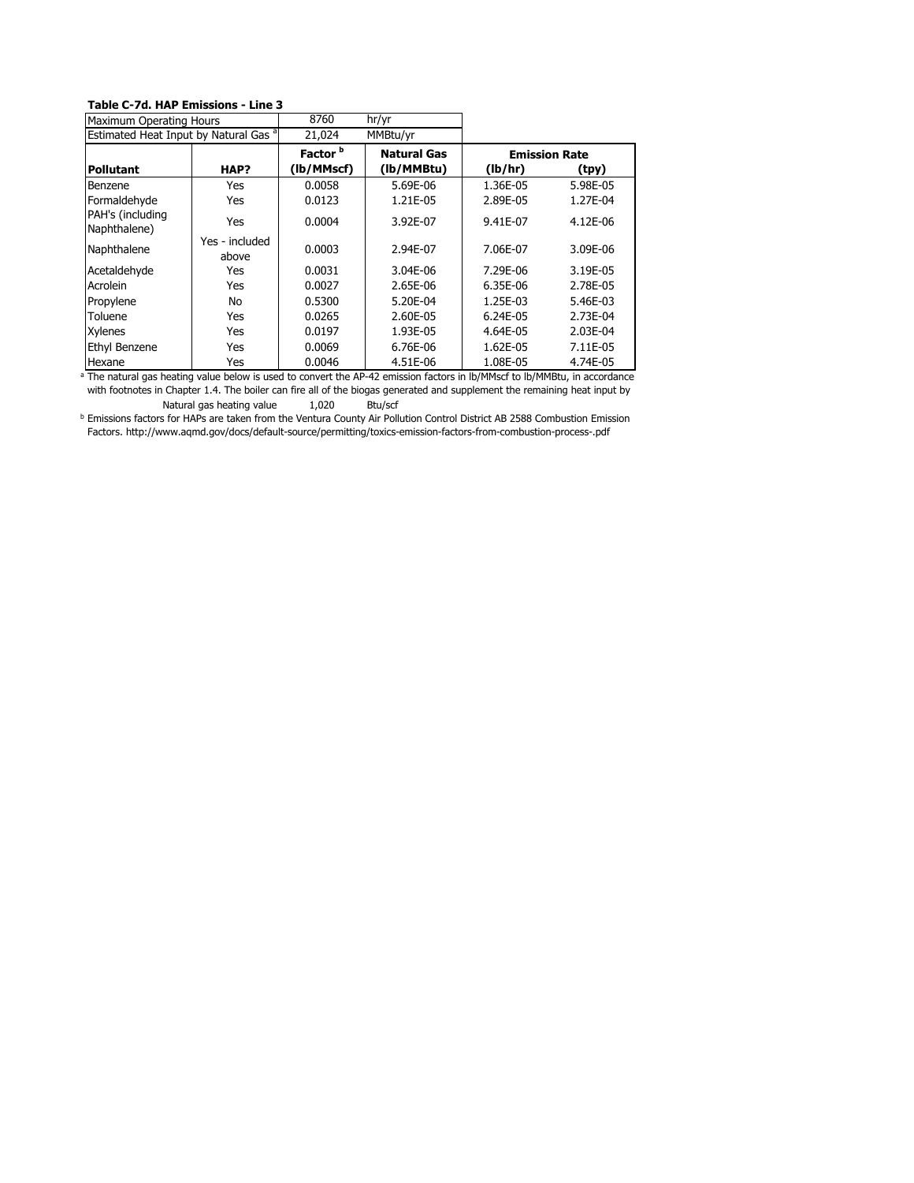**Table C-7d. HAP Emissions - Line 3**

| Maximum Operating Hours | | 8760 | hr/yr | | |
|---|---|---|---|---|---|
| Estimated Heat Input by Natural Gas [a] | | 21,024 | MMBtu/yr | | |
| | | **Factor [b]** | **Natural Gas** | **Emission Rate** | |
| **Pollutant** | **HAP?** | **(lb/MMscf)** | **(lb/MMBtu)** | **(lb/hr)** | **(tpy)** |
| Benzene | Yes | 0.0058 | 5.69E-06 | 1.36E-05 | 5.98E-05 |
| Formaldehyde | Yes | 0.0123 | 1.21E-05 | 2.89E-05 | 1.27E-04 |
| PAH's (including Naphthalene) | Yes | 0.0004 | 3.92E-07 | 9.41E-07 | 4.12E-06 |
| Naphthalene | Yes - included above | 0.0003 | 2.94E-07 | 7.06E-07 | 3.09E-06 |
| Acetaldehyde | Yes | 0.0031 | 3.04E-06 | 7.29E-06 | 3.19E-05 |
| Acrolein | Yes | 0.0027 | 2.65E-06 | 6.35E-06 | 2.78E-05 |
| Propylene | No | 0.5300 | 5.20E-04 | 1.25E-03 | 5.46E-03 |
| Toluene | Yes | 0.0265 | 2.60E-05 | 6.24E-05 | 2.73E-04 |
| Xylenes | Yes | 0.0197 | 1.93E-05 | 4.64E-05 | 2.03E-04 |
| Ethyl Benzene | Yes | 0.0069 | 6.76E-06 | 1.62E-05 | 7.11E-05 |
| Hexane | Yes | 0.0046 | 4.51E-06 | 1.08E-05 | 4.74E-05 |

[a] The natural gas heating value below is used to convert the AP-42 emission factors in lb/MMscf to lb/MMBtu, in accordance with footnotes in Chapter 1.4. The boiler can fire all of the biogas generated and supplement the remaining heat input by

| Natural gas heating value | 1,020 | Btu/scf |
|---|---|---|

[b] Emissions factors for HAPs are taken from the Ventura County Air Pollution Control District AB 2588 Combustion Emission Factors. http://www.aqmd.gov/docs/default-source/permitting/toxics-emission-factors-from-combustion-process-.pdf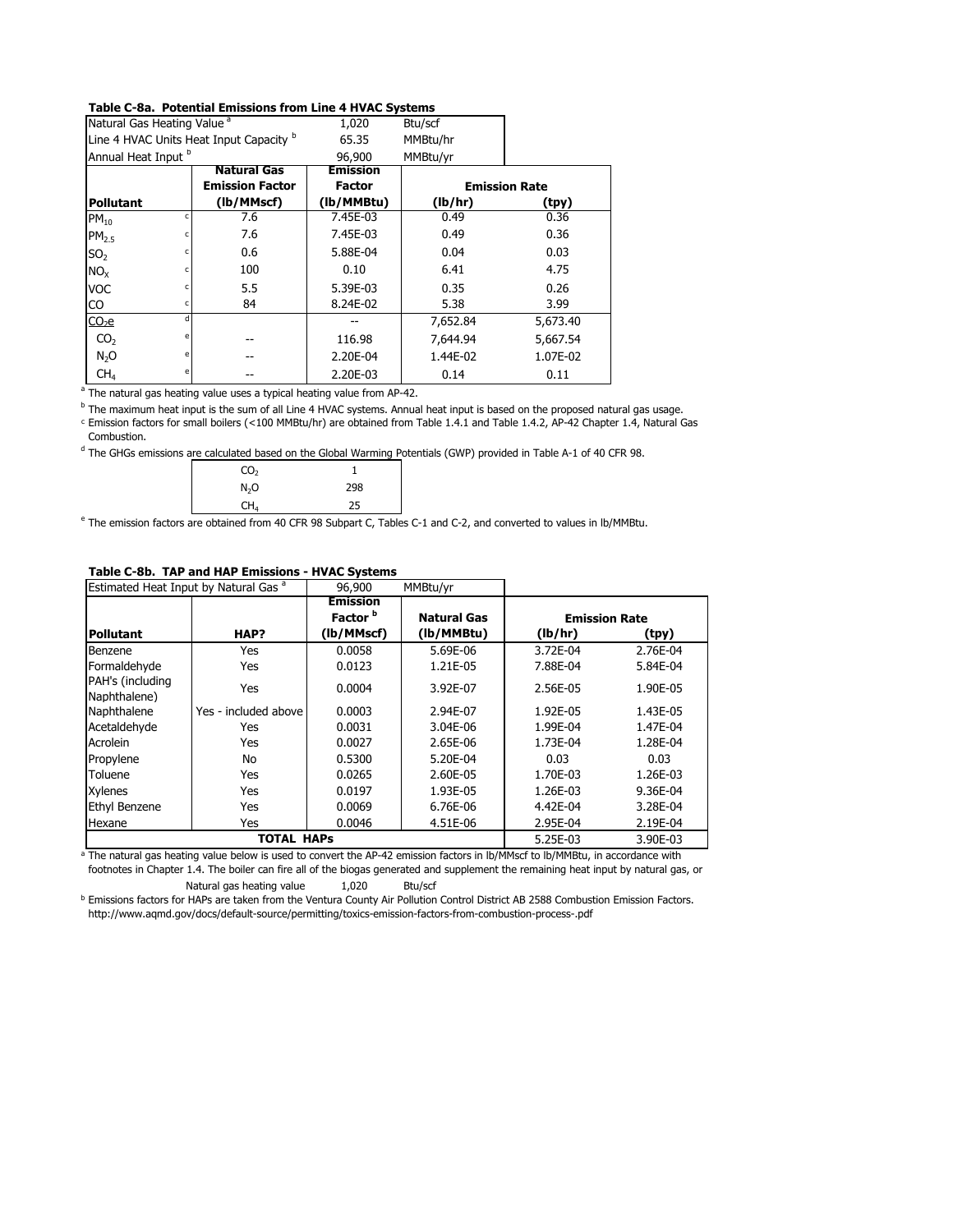**Table C-8a. Potential Emissions from Line 4 HVAC Systems**

| | | | | |
|---|---|---|---|---|
| Natural Gas Heating Value [a] | | 1,020 | Btu/scf | |
| Line 4 HVAC Units Heat Input Capacity [b] | | 65.35 | MMBtu/hr | |
| Annual Heat Input [b] | | 96,900 | MMBtu/yr | |

| Pollutant | Natural Gas Emission Factor (lb/MMscf) | Emission Factor (lb/MMBtu) | Emission Rate (lb/hr) | Emission Rate (tpy) |
|---|---|---|---|---|
| $PM_{10}$ [c] | 7.6 | 7.45E-03 | 0.49 | 0.36 |
| $PM_{2.5}$ [c] | 7.6 | 7.45E-03 | 0.49 | 0.36 |
| $SO_2$ [c] | 0.6 | 5.88E-04 | 0.04 | 0.03 |
| $NO_X$ [c] | 100 | 0.10 | 6.41 | 4.75 |
| VOC [c] | 5.5 | 5.39E-03 | 0.35 | 0.26 |
| CO [c] | 84 | 8.24E-02 | 5.38 | 3.99 |
| $CO_2e$ [d] | | -- | 7,652.84 | 5,673.40 |
| $CO_2$ [e] | -- | 116.98 | 7,644.94 | 5,667.54 |
| $N_2O$ [e] | -- | 2.20E-04 | 1.44E-02 | 1.07E-02 |
| $CH_4$ [e] | -- | 2.20E-03 | 0.14 | 0.11 |

[a] The natural gas heating value uses a typical heating value from AP-42.

[b] The maximum heat input is the sum of all Line 4 HVAC systems. Annual heat input is based on the proposed natural gas usage.

[c] Emission factors for small boilers (<100 MMBtu/hr) are obtained from Table 1.4.1 and Table 1.4.2, AP-42 Chapter 1.4, Natural Gas Combustion.

[d] The GHGs emissions are calculated based on the Global Warming Potentials (GWP) provided in Table A-1 of 40 CFR 98.

| | |
|---|---|
| $CO_2$ | 1 |
| $N_2O$ | 298 |
| $CH_4$ | 25 |

[e] The emission factors are obtained from 40 CFR 98 Subpart C, Tables C-1 and C-2, and converted to values in lb/MMBtu.

**Table C-8b. TAP and HAP Emissions - HVAC Systems**

| | | | | |
|---|---|---|---|---|
| Estimated Heat Input by Natural Gas [a] | | 96,900 | MMBtu/yr | |

| Pollutant | HAP? | Emission Factor [b] (lb/MMscf) | Natural Gas (lb/MMBtu) | Emission Rate (lb/hr) | Emission Rate (tpy) |
|---|---|---|---|---|---|
| Benzene | Yes | 0.0058 | 5.69E-06 | 3.72E-04 | 2.76E-04 |
| Formaldehyde | Yes | 0.0123 | 1.21E-05 | 7.88E-04 | 5.84E-04 |
| PAH's (including Naphthalene) | Yes | 0.0004 | 3.92E-07 | 2.56E-05 | 1.90E-05 |
| Naphthalene | Yes - included above | 0.0003 | 2.94E-07 | 1.92E-05 | 1.43E-05 |
| Acetaldehyde | Yes | 0.0031 | 3.04E-06 | 1.99E-04 | 1.47E-04 |
| Acrolein | Yes | 0.0027 | 2.65E-06 | 1.73E-04 | 1.28E-04 |
| Propylene | No | 0.5300 | 5.20E-04 | 0.03 | 0.03 |
| Toluene | Yes | 0.0265 | 2.60E-05 | 1.70E-03 | 1.26E-03 |
| Xylenes | Yes | 0.0197 | 1.93E-05 | 1.26E-03 | 9.36E-04 |
| Ethyl Benzene | Yes | 0.0069 | 6.76E-06 | 4.42E-04 | 3.28E-04 |
| Hexane | Yes | 0.0046 | 4.51E-06 | 2.95E-04 | 2.19E-04 |
| **TOTAL HAPs** | | | | 5.25E-03 | 3.90E-03 |

[a] The natural gas heating value below is used to convert the AP-42 emission factors in lb/MMscf to lb/MMBtu, in accordance with footnotes in Chapter 1.4. The boiler can fire all of the biogas generated and supplement the remaining heat input by natural gas, or

Natural gas heating value 1,020 Btu/scf

[b] Emissions factors for HAPs are taken from the Ventura County Air Pollution Control District AB 2588 Combustion Emission Factors. http://www.aqmd.gov/docs/default-source/permitting/toxics-emission-factors-from-combustion-process-.pdf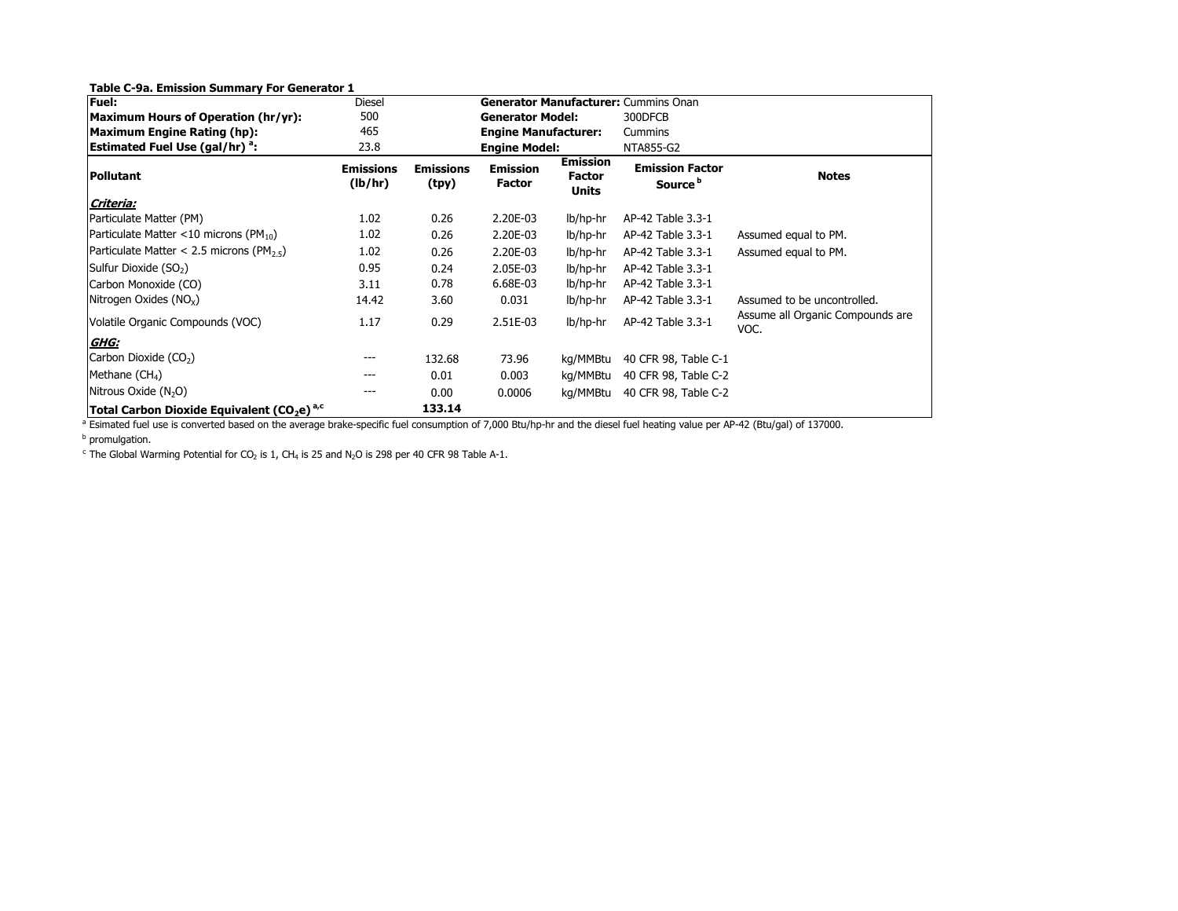**Table C-9a. Emission Summary For Generator 1**

| **Fuel:** | Diesel | | **Generator Manufacturer:** | | Cummins Onan | |
|---|---|---|---|---|---|---|
| **Maximum Hours of Operation (hr/yr):** | 500 | | **Generator Model:** | | 300DFCB | |
| **Maximum Engine Rating (hp):** | 465 | | **Engine Manufacturer:** | | Cummins | |
| **Estimated Fuel Use (gal/hr) [a]:** | 23.8 | | **Engine Model:** | | NTA855-G2 | |
| **Pollutant** | **Emissions (lb/hr)** | **Emissions (tpy)** | **Emission Factor** | **Emission Factor Units** | **Emission Factor Source [b]** | **Notes** |
| ***Criteria:*** | | | | | | |
| Particulate Matter (PM) | 1.02 | 0.26 | 2.20E-03 | lb/hp-hr | AP-42 Table 3.3-1 | |
| Particulate Matter <10 microns ($PM_{10}$) | 1.02 | 0.26 | 2.20E-03 | lb/hp-hr | AP-42 Table 3.3-1 | Assumed equal to PM. |
| Particulate Matter < 2.5 microns ($PM_{2.5}$) | 1.02 | 0.26 | 2.20E-03 | lb/hp-hr | AP-42 Table 3.3-1 | Assumed equal to PM. |
| Sulfur Dioxide ($SO_2$) | 0.95 | 0.24 | 2.05E-03 | lb/hp-hr | AP-42 Table 3.3-1 | |
| Carbon Monoxide (CO) | 3.11 | 0.78 | 6.68E-03 | lb/hp-hr | AP-42 Table 3.3-1 | |
| Nitrogen Oxides ($NO_X$) | 14.42 | 3.60 | 0.031 | lb/hp-hr | AP-42 Table 3.3-1 | Assumed to be uncontrolled. |
| Volatile Organic Compounds (VOC) | 1.17 | 0.29 | 2.51E-03 | lb/hp-hr | AP-42 Table 3.3-1 | Assume all Organic Compounds are VOC. |
| ***GHG:*** | | | | | | |
| Carbon Dioxide ($CO_2$) | --- | 132.68 | 73.96 | kg/MMBtu | 40 CFR 98, Table C-1 | |
| Methane ($CH_4$) | --- | 0.01 | 0.003 | kg/MMBtu | 40 CFR 98, Table C-2 | |
| Nitrous Oxide ($N_2O$) | --- | 0.00 | 0.0006 | kg/MMBtu | 40 CFR 98, Table C-2 | |
| **Total Carbon Dioxide Equivalent ($CO_2e$) [a,c]** | | **133.14** | | | | |

[a] Esimated fuel use is converted based on the average brake-specific fuel consumption of 7,000 Btu/hp-hr and the diesel fuel heating value per AP-42 (Btu/gal) of 137000.

[b] promulgation.

[c] The Global Warming Potential for $CO_2$ is 1, $CH_4$ is 25 and $N_2O$ is 298 per 40 CFR 98 Table A-1.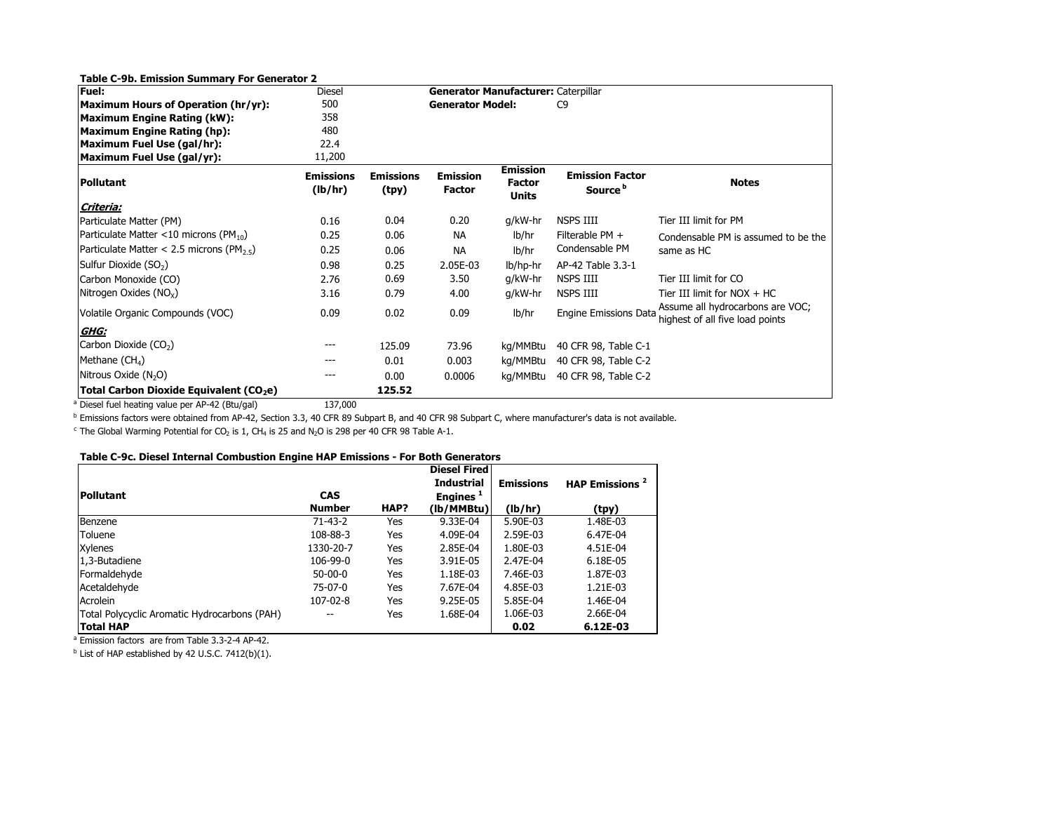**Table C-9b. Emission Summary For Generator 2**

| **Fuel:** | Diesel | | **Generator Manufacturer:** | Caterpillar | | |
|---|---|---|---|---|---|---|
| **Maximum Hours of Operation (hr/yr):** | 500 | | **Generator Model:** | C9 | | |
| **Maximum Engine Rating (kW):** | 358 | | | | | |
| **Maximum Engine Rating (hp):** | 480 | | | | | |
| **Maximum Fuel Use (gal/hr):** | 22.4 | | | | | |
| **Maximum Fuel Use (gal/yr):** | 11,200 | | | | | |
| **Pollutant** | **Emissions (lb/hr)** | **Emissions (tpy)** | **Emission Factor** | **Emission Factor Units** | **Emission Factor Source [b]** | **Notes** |
| ***Criteria:*** | | | | | | |
| Particulate Matter (PM) | 0.16 | 0.04 | 0.20 | g/kW-hr | NSPS IIII | Tier III limit for PM |
| Particulate Matter <10 microns ($PM_{10}$) | 0.25 | 0.06 | NA | lb/hr | Filterable PM + Condensable PM | Condensable PM is assumed to be the same as HC |
| Particulate Matter < 2.5 microns ($PM_{2.5}$) | 0.25 | 0.06 | NA | lb/hr | | |
| Sulfur Dioxide ($SO_2$) | 0.98 | 0.25 | 2.05E-03 | lb/hp-hr | AP-42 Table 3.3-1 | |
| Carbon Monoxide (CO) | 2.76 | 0.69 | 3.50 | g/kW-hr | NSPS IIII | Tier III limit for CO |
| Nitrogen Oxides ($NO_X$) | 3.16 | 0.79 | 4.00 | g/kW-hr | NSPS IIII | Tier III limit for NOX + HC |
| Volatile Organic Compounds (VOC) | 0.09 | 0.02 | 0.09 | lb/hr | Engine Emissions Data | Assume all hydrocarbons are VOC; highest of all five load points |
| ***GHG:*** | | | | | | |
| Carbon Dioxide ($CO_2$) | --- | 125.09 | 73.96 | kg/MMBtu | 40 CFR 98, Table C-1 | |
| Methane ($CH_4$) | --- | 0.01 | 0.003 | kg/MMBtu | 40 CFR 98, Table C-2 | |
| Nitrous Oxide ($N_2O$) | --- | 0.00 | 0.0006 | kg/MMBtu | 40 CFR 98, Table C-2 | |
| **Total Carbon Dioxide Equivalent ($CO_2e$)** | | **125.52** | | | | |

[a] Diesel fuel heating value per AP-42 (Btu/gal) 137,000

[b] Emissions factors were obtained from AP-42, Section 3.3, 40 CFR 89 Subpart B, and 40 CFR 98 Subpart C, where manufacturer's data is not available.

[c] The Global Warming Potential for $CO_2$ is 1, $CH_4$ is 25 and $N_2O$ is 298 per 40 CFR 98 Table A-1.

**Table C-9c. Diesel Internal Combustion Engine HAP Emissions - For Both Generators**

| **Pollutant** | **CAS Number** | **HAP?** | **Diesel Fired Industrial Engines [1] (lb/MMBtu)** | **Emissions (lb/hr)** | **HAP Emissions [2] (tpy)** |
|---|---|---|---|---|---|
| Benzene | 71-43-2 | Yes | 9.33E-04 | 5.90E-03 | 1.48E-03 |
| Toluene | 108-88-3 | Yes | 4.09E-04 | 2.59E-03 | 6.47E-04 |
| Xylenes | 1330-20-7 | Yes | 2.85E-04 | 1.80E-03 | 4.51E-04 |
| 1,3-Butadiene | 106-99-0 | Yes | 3.91E-05 | 2.47E-04 | 6.18E-05 |
| Formaldehyde | 50-00-0 | Yes | 1.18E-03 | 7.46E-03 | 1.87E-03 |
| Acetaldehyde | 75-07-0 | Yes | 7.67E-04 | 4.85E-03 | 1.21E-03 |
| Acrolein | 107-02-8 | Yes | 9.25E-05 | 5.85E-04 | 1.46E-04 |
| Total Polycyclic Aromatic Hydrocarbons (PAH) | -- | Yes | 1.68E-04 | 1.06E-03 | 2.66E-04 |
| **Total HAP** | | | | **0.02** | **6.12E-03** |

[a] Emission factors are from Table 3.3-2-4 AP-42.

[b] List of HAP established by 42 U.S.C. 7412(b)(1).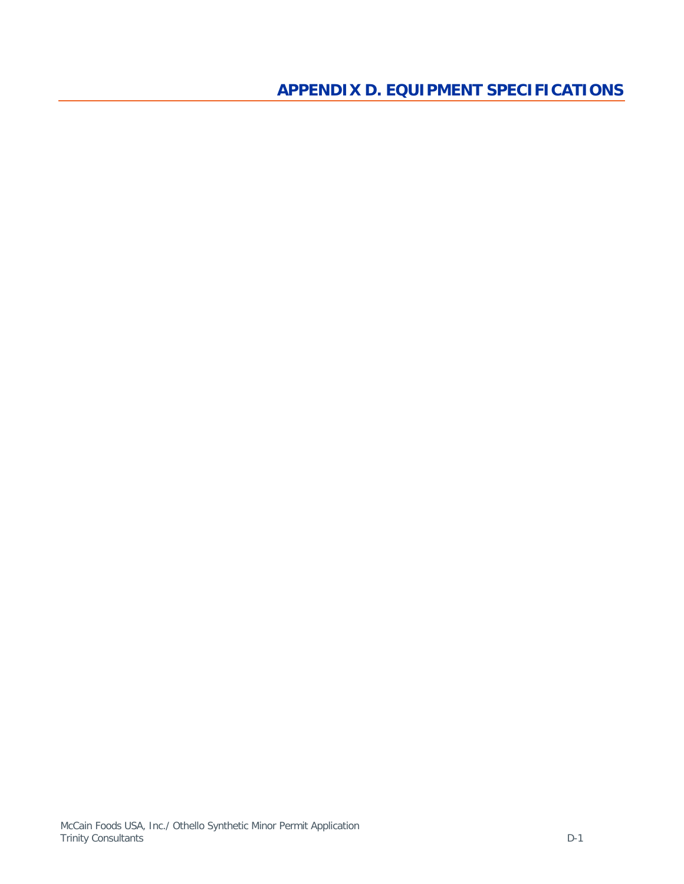# APPENDIX D. EQUIPMENT SPECIFICATIONS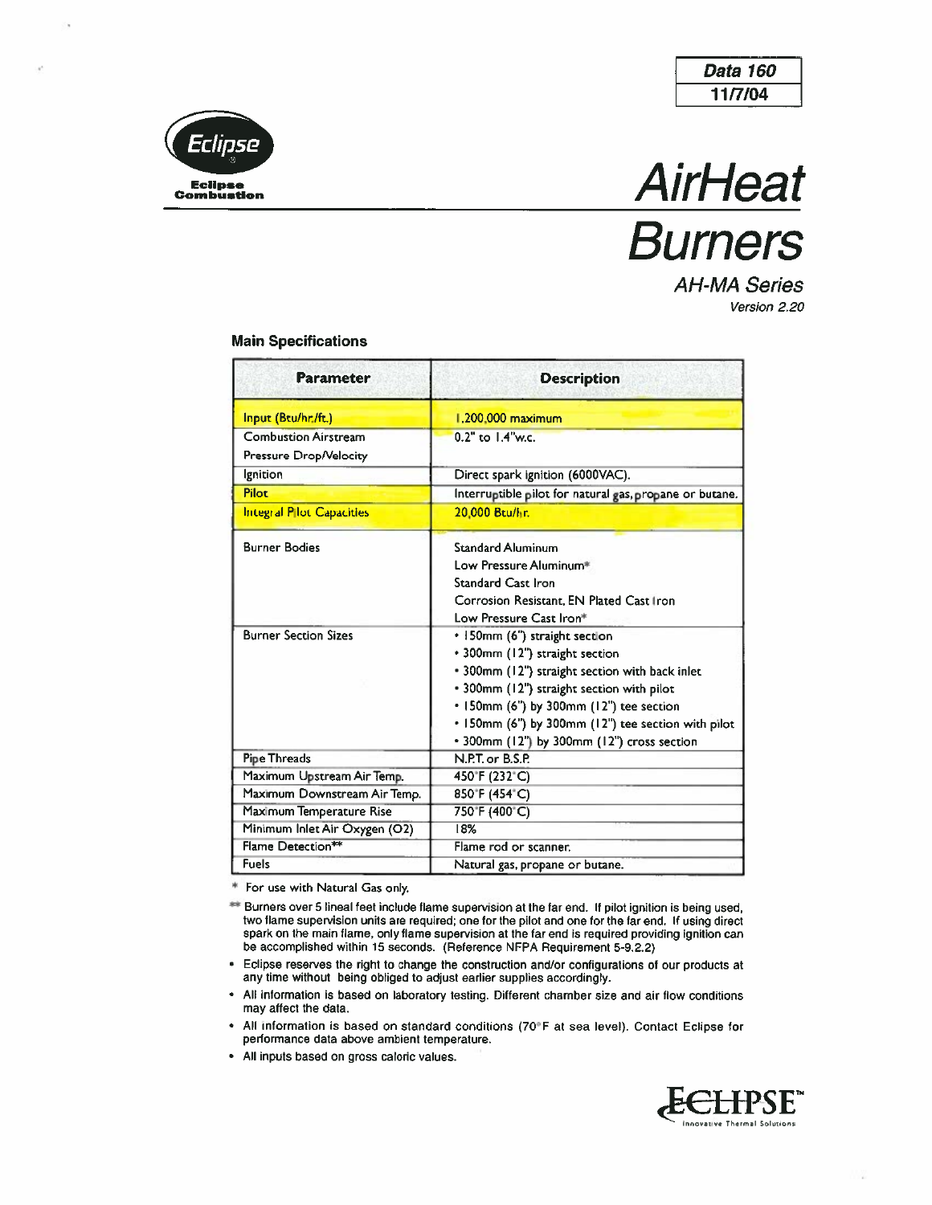**Data 160**
**11/7/04**

Eclipse Combustion

# AirHeat Burners

## AH-MA Series

*Version 2.20*

### Main Specifications

| Parameter | Description |
|---|---|
| Input (Btu/hr./ft.) | 1,200,000 maximum |
| Combustion Airstream Pressure Drop/Velocity | 0.2" to 1.4"w.c. |
| Ignition | Direct spark ignition (6000VAC). |
| Pilot | Interruptible pilot for natural gas, propane or butane. |
| Integral Pilot Capacities | 20,000 Btu/hr. |
| Burner Bodies | Standard Aluminum<br>Low Pressure Aluminum*<br>Standard Cast Iron<br>Corrosion Resistant, EN Plated Cast Iron<br>Low Pressure Cast Iron* |
| Burner Section Sizes | • 150mm (6") straight section<br>• 300mm (12") straight section<br>• 300mm (12") straight section with back inlet<br>• 300mm (12") straight section with pilot<br>• 150mm (6") by 300mm (12") tee section<br>• 150mm (6") by 300mm (12") tee section with pilot<br>• 300mm (12") by 300mm (12") cross section |
| Pipe Threads | N.P.T. or B.S.P. |
| Maximum Upstream Air Temp. | 450°F (232°C) |
| Maximum Downstream Air Temp. | 850°F (454°C) |
| Maximum Temperature Rise | 750°F (400°C) |
| Minimum Inlet Air Oxygen (O2) | 18% |
| Flame Detection** | Flame rod or scanner. |
| Fuels | Natural gas, propane or butane. |

\* For use with Natural Gas only.

\*\* Burners over 5 lineal feet include flame supervision at the far end. If pilot ignition is being used, two flame supervision units are required; one for the pilot and one for the far end. If using direct spark on the main flame, only flame supervision at the far end is required providing ignition can be accomplished within 15 seconds. (Reference NFPA Requirement 5-9.2.2)

- Eclipse reserves the right to change the construction and/or configurations of our products at any time without being obliged to adjust earlier supplies accordingly.
- All information is based on laboratory testing. Different chamber size and air flow conditions may affect the data.
- All information is based on standard conditions (70°F at sea level). Contact Eclipse for performance data above ambient temperature.
- All inputs based on gross caloric values.

ECLIPSE™ Innovative Thermal Solutions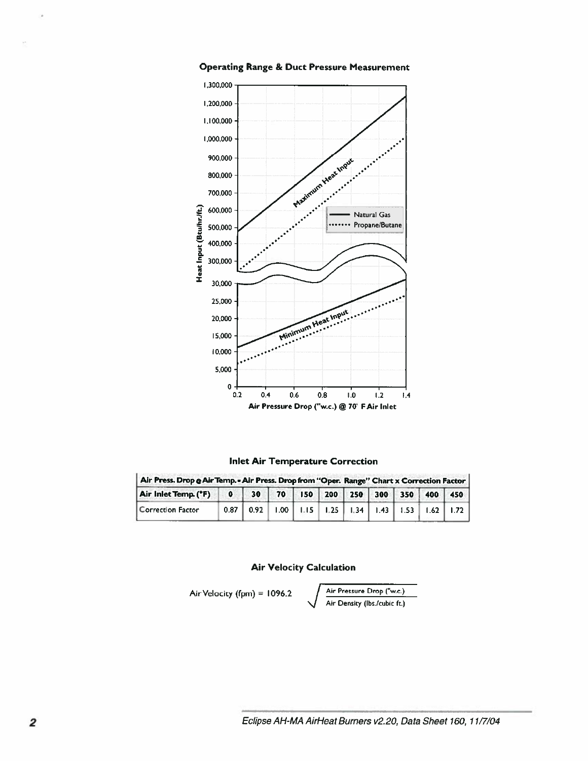## Operating Range & Duct Pressure Measurement

## Inlet Air Temperature Correction

| Air Press. Drop @ Air Temp. = Air Press. Drop from "Oper. Range" Chart x Correction Factor | | | | | | | | | | |
|---|---|---|---|---|---|---|---|---|---|---|
| **Air Inlet Temp. (°F)** | **0** | **30** | **70** | **150** | **200** | **250** | **300** | **350** | **400** | **450** |
| Correction Factor | 0.87 | 0.92 | 1.00 | 1.15 | 1.25 | 1.34 | 1.43 | 1.53 | 1.62 | 1.72 |

## Air Velocity Calculation

$$\text{Air Velocity (fpm)} = 1096.2 \sqrt{\frac{\text{Air Pressure Drop ("w.c.)}}{\text{Air Density (lbs./cubic ft.)}}}$$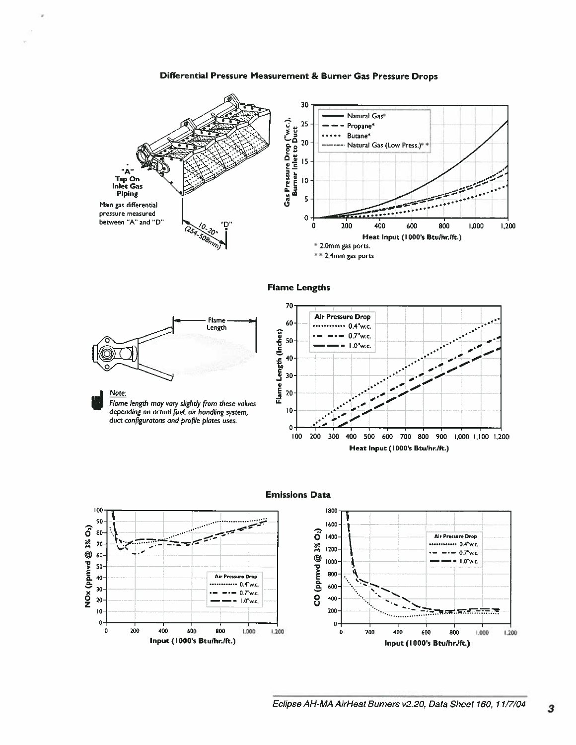## Differential Pressure Measurement & Burner Gas Pressure Drops

"A" Tap On Inlet Gas Piping

Main gas differential pressure measured between "A" and "D"

10-20" (254-508mm)

"D"

Gas Pressure Drop ("w.c.), Burner Inlet to Duct

- Natural Gas*
- Propane*
- Butane*
- Natural Gas (Low Press.)**

Heat Input (1000's Btu/hr./ft.)

\* 2.0mm gas ports.

\*\* 2.4mm gas ports

## Flame Lengths

Flame Length

*Note:*

*Flame length may vary slightly from these values depending on actual fuel, air handling system, duct configuratons and profile plates uses.*

Air Pressure Drop

- 0.4"w.c.
- 0.7"w.c.
- 1.0"w.c.

Flame Length (Inches)

Heat Input (1000's Btu/hr./ft.)

## Emissions Data

NOx (ppmvd @ 3% $O_2$)

Air Pressure Drop

- 0.4"w.c.
- 0.7"w.c.
- 1.0"w.c.

Input (1000's Btu/hr./ft.)

CO (ppmvd @ 3% $O_2$)

Air Pressure Drop

- 0.4"w.c.
- 0.7"w.c.
- 1.0"w.c.

Input (1000's Btu/hr./ft.)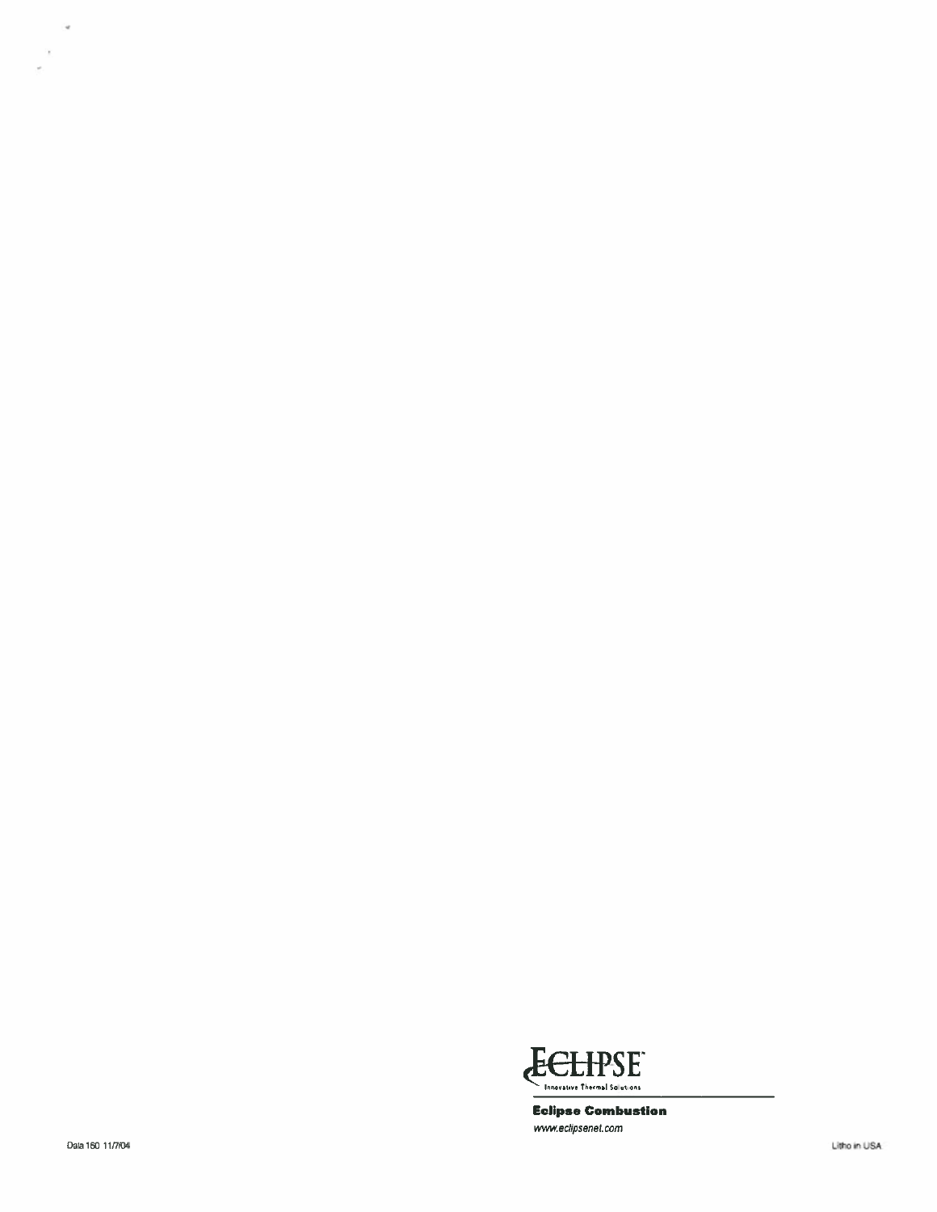ECLIPSE™

Innovative Thermal Solutions

**Eclipse Combustion**

*www.eclipsenet.com*

Data 160 11/7/04

Litho in USA